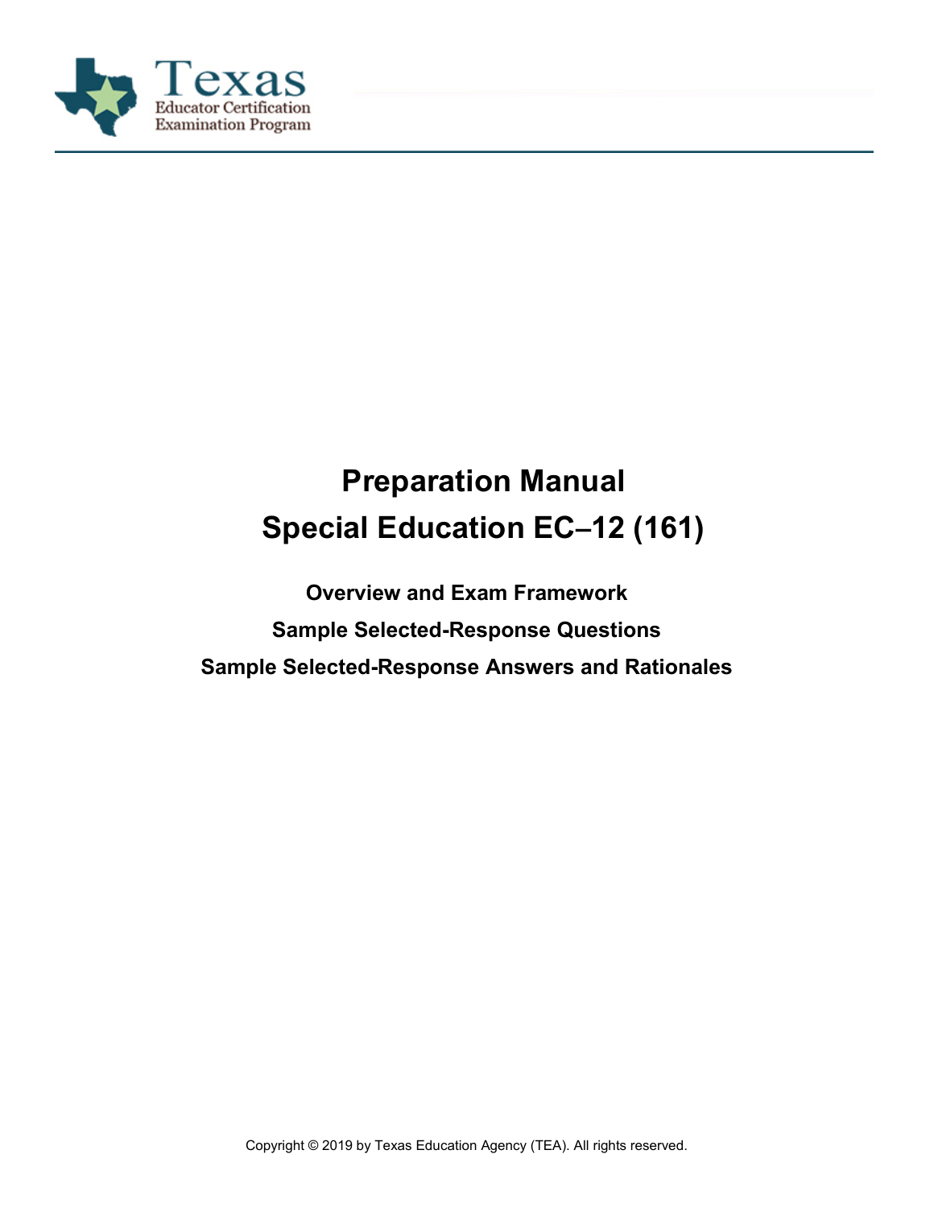Texas
Educator Certification
Examination Program

# Preparation Manual

# Special Education EC–12 (161)

**Overview and Exam Framework**

**Sample Selected-Response Questions**

**Sample Selected-Response Answers and Rationales**

Copyright © 2019 by Texas Education Agency (TEA). All rights reserved.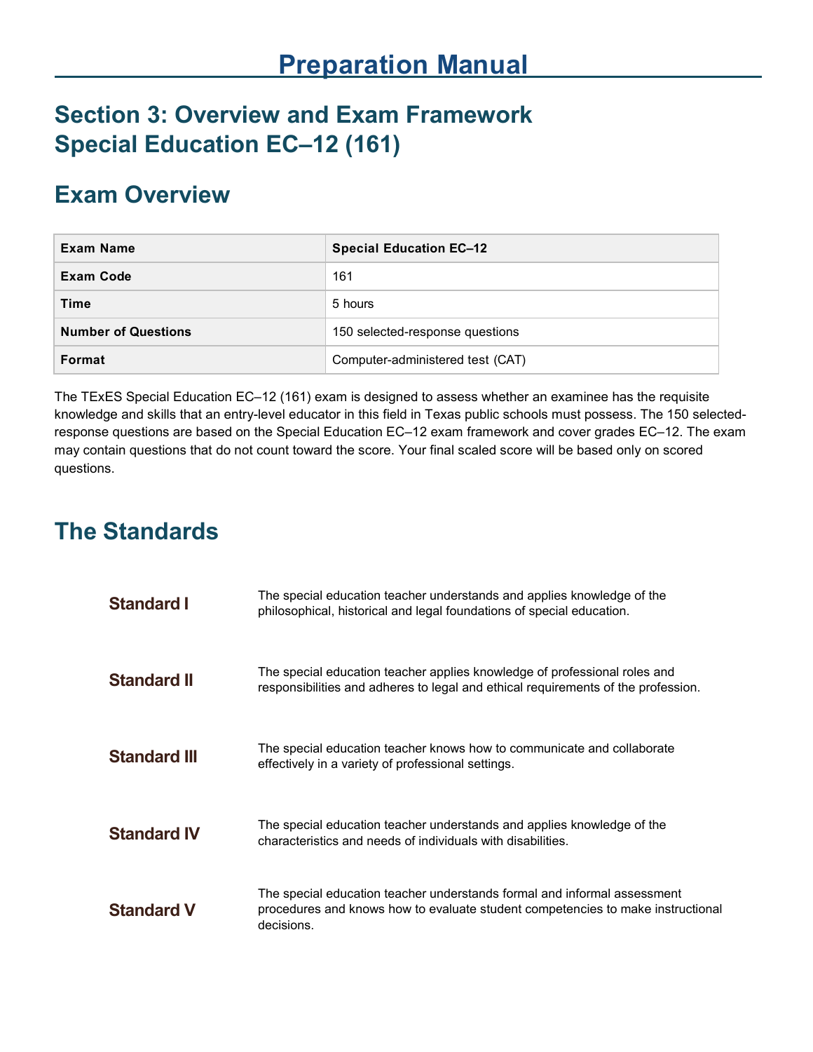# Preparation Manual

## Section 3: Overview and Exam Framework
## Special Education EC–12 (161)

## Exam Overview

| | |
|---|---|
| **Exam Name** | **Special Education EC–12** |
| **Exam Code** | 161 |
| **Time** | 5 hours |
| **Number of Questions** | 150 selected-response questions |
| **Format** | Computer-administered test (CAT) |

The TExES Special Education EC–12 (161) exam is designed to assess whether an examinee has the requisite knowledge and skills that an entry-level educator in this field in Texas public schools must possess. The 150 selected-response questions are based on the Special Education EC–12 exam framework and cover grades EC–12. The exam may contain questions that do not count toward the score. Your final scaled score will be based only on scored questions.

## The Standards

**Standard I** The special education teacher understands and applies knowledge of the philosophical, historical and legal foundations of special education.

**Standard II** The special education teacher applies knowledge of professional roles and responsibilities and adheres to legal and ethical requirements of the profession.

**Standard III** The special education teacher knows how to communicate and collaborate effectively in a variety of professional settings.

**Standard IV** The special education teacher understands and applies knowledge of the characteristics and needs of individuals with disabilities.

**Standard V** The special education teacher understands formal and informal assessment procedures and knows how to evaluate student competencies to make instructional decisions.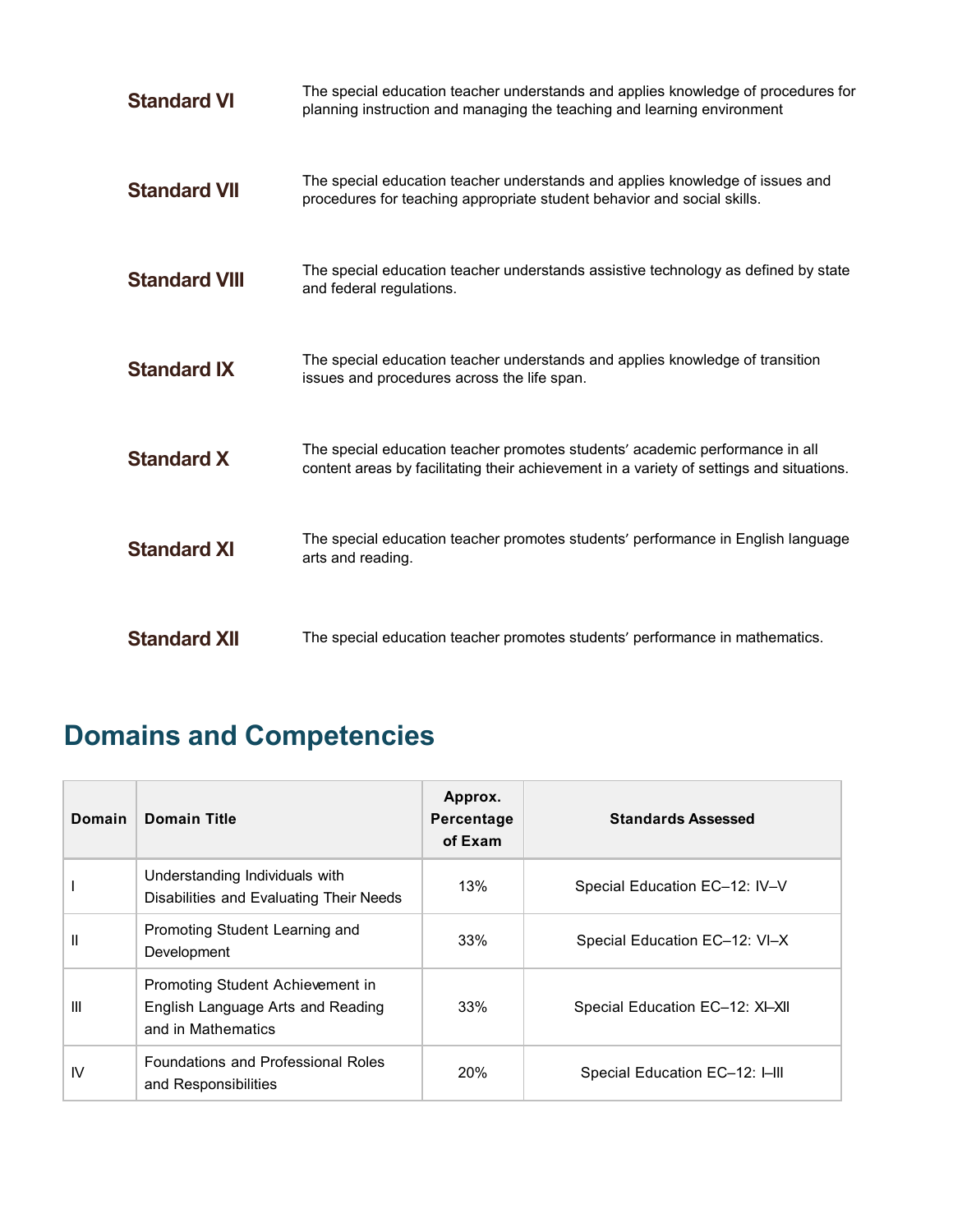**Standard VI** The special education teacher understands and applies knowledge of procedures for planning instruction and managing the teaching and learning environment

**Standard VII** The special education teacher understands and applies knowledge of issues and procedures for teaching appropriate student behavior and social skills.

**Standard VIII** The special education teacher understands assistive technology as defined by state and federal regulations.

**Standard IX** The special education teacher understands and applies knowledge of transition issues and procedures across the life span.

**Standard X** The special education teacher promotes students' academic performance in all content areas by facilitating their achievement in a variety of settings and situations.

**Standard XI** The special education teacher promotes students' performance in English language arts and reading.

**Standard XII** The special education teacher promotes students' performance in mathematics.

## Domains and Competencies

| Domain | Domain Title | Approx. Percentage of Exam | Standards Assessed |
|---|---|---|---|
| I | Understanding Individuals with Disabilities and Evaluating Their Needs | 13% | Special Education EC–12: IV–V |
| II | Promoting Student Learning and Development | 33% | Special Education EC–12: VI–X |
| III | Promoting Student Achievement in English Language Arts and Reading and in Mathematics | 33% | Special Education EC–12: XI–XII |
| IV | Foundations and Professional Roles and Responsibilities | 20% | Special Education EC–12: I–III |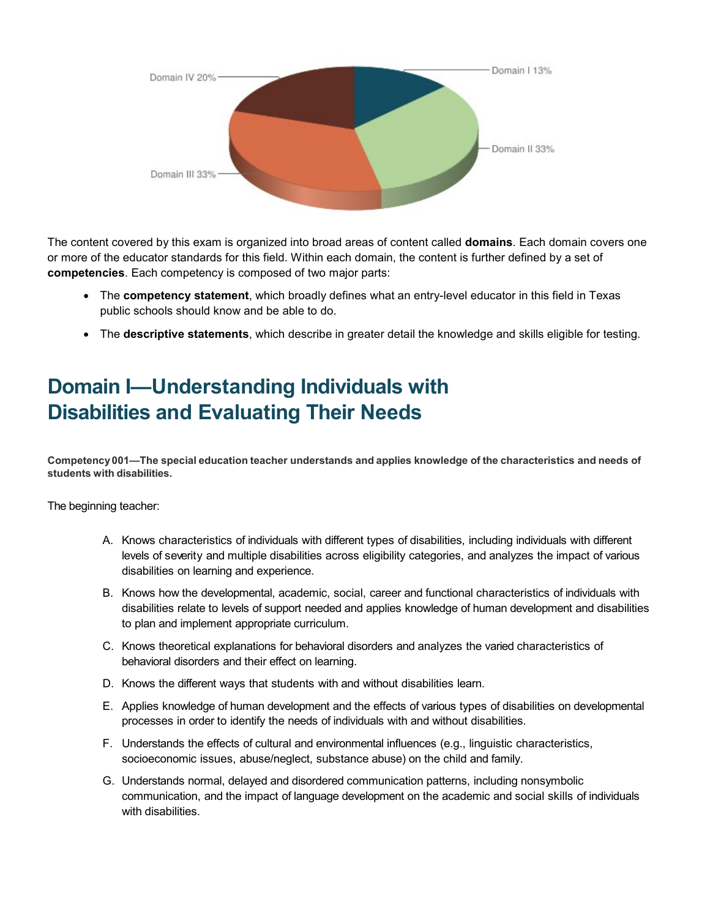Domain IV 20%

Domain I 13%

Domain II 33%

Domain III 33%

The content covered by this exam is organized into broad areas of content called **domains**. Each domain covers one or more of the educator standards for this field. Within each domain, the content is further defined by a set of **competencies**. Each competency is composed of two major parts:

- The **competency statement**, which broadly defines what an entry-level educator in this field in Texas public schools should know and be able to do.
- The **descriptive statements**, which describe in greater detail the knowledge and skills eligible for testing.

# Domain I—Understanding Individuals with Disabilities and Evaluating Their Needs

**Competency 001—The special education teacher understands and applies knowledge of the characteristics and needs of students with disabilities.**

The beginning teacher:

A. Knows characteristics of individuals with different types of disabilities, including individuals with different levels of severity and multiple disabilities across eligibility categories, and analyzes the impact of various disabilities on learning and experience.

B. Knows how the developmental, academic, social, career and functional characteristics of individuals with disabilities relate to levels of support needed and applies knowledge of human development and disabilities to plan and implement appropriate curriculum.

C. Knows theoretical explanations for behavioral disorders and analyzes the varied characteristics of behavioral disorders and their effect on learning.

D. Knows the different ways that students with and without disabilities learn.

E. Applies knowledge of human development and the effects of various types of disabilities on developmental processes in order to identify the needs of individuals with and without disabilities.

F. Understands the effects of cultural and environmental influences (e.g., linguistic characteristics, socioeconomic issues, abuse/neglect, substance abuse) on the child and family.

G. Understands normal, delayed and disordered communication patterns, including nonsymbolic communication, and the impact of language development on the academic and social skills of individuals with disabilities.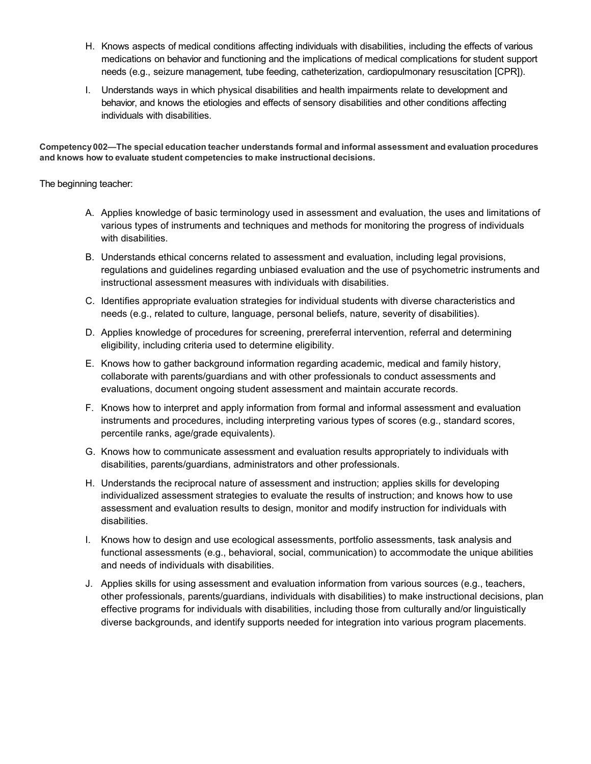H. Knows aspects of medical conditions affecting individuals with disabilities, including the effects of various medications on behavior and functioning and the implications of medical complications for student support needs (e.g., seizure management, tube feeding, catheterization, cardiopulmonary resuscitation [CPR]).

I. Understands ways in which physical disabilities and health impairments relate to development and behavior, and knows the etiologies and effects of sensory disabilities and other conditions affecting individuals with disabilities.

**Competency 002—The special education teacher understands formal and informal assessment and evaluation procedures and knows how to evaluate student competencies to make instructional decisions.**

The beginning teacher:

A. Applies knowledge of basic terminology used in assessment and evaluation, the uses and limitations of various types of instruments and techniques and methods for monitoring the progress of individuals with disabilities.

B. Understands ethical concerns related to assessment and evaluation, including legal provisions, regulations and guidelines regarding unbiased evaluation and the use of psychometric instruments and instructional assessment measures with individuals with disabilities.

C. Identifies appropriate evaluation strategies for individual students with diverse characteristics and needs (e.g., related to culture, language, personal beliefs, nature, severity of disabilities).

D. Applies knowledge of procedures for screening, prereferral intervention, referral and determining eligibility, including criteria used to determine eligibility.

E. Knows how to gather background information regarding academic, medical and family history, collaborate with parents/guardians and with other professionals to conduct assessments and evaluations, document ongoing student assessment and maintain accurate records.

F. Knows how to interpret and apply information from formal and informal assessment and evaluation instruments and procedures, including interpreting various types of scores (e.g., standard scores, percentile ranks, age/grade equivalents).

G. Knows how to communicate assessment and evaluation results appropriately to individuals with disabilities, parents/guardians, administrators and other professionals.

H. Understands the reciprocal nature of assessment and instruction; applies skills for developing individualized assessment strategies to evaluate the results of instruction; and knows how to use assessment and evaluation results to design, monitor and modify instruction for individuals with disabilities.

I. Knows how to design and use ecological assessments, portfolio assessments, task analysis and functional assessments (e.g., behavioral, social, communication) to accommodate the unique abilities and needs of individuals with disabilities.

J. Applies skills for using assessment and evaluation information from various sources (e.g., teachers, other professionals, parents/guardians, individuals with disabilities) to make instructional decisions, plan effective programs for individuals with disabilities, including those from culturally and/or linguistically diverse backgrounds, and identify supports needed for integration into various program placements.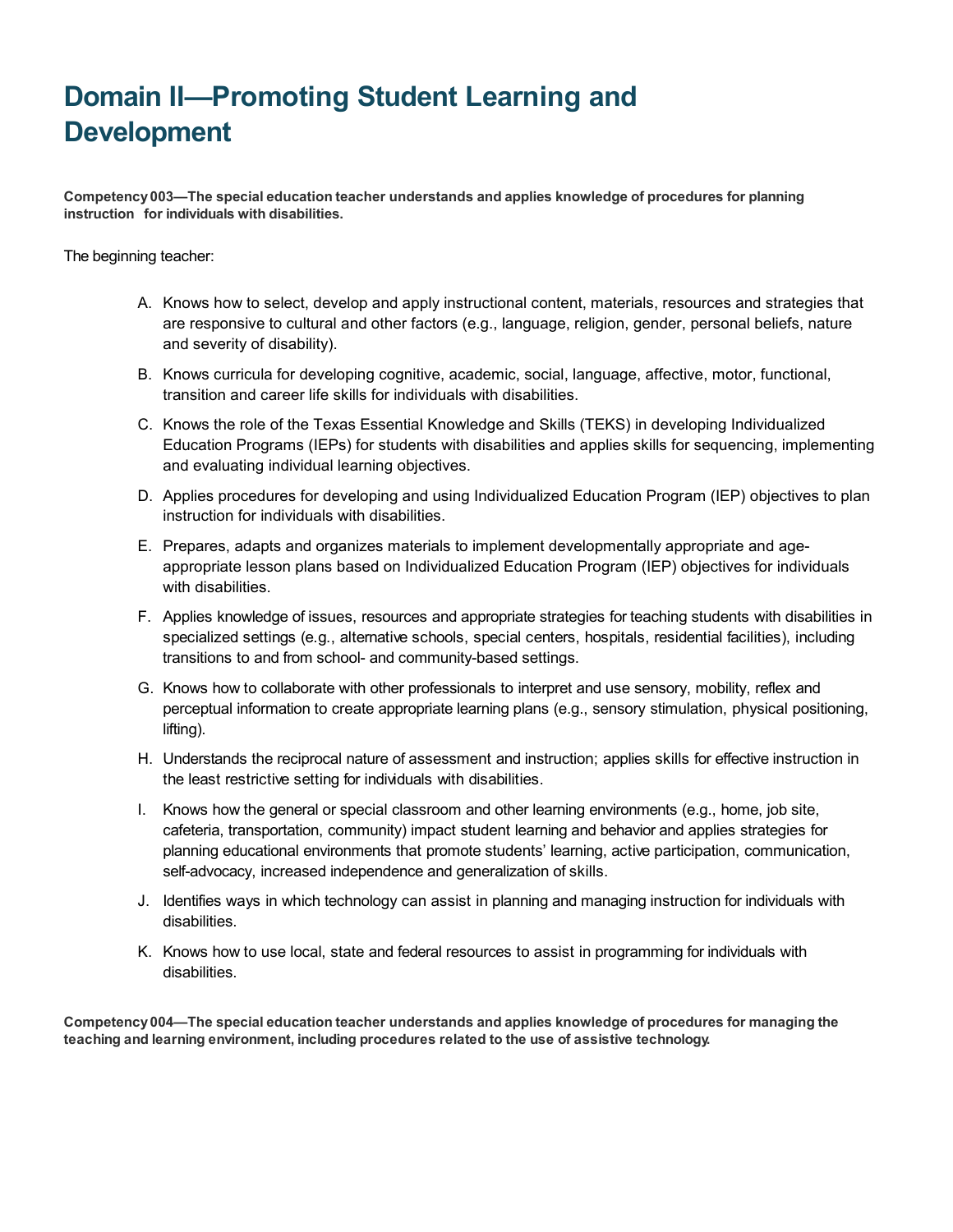# Domain II—Promoting Student Learning and Development

**Competency 003—The special education teacher understands and applies knowledge of procedures for planning instruction for individuals with disabilities.**

The beginning teacher:

A. Knows how to select, develop and apply instructional content, materials, resources and strategies that are responsive to cultural and other factors (e.g., language, religion, gender, personal beliefs, nature and severity of disability).

B. Knows curricula for developing cognitive, academic, social, language, affective, motor, functional, transition and career life skills for individuals with disabilities.

C. Knows the role of the Texas Essential Knowledge and Skills (TEKS) in developing Individualized Education Programs (IEPs) for students with disabilities and applies skills for sequencing, implementing and evaluating individual learning objectives.

D. Applies procedures for developing and using Individualized Education Program (IEP) objectives to plan instruction for individuals with disabilities.

E. Prepares, adapts and organizes materials to implement developmentally appropriate and age-appropriate lesson plans based on Individualized Education Program (IEP) objectives for individuals with disabilities.

F. Applies knowledge of issues, resources and appropriate strategies for teaching students with disabilities in specialized settings (e.g., alternative schools, special centers, hospitals, residential facilities), including transitions to and from school- and community-based settings.

G. Knows how to collaborate with other professionals to interpret and use sensory, mobility, reflex and perceptual information to create appropriate learning plans (e.g., sensory stimulation, physical positioning, lifting).

H. Understands the reciprocal nature of assessment and instruction; applies skills for effective instruction in the least restrictive setting for individuals with disabilities.

I. Knows how the general or special classroom and other learning environments (e.g., home, job site, cafeteria, transportation, community) impact student learning and behavior and applies strategies for planning educational environments that promote students' learning, active participation, communication, self-advocacy, increased independence and generalization of skills.

J. Identifies ways in which technology can assist in planning and managing instruction for individuals with disabilities.

K. Knows how to use local, state and federal resources to assist in programming for individuals with disabilities.

**Competency 004—The special education teacher understands and applies knowledge of procedures for managing the teaching and learning environment, including procedures related to the use of assistive technology.**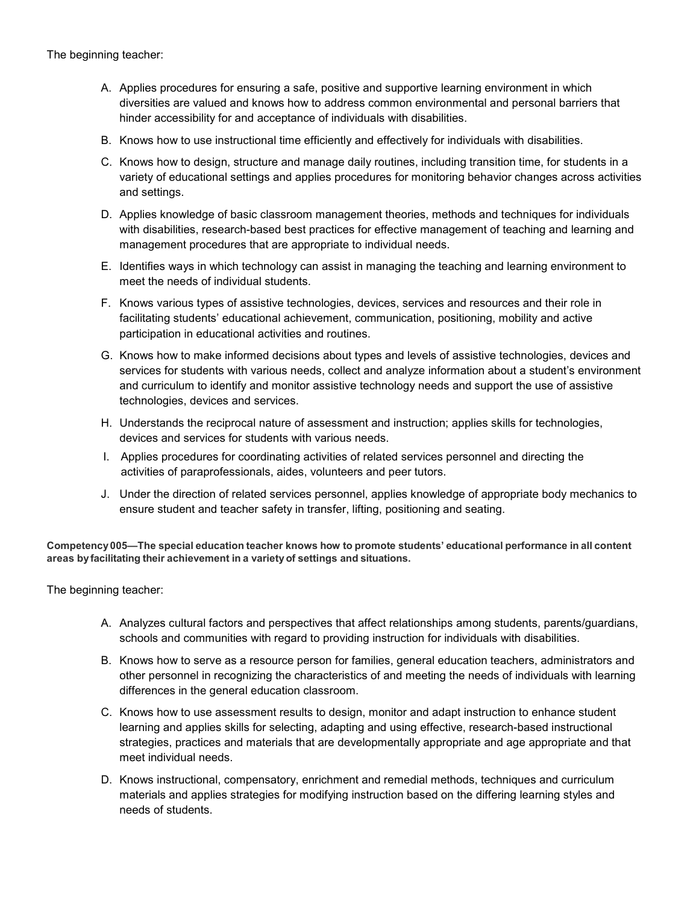The beginning teacher:

A. Applies procedures for ensuring a safe, positive and supportive learning environment in which diversities are valued and knows how to address common environmental and personal barriers that hinder accessibility for and acceptance of individuals with disabilities.

B. Knows how to use instructional time efficiently and effectively for individuals with disabilities.

C. Knows how to design, structure and manage daily routines, including transition time, for students in a variety of educational settings and applies procedures for monitoring behavior changes across activities and settings.

D. Applies knowledge of basic classroom management theories, methods and techniques for individuals with disabilities, research-based best practices for effective management of teaching and learning and management procedures that are appropriate to individual needs.

E. Identifies ways in which technology can assist in managing the teaching and learning environment to meet the needs of individual students.

F. Knows various types of assistive technologies, devices, services and resources and their role in facilitating students' educational achievement, communication, positioning, mobility and active participation in educational activities and routines.

G. Knows how to make informed decisions about types and levels of assistive technologies, devices and services for students with various needs, collect and analyze information about a student's environment and curriculum to identify and monitor assistive technology needs and support the use of assistive technologies, devices and services.

H. Understands the reciprocal nature of assessment and instruction; applies skills for technologies, devices and services for students with various needs.

I. Applies procedures for coordinating activities of related services personnel and directing the activities of paraprofessionals, aides, volunteers and peer tutors.

J. Under the direction of related services personnel, applies knowledge of appropriate body mechanics to ensure student and teacher safety in transfer, lifting, positioning and seating.

**Competency 005—The special education teacher knows how to promote students' educational performance in all content areas by facilitating their achievement in a variety of settings and situations.**

The beginning teacher:

A. Analyzes cultural factors and perspectives that affect relationships among students, parents/guardians, schools and communities with regard to providing instruction for individuals with disabilities.

B. Knows how to serve as a resource person for families, general education teachers, administrators and other personnel in recognizing the characteristics of and meeting the needs of individuals with learning differences in the general education classroom.

C. Knows how to use assessment results to design, monitor and adapt instruction to enhance student learning and applies skills for selecting, adapting and using effective, research-based instructional strategies, practices and materials that are developmentally appropriate and age appropriate and that meet individual needs.

D. Knows instructional, compensatory, enrichment and remedial methods, techniques and curriculum materials and applies strategies for modifying instruction based on the differing learning styles and needs of students.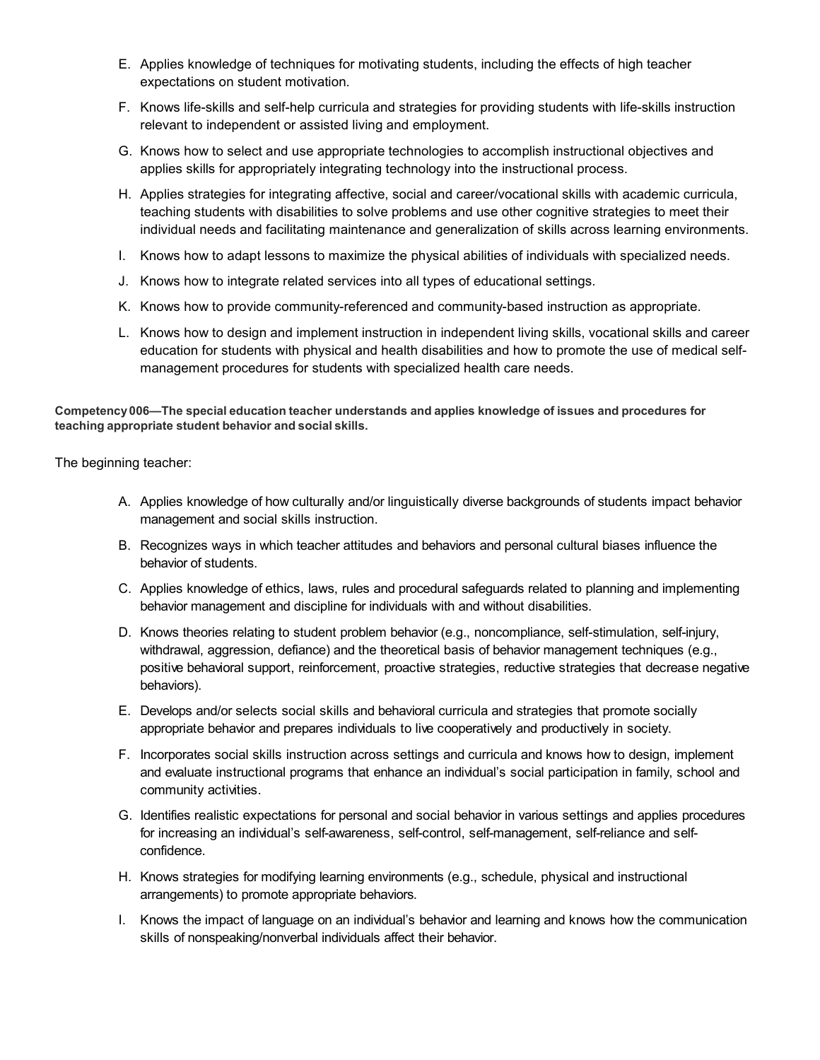E. Applies knowledge of techniques for motivating students, including the effects of high teacher expectations on student motivation.

F. Knows life-skills and self-help curricula and strategies for providing students with life-skills instruction relevant to independent or assisted living and employment.

G. Knows how to select and use appropriate technologies to accomplish instructional objectives and applies skills for appropriately integrating technology into the instructional process.

H. Applies strategies for integrating affective, social and career/vocational skills with academic curricula, teaching students with disabilities to solve problems and use other cognitive strategies to meet their individual needs and facilitating maintenance and generalization of skills across learning environments.

I. Knows how to adapt lessons to maximize the physical abilities of individuals with specialized needs.

J. Knows how to integrate related services into all types of educational settings.

K. Knows how to provide community-referenced and community-based instruction as appropriate.

L. Knows how to design and implement instruction in independent living skills, vocational skills and career education for students with physical and health disabilities and how to promote the use of medical self-management procedures for students with specialized health care needs.

**Competency 006—The special education teacher understands and applies knowledge of issues and procedures for teaching appropriate student behavior and social skills.**

The beginning teacher:

A. Applies knowledge of how culturally and/or linguistically diverse backgrounds of students impact behavior management and social skills instruction.

B. Recognizes ways in which teacher attitudes and behaviors and personal cultural biases influence the behavior of students.

C. Applies knowledge of ethics, laws, rules and procedural safeguards related to planning and implementing behavior management and discipline for individuals with and without disabilities.

D. Knows theories relating to student problem behavior (e.g., noncompliance, self-stimulation, self-injury, withdrawal, aggression, defiance) and the theoretical basis of behavior management techniques (e.g., positive behavioral support, reinforcement, proactive strategies, reductive strategies that decrease negative behaviors).

E. Develops and/or selects social skills and behavioral curricula and strategies that promote socially appropriate behavior and prepares individuals to live cooperatively and productively in society.

F. Incorporates social skills instruction across settings and curricula and knows how to design, implement and evaluate instructional programs that enhance an individual's social participation in family, school and community activities.

G. Identifies realistic expectations for personal and social behavior in various settings and applies procedures for increasing an individual's self-awareness, self-control, self-management, self-reliance and self-confidence.

H. Knows strategies for modifying learning environments (e.g., schedule, physical and instructional arrangements) to promote appropriate behaviors.

I. Knows the impact of language on an individual's behavior and learning and knows how the communication skills of nonspeaking/nonverbal individuals affect their behavior.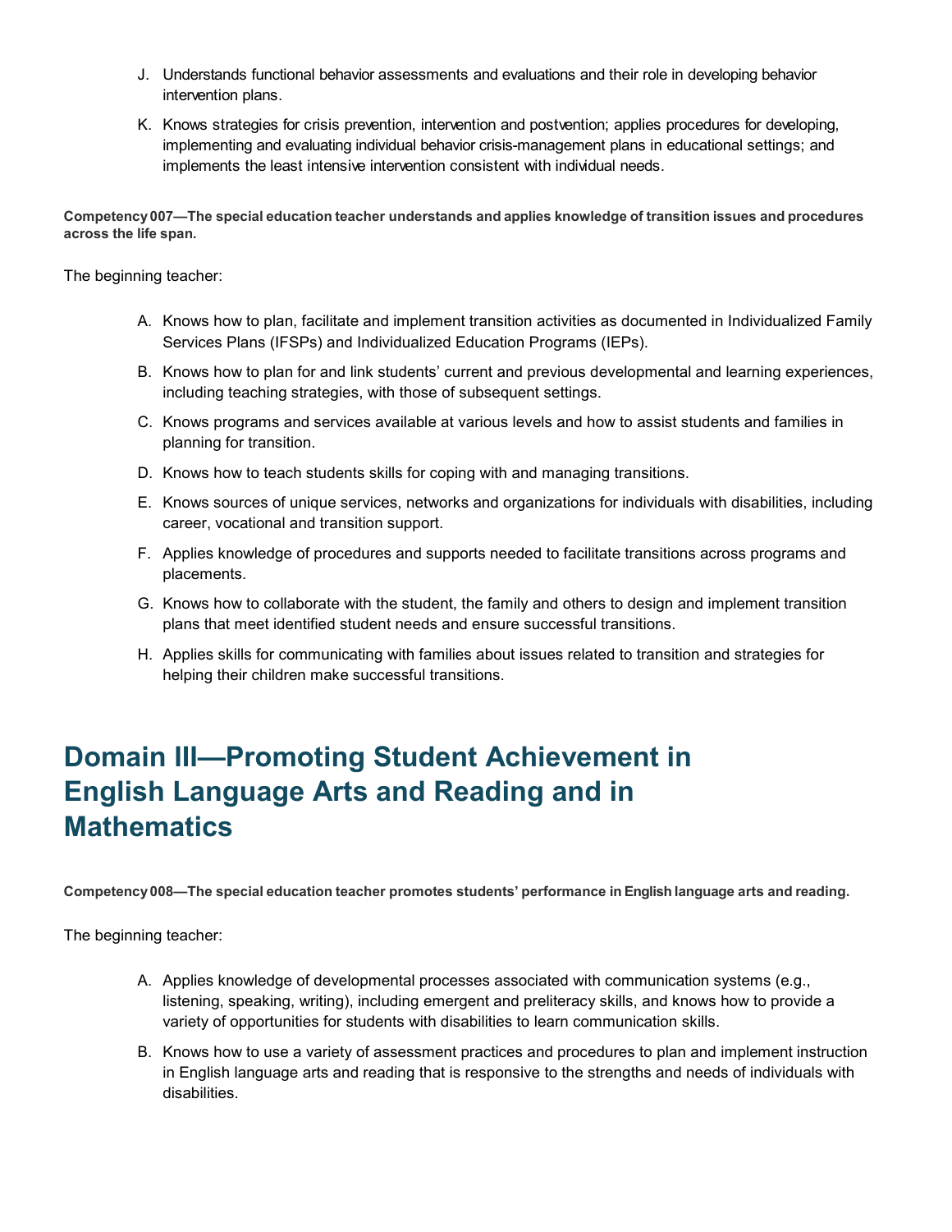J. Understands functional behavior assessments and evaluations and their role in developing behavior intervention plans.

K. Knows strategies for crisis prevention, intervention and postvention; applies procedures for developing, implementing and evaluating individual behavior crisis-management plans in educational settings; and implements the least intensive intervention consistent with individual needs.

**Competency 007—The special education teacher understands and applies knowledge of transition issues and procedures across the life span.**

The beginning teacher:

A. Knows how to plan, facilitate and implement transition activities as documented in Individualized Family Services Plans (IFSPs) and Individualized Education Programs (IEPs).

B. Knows how to plan for and link students' current and previous developmental and learning experiences, including teaching strategies, with those of subsequent settings.

C. Knows programs and services available at various levels and how to assist students and families in planning for transition.

D. Knows how to teach students skills for coping with and managing transitions.

E. Knows sources of unique services, networks and organizations for individuals with disabilities, including career, vocational and transition support.

F. Applies knowledge of procedures and supports needed to facilitate transitions across programs and placements.

G. Knows how to collaborate with the student, the family and others to design and implement transition plans that meet identified student needs and ensure successful transitions.

H. Applies skills for communicating with families about issues related to transition and strategies for helping their children make successful transitions.

# Domain III—Promoting Student Achievement in English Language Arts and Reading and in Mathematics

**Competency 008—The special education teacher promotes students' performance in English language arts and reading.**

The beginning teacher:

A. Applies knowledge of developmental processes associated with communication systems (e.g., listening, speaking, writing), including emergent and preliteracy skills, and knows how to provide a variety of opportunities for students with disabilities to learn communication skills.

B. Knows how to use a variety of assessment practices and procedures to plan and implement instruction in English language arts and reading that is responsive to the strengths and needs of individuals with disabilities.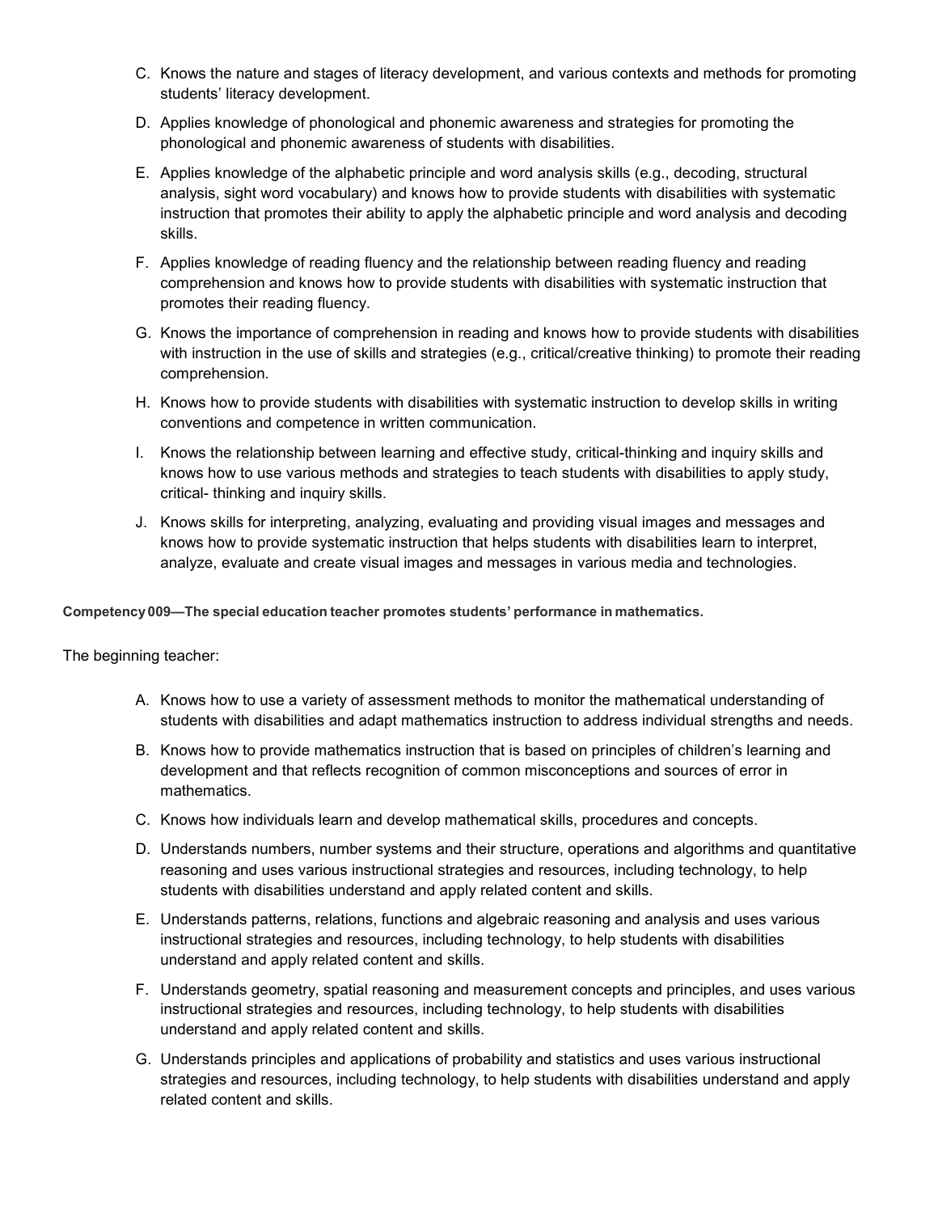C. Knows the nature and stages of literacy development, and various contexts and methods for promoting students' literacy development.

D. Applies knowledge of phonological and phonemic awareness and strategies for promoting the phonological and phonemic awareness of students with disabilities.

E. Applies knowledge of the alphabetic principle and word analysis skills (e.g., decoding, structural analysis, sight word vocabulary) and knows how to provide students with disabilities with systematic instruction that promotes their ability to apply the alphabetic principle and word analysis and decoding skills.

F. Applies knowledge of reading fluency and the relationship between reading fluency and reading comprehension and knows how to provide students with disabilities with systematic instruction that promotes their reading fluency.

G. Knows the importance of comprehension in reading and knows how to provide students with disabilities with instruction in the use of skills and strategies (e.g., critical/creative thinking) to promote their reading comprehension.

H. Knows how to provide students with disabilities with systematic instruction to develop skills in writing conventions and competence in written communication.

I. Knows the relationship between learning and effective study, critical-thinking and inquiry skills and knows how to use various methods and strategies to teach students with disabilities to apply study, critical- thinking and inquiry skills.

J. Knows skills for interpreting, analyzing, evaluating and providing visual images and messages and knows how to provide systematic instruction that helps students with disabilities learn to interpret, analyze, evaluate and create visual images and messages in various media and technologies.

**Competency 009—The special education teacher promotes students' performance in mathematics.**

The beginning teacher:

A. Knows how to use a variety of assessment methods to monitor the mathematical understanding of students with disabilities and adapt mathematics instruction to address individual strengths and needs.

B. Knows how to provide mathematics instruction that is based on principles of children's learning and development and that reflects recognition of common misconceptions and sources of error in mathematics.

C. Knows how individuals learn and develop mathematical skills, procedures and concepts.

D. Understands numbers, number systems and their structure, operations and algorithms and quantitative reasoning and uses various instructional strategies and resources, including technology, to help students with disabilities understand and apply related content and skills.

E. Understands patterns, relations, functions and algebraic reasoning and analysis and uses various instructional strategies and resources, including technology, to help students with disabilities understand and apply related content and skills.

F. Understands geometry, spatial reasoning and measurement concepts and principles, and uses various instructional strategies and resources, including technology, to help students with disabilities understand and apply related content and skills.

G. Understands principles and applications of probability and statistics and uses various instructional strategies and resources, including technology, to help students with disabilities understand and apply related content and skills.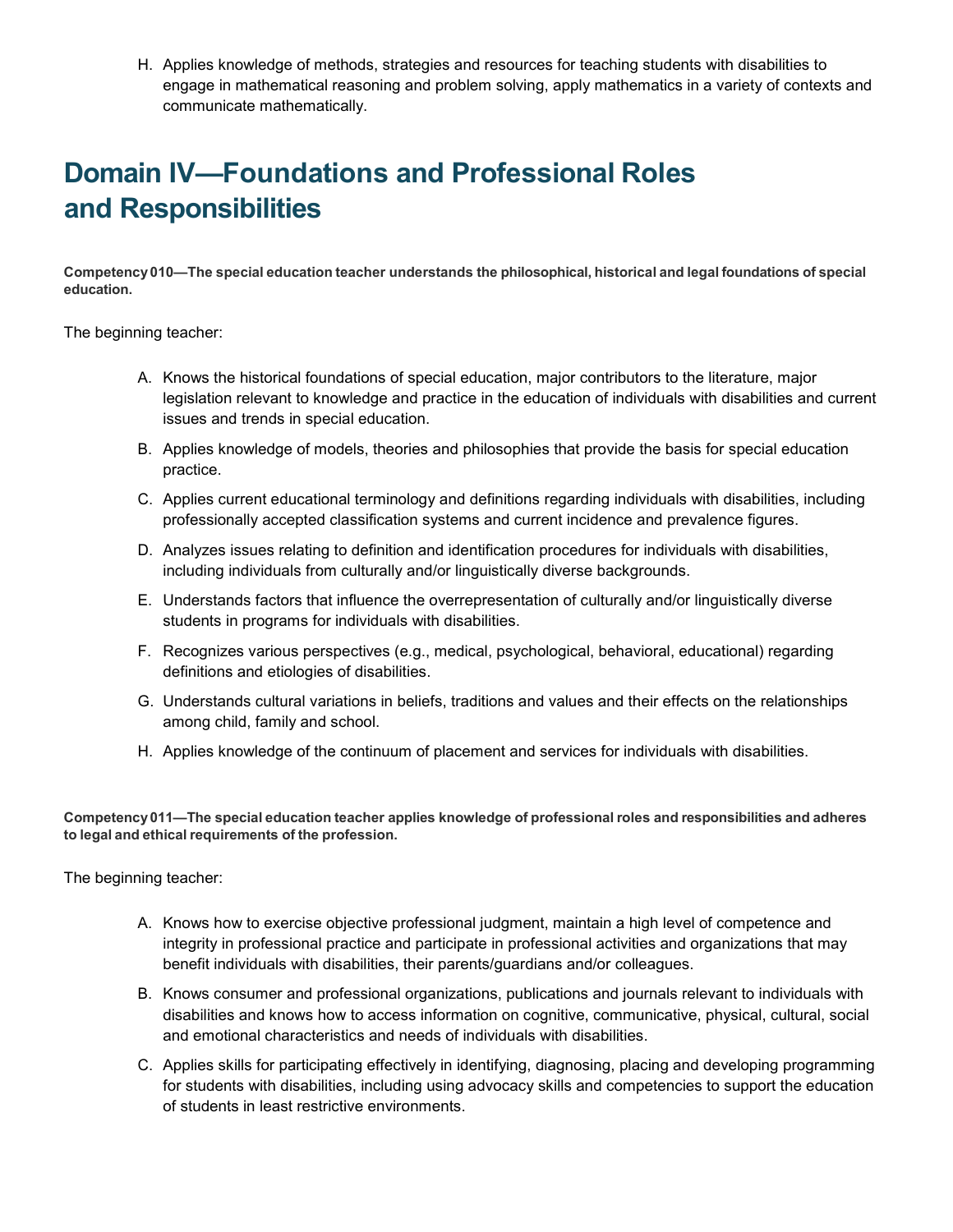H. Applies knowledge of methods, strategies and resources for teaching students with disabilities to engage in mathematical reasoning and problem solving, apply mathematics in a variety of contexts and communicate mathematically.

# Domain IV—Foundations and Professional Roles and Responsibilities

**Competency 010—The special education teacher understands the philosophical, historical and legal foundations of special education.**

The beginning teacher:

A. Knows the historical foundations of special education, major contributors to the literature, major legislation relevant to knowledge and practice in the education of individuals with disabilities and current issues and trends in special education.

B. Applies knowledge of models, theories and philosophies that provide the basis for special education practice.

C. Applies current educational terminology and definitions regarding individuals with disabilities, including professionally accepted classification systems and current incidence and prevalence figures.

D. Analyzes issues relating to definition and identification procedures for individuals with disabilities, including individuals from culturally and/or linguistically diverse backgrounds.

E. Understands factors that influence the overrepresentation of culturally and/or linguistically diverse students in programs for individuals with disabilities.

F. Recognizes various perspectives (e.g., medical, psychological, behavioral, educational) regarding definitions and etiologies of disabilities.

G. Understands cultural variations in beliefs, traditions and values and their effects on the relationships among child, family and school.

H. Applies knowledge of the continuum of placement and services for individuals with disabilities.

**Competency 011—The special education teacher applies knowledge of professional roles and responsibilities and adheres to legal and ethical requirements of the profession.**

The beginning teacher:

A. Knows how to exercise objective professional judgment, maintain a high level of competence and integrity in professional practice and participate in professional activities and organizations that may benefit individuals with disabilities, their parents/guardians and/or colleagues.

B. Knows consumer and professional organizations, publications and journals relevant to individuals with disabilities and knows how to access information on cognitive, communicative, physical, cultural, social and emotional characteristics and needs of individuals with disabilities.

C. Applies skills for participating effectively in identifying, diagnosing, placing and developing programming for students with disabilities, including using advocacy skills and competencies to support the education of students in least restrictive environments.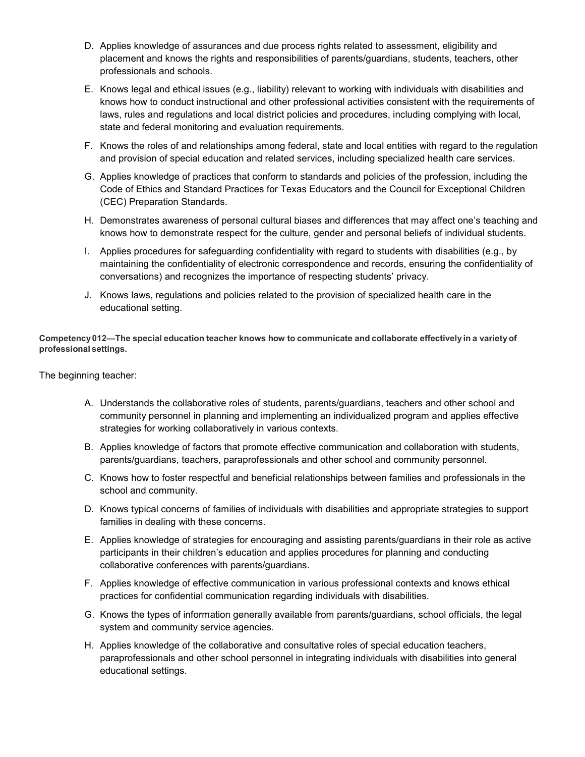D. Applies knowledge of assurances and due process rights related to assessment, eligibility and placement and knows the rights and responsibilities of parents/guardians, students, teachers, other professionals and schools.

E. Knows legal and ethical issues (e.g., liability) relevant to working with individuals with disabilities and knows how to conduct instructional and other professional activities consistent with the requirements of laws, rules and regulations and local district policies and procedures, including complying with local, state and federal monitoring and evaluation requirements.

F. Knows the roles of and relationships among federal, state and local entities with regard to the regulation and provision of special education and related services, including specialized health care services.

G. Applies knowledge of practices that conform to standards and policies of the profession, including the Code of Ethics and Standard Practices for Texas Educators and the Council for Exceptional Children (CEC) Preparation Standards.

H. Demonstrates awareness of personal cultural biases and differences that may affect one's teaching and knows how to demonstrate respect for the culture, gender and personal beliefs of individual students.

I. Applies procedures for safeguarding confidentiality with regard to students with disabilities (e.g., by maintaining the confidentiality of electronic correspondence and records, ensuring the confidentiality of conversations) and recognizes the importance of respecting students' privacy.

J. Knows laws, regulations and policies related to the provision of specialized health care in the educational setting.

**Competency 012—The special education teacher knows how to communicate and collaborate effectively in a variety of professional settings.**

The beginning teacher:

A. Understands the collaborative roles of students, parents/guardians, teachers and other school and community personnel in planning and implementing an individualized program and applies effective strategies for working collaboratively in various contexts.

B. Applies knowledge of factors that promote effective communication and collaboration with students, parents/guardians, teachers, paraprofessionals and other school and community personnel.

C. Knows how to foster respectful and beneficial relationships between families and professionals in the school and community.

D. Knows typical concerns of families of individuals with disabilities and appropriate strategies to support families in dealing with these concerns.

E. Applies knowledge of strategies for encouraging and assisting parents/guardians in their role as active participants in their children's education and applies procedures for planning and conducting collaborative conferences with parents/guardians.

F. Applies knowledge of effective communication in various professional contexts and knows ethical practices for confidential communication regarding individuals with disabilities.

G. Knows the types of information generally available from parents/guardians, school officials, the legal system and community service agencies.

H. Applies knowledge of the collaborative and consultative roles of special education teachers, paraprofessionals and other school personnel in integrating individuals with disabilities into general educational settings.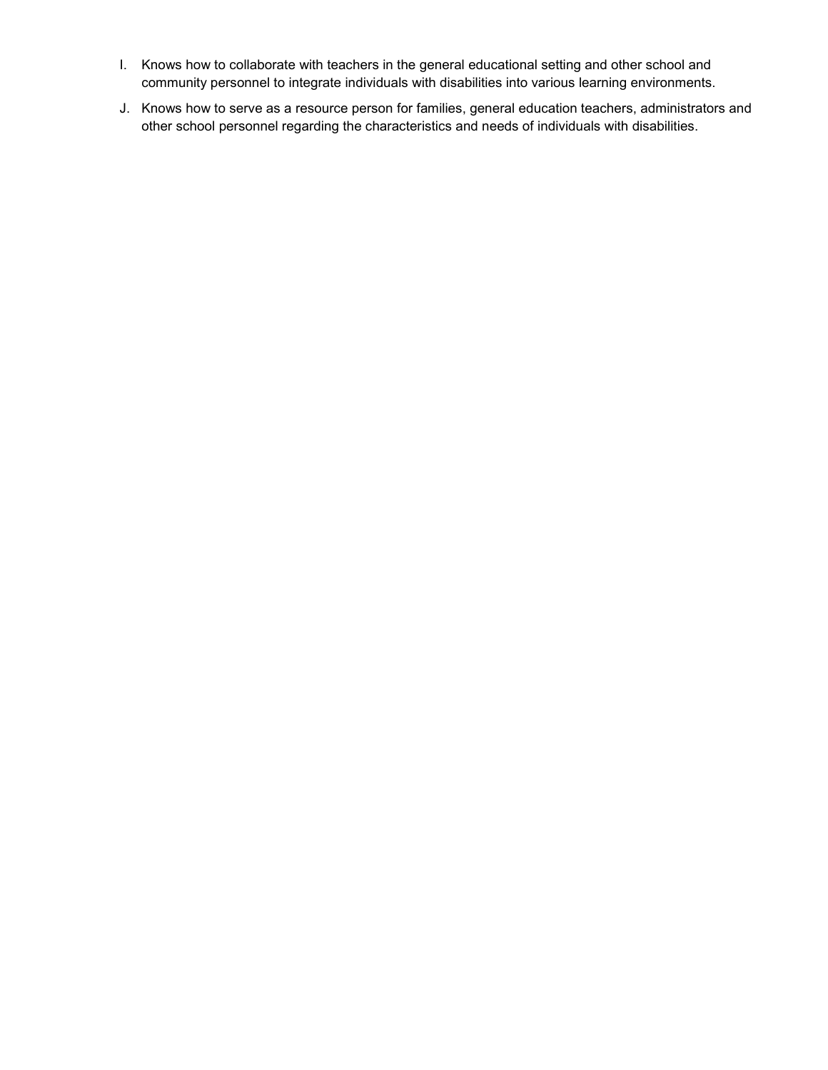I. Knows how to collaborate with teachers in the general educational setting and other school and community personnel to integrate individuals with disabilities into various learning environments.

J. Knows how to serve as a resource person for families, general education teachers, administrators and other school personnel regarding the characteristics and needs of individuals with disabilities.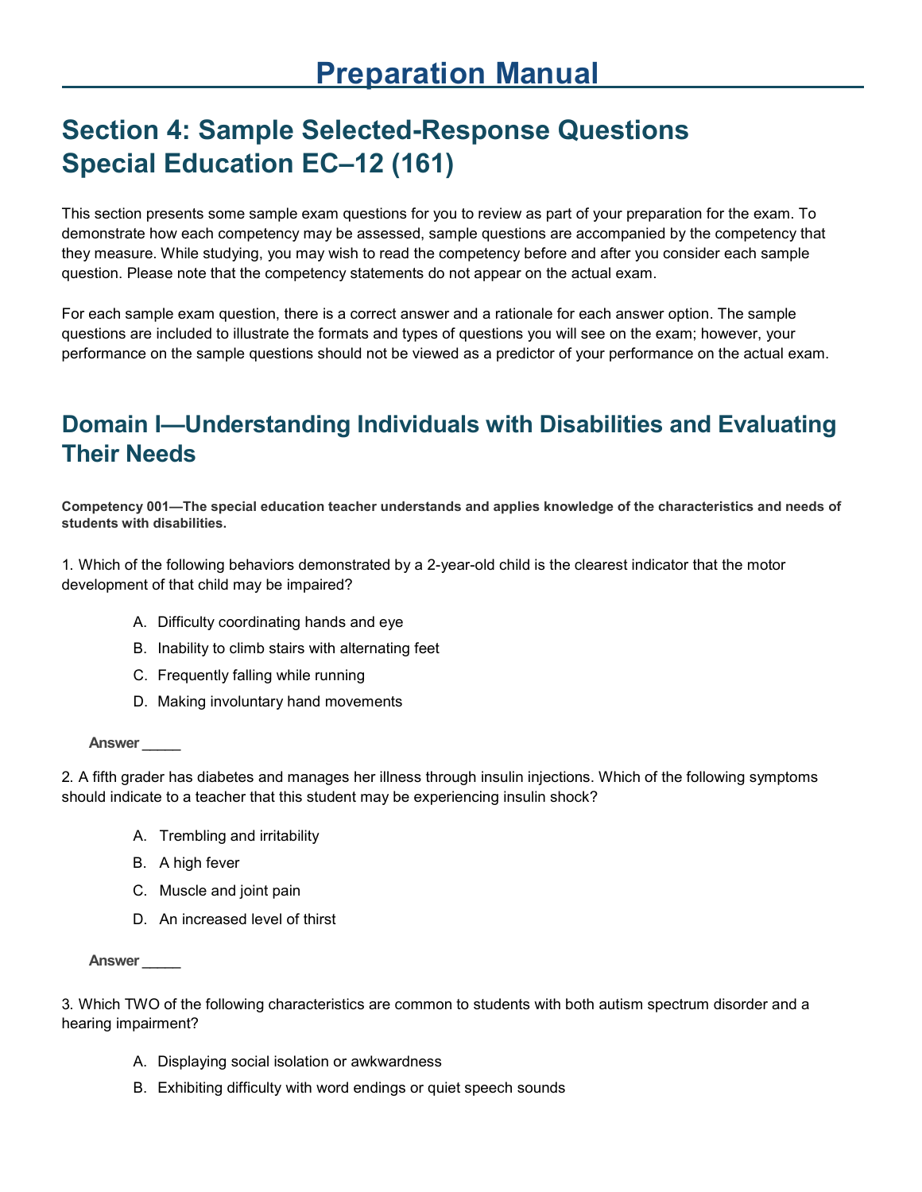# Preparation Manual

## Section 4: Sample Selected-Response Questions
## Special Education EC–12 (161)

This section presents some sample exam questions for you to review as part of your preparation for the exam. To demonstrate how each competency may be assessed, sample questions are accompanied by the competency that they measure. While studying, you may wish to read the competency before and after you consider each sample question. Please note that the competency statements do not appear on the actual exam.

For each sample exam question, there is a correct answer and a rationale for each answer option. The sample questions are included to illustrate the formats and types of questions you will see on the exam; however, your performance on the sample questions should not be viewed as a predictor of your performance on the actual exam.

## Domain I—Understanding Individuals with Disabilities and Evaluating Their Needs

**Competency 001—The special education teacher understands and applies knowledge of the characteristics and needs of students with disabilities.**

1. Which of the following behaviors demonstrated by a 2-year-old child is the clearest indicator that the motor development of that child may be impaired?

   A. Difficulty coordinating hands and eye
   B. Inability to climb stairs with alternating feet
   C. Frequently falling while running
   D. Making involuntary hand movements

**Answer _____**

2. A fifth grader has diabetes and manages her illness through insulin injections. Which of the following symptoms should indicate to a teacher that this student may be experiencing insulin shock?

   A. Trembling and irritability
   B. A high fever
   C. Muscle and joint pain
   D. An increased level of thirst

**Answer _____**

3. Which TWO of the following characteristics are common to students with both autism spectrum disorder and a hearing impairment?

   A. Displaying social isolation or awkwardness
   B. Exhibiting difficulty with word endings or quiet speech sounds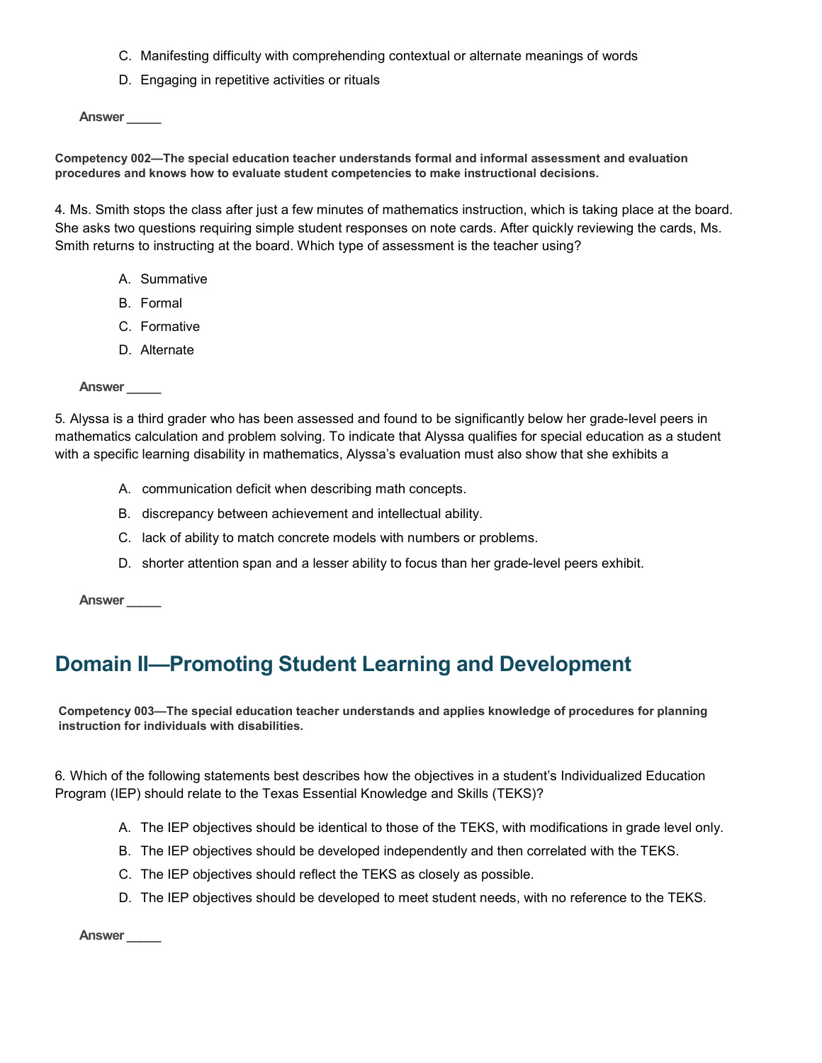C. Manifesting difficulty with comprehending contextual or alternate meanings of words

D. Engaging in repetitive activities or rituals

**Answer _____**

**Competency 002—The special education teacher understands formal and informal assessment and evaluation procedures and knows how to evaluate student competencies to make instructional decisions.**

4. Ms. Smith stops the class after just a few minutes of mathematics instruction, which is taking place at the board. She asks two questions requiring simple student responses on note cards. After quickly reviewing the cards, Ms. Smith returns to instructing at the board. Which type of assessment is the teacher using?

A. Summative

B. Formal

C. Formative

D. Alternate

**Answer _____**

5. Alyssa is a third grader who has been assessed and found to be significantly below her grade-level peers in mathematics calculation and problem solving. To indicate that Alyssa qualifies for special education as a student with a specific learning disability in mathematics, Alyssa's evaluation must also show that she exhibits a

A. communication deficit when describing math concepts.

B. discrepancy between achievement and intellectual ability.

C. lack of ability to match concrete models with numbers or problems.

D. shorter attention span and a lesser ability to focus than her grade-level peers exhibit.

**Answer _____**

## Domain II—Promoting Student Learning and Development

**Competency 003—The special education teacher understands and applies knowledge of procedures for planning instruction for individuals with disabilities.**

6. Which of the following statements best describes how the objectives in a student's Individualized Education Program (IEP) should relate to the Texas Essential Knowledge and Skills (TEKS)?

A. The IEP objectives should be identical to those of the TEKS, with modifications in grade level only.

B. The IEP objectives should be developed independently and then correlated with the TEKS.

C. The IEP objectives should reflect the TEKS as closely as possible.

D. The IEP objectives should be developed to meet student needs, with no reference to the TEKS.

**Answer _____**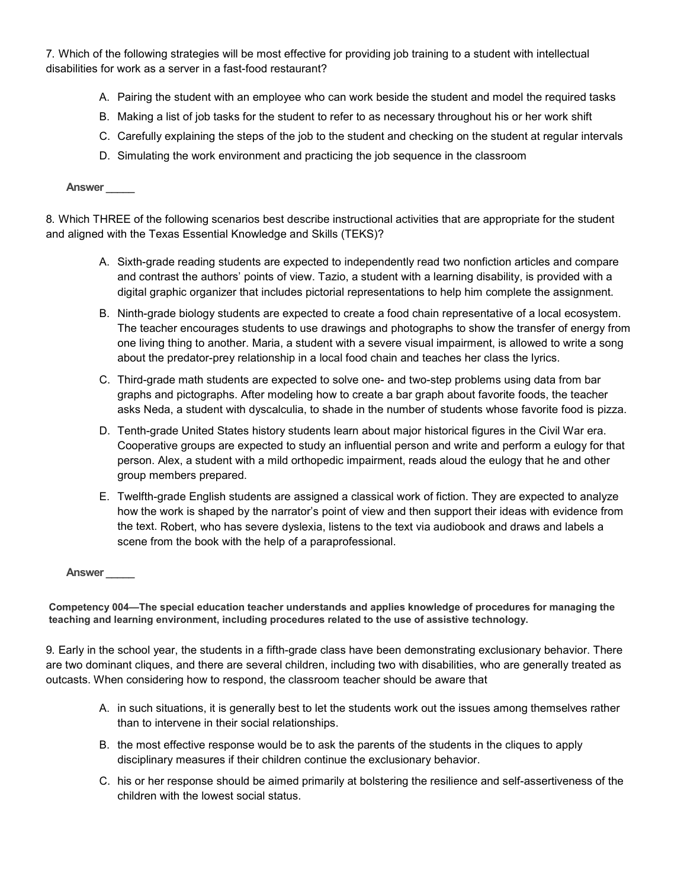7. Which of the following strategies will be most effective for providing job training to a student with intellectual disabilities for work as a server in a fast-food restaurant?

A. Pairing the student with an employee who can work beside the student and model the required tasks

B. Making a list of job tasks for the student to refer to as necessary throughout his or her work shift

C. Carefully explaining the steps of the job to the student and checking on the student at regular intervals

D. Simulating the work environment and practicing the job sequence in the classroom

**Answer _____**

8. Which THREE of the following scenarios best describe instructional activities that are appropriate for the student and aligned with the Texas Essential Knowledge and Skills (TEKS)?

A. Sixth-grade reading students are expected to independently read two nonfiction articles and compare and contrast the authors' points of view. Tazio, a student with a learning disability, is provided with a digital graphic organizer that includes pictorial representations to help him complete the assignment.

B. Ninth-grade biology students are expected to create a food chain representative of a local ecosystem. The teacher encourages students to use drawings and photographs to show the transfer of energy from one living thing to another. Maria, a student with a severe visual impairment, is allowed to write a song about the predator-prey relationship in a local food chain and teaches her class the lyrics.

C. Third-grade math students are expected to solve one- and two-step problems using data from bar graphs and pictographs. After modeling how to create a bar graph about favorite foods, the teacher asks Neda, a student with dyscalculia, to shade in the number of students whose favorite food is pizza.

D. Tenth-grade United States history students learn about major historical figures in the Civil War era. Cooperative groups are expected to study an influential person and write and perform a eulogy for that person. Alex, a student with a mild orthopedic impairment, reads aloud the eulogy that he and other group members prepared.

E. Twelfth-grade English students are assigned a classical work of fiction. They are expected to analyze how the work is shaped by the narrator's point of view and then support their ideas with evidence from the text. Robert, who has severe dyslexia, listens to the text via audiobook and draws and labels a scene from the book with the help of a paraprofessional.

**Answer _____**

**Competency 004—The special education teacher understands and applies knowledge of procedures for managing the teaching and learning environment, including procedures related to the use of assistive technology.**

9. Early in the school year, the students in a fifth-grade class have been demonstrating exclusionary behavior. There are two dominant cliques, and there are several children, including two with disabilities, who are generally treated as outcasts. When considering how to respond, the classroom teacher should be aware that

A. in such situations, it is generally best to let the students work out the issues among themselves rather than to intervene in their social relationships.

B. the most effective response would be to ask the parents of the students in the cliques to apply disciplinary measures if their children continue the exclusionary behavior.

C. his or her response should be aimed primarily at bolstering the resilience and self-assertiveness of the children with the lowest social status.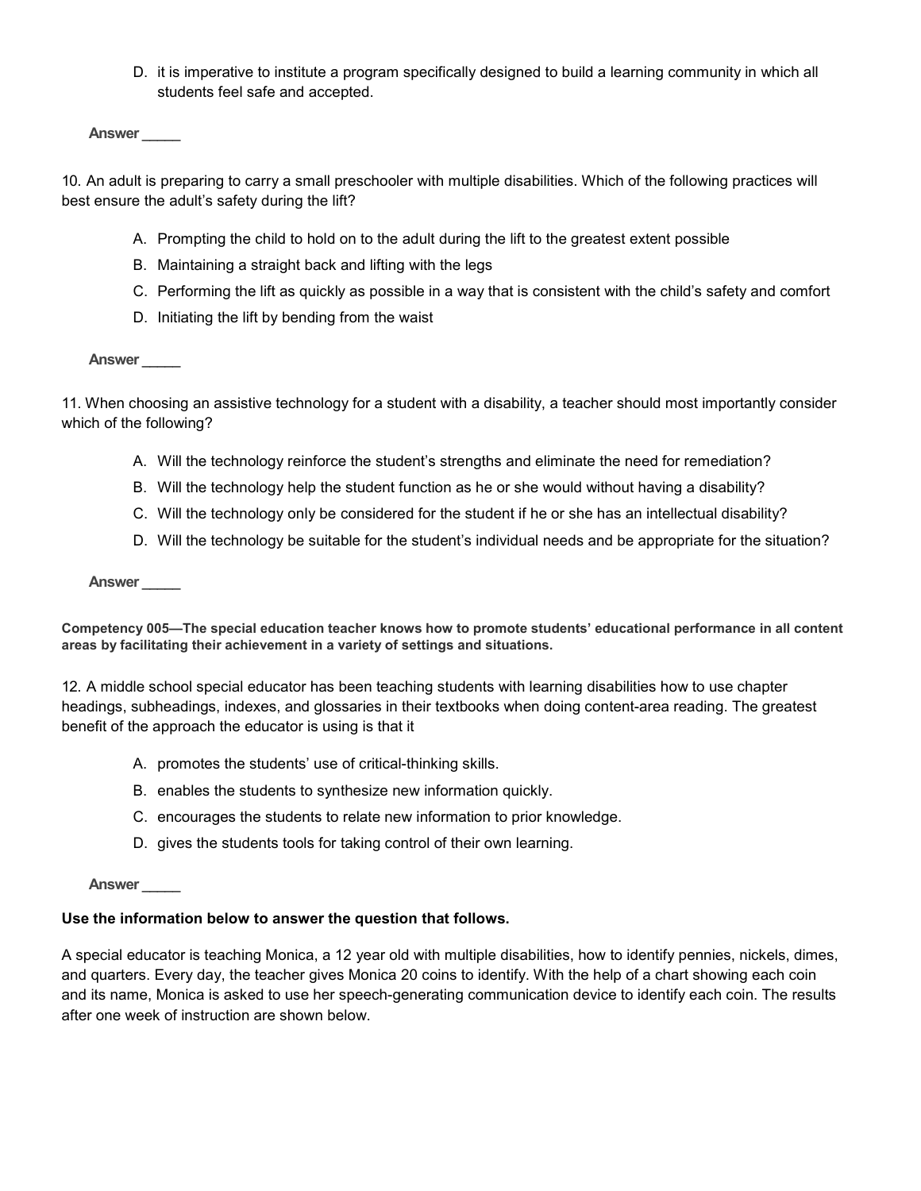D. it is imperative to institute a program specifically designed to build a learning community in which all students feel safe and accepted.

**Answer** _____

10. An adult is preparing to carry a small preschooler with multiple disabilities. Which of the following practices will best ensure the adult's safety during the lift?

A. Prompting the child to hold on to the adult during the lift to the greatest extent possible
B. Maintaining a straight back and lifting with the legs
C. Performing the lift as quickly as possible in a way that is consistent with the child's safety and comfort
D. Initiating the lift by bending from the waist

**Answer** _____

11. When choosing an assistive technology for a student with a disability, a teacher should most importantly consider which of the following?

A. Will the technology reinforce the student's strengths and eliminate the need for remediation?
B. Will the technology help the student function as he or she would without having a disability?
C. Will the technology only be considered for the student if he or she has an intellectual disability?
D. Will the technology be suitable for the student's individual needs and be appropriate for the situation?

**Answer** _____

**Competency 005—The special education teacher knows how to promote students' educational performance in all content areas by facilitating their achievement in a variety of settings and situations.**

12. A middle school special educator has been teaching students with learning disabilities how to use chapter headings, subheadings, indexes, and glossaries in their textbooks when doing content-area reading. The greatest benefit of the approach the educator is using is that it

A. promotes the students' use of critical-thinking skills.
B. enables the students to synthesize new information quickly.
C. encourages the students to relate new information to prior knowledge.
D. gives the students tools for taking control of their own learning.

**Answer** _____

**Use the information below to answer the question that follows.**

A special educator is teaching Monica, a 12 year old with multiple disabilities, how to identify pennies, nickels, dimes, and quarters. Every day, the teacher gives Monica 20 coins to identify. With the help of a chart showing each coin and its name, Monica is asked to use her speech-generating communication device to identify each coin. The results after one week of instruction are shown below.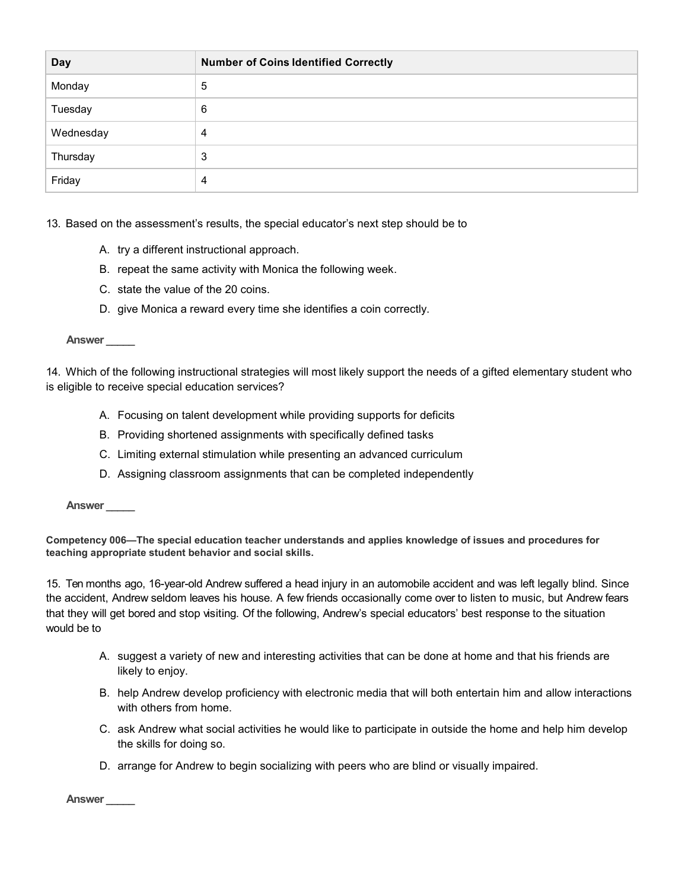| Day | Number of Coins Identified Correctly |
| --- | --- |
| Monday | 5 |
| Tuesday | 6 |
| Wednesday | 4 |
| Thursday | 3 |
| Friday | 4 |

13. Based on the assessment's results, the special educator's next step should be to

    A. try a different instructional approach.
    B. repeat the same activity with Monica the following week.
    C. state the value of the 20 coins.
    D. give Monica a reward every time she identifies a coin correctly.

**Answer _____**

14. Which of the following instructional strategies will most likely support the needs of a gifted elementary student who is eligible to receive special education services?

    A. Focusing on talent development while providing supports for deficits
    B. Providing shortened assignments with specifically defined tasks
    C. Limiting external stimulation while presenting an advanced curriculum
    D. Assigning classroom assignments that can be completed independently

**Answer _____**

**Competency 006—The special education teacher understands and applies knowledge of issues and procedures for teaching appropriate student behavior and social skills.**

15. Ten months ago, 16-year-old Andrew suffered a head injury in an automobile accident and was left legally blind. Since the accident, Andrew seldom leaves his house. A few friends occasionally come over to listen to music, but Andrew fears that they will get bored and stop visiting. Of the following, Andrew's special educators' best response to the situation would be to

    A. suggest a variety of new and interesting activities that can be done at home and that his friends are likely to enjoy.
    B. help Andrew develop proficiency with electronic media that will both entertain him and allow interactions with others from home.
    C. ask Andrew what social activities he would like to participate in outside the home and help him develop the skills for doing so.
    D. arrange for Andrew to begin socializing with peers who are blind or visually impaired.

**Answer _____**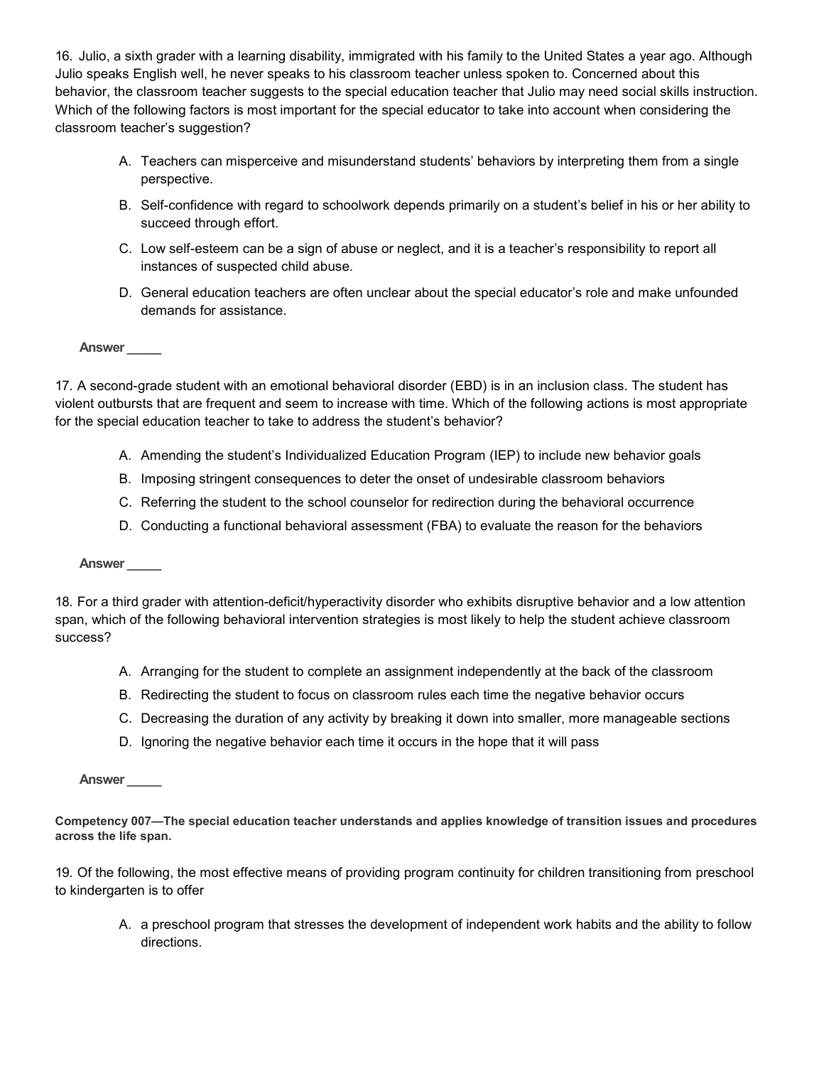16. Julio, a sixth grader with a learning disability, immigrated with his family to the United States a year ago. Although Julio speaks English well, he never speaks to his classroom teacher unless spoken to. Concerned about this behavior, the classroom teacher suggests to the special education teacher that Julio may need social skills instruction. Which of the following factors is most important for the special educator to take into account when considering the classroom teacher's suggestion?

- A. Teachers can misperceive and misunderstand students' behaviors by interpreting them from a single perspective.
- B. Self-confidence with regard to schoolwork depends primarily on a student's belief in his or her ability to succeed through effort.
- C. Low self-esteem can be a sign of abuse or neglect, and it is a teacher's responsibility to report all instances of suspected child abuse.
- D. General education teachers are often unclear about the special educator's role and make unfounded demands for assistance.

**Answer** _____

17. A second-grade student with an emotional behavioral disorder (EBD) is in an inclusion class. The student has violent outbursts that are frequent and seem to increase with time. Which of the following actions is most appropriate for the special education teacher to take to address the student's behavior?

- A. Amending the student's Individualized Education Program (IEP) to include new behavior goals
- B. Imposing stringent consequences to deter the onset of undesirable classroom behaviors
- C. Referring the student to the school counselor for redirection during the behavioral occurrence
- D. Conducting a functional behavioral assessment (FBA) to evaluate the reason for the behaviors

**Answer** _____

18. For a third grader with attention-deficit/hyperactivity disorder who exhibits disruptive behavior and a low attention span, which of the following behavioral intervention strategies is most likely to help the student achieve classroom success?

- A. Arranging for the student to complete an assignment independently at the back of the classroom
- B. Redirecting the student to focus on classroom rules each time the negative behavior occurs
- C. Decreasing the duration of any activity by breaking it down into smaller, more manageable sections
- D. Ignoring the negative behavior each time it occurs in the hope that it will pass

**Answer** _____

**Competency 007—The special education teacher understands and applies knowledge of transition issues and procedures across the life span.**

19. Of the following, the most effective means of providing program continuity for children transitioning from preschool to kindergarten is to offer

- A. a preschool program that stresses the development of independent work habits and the ability to follow directions.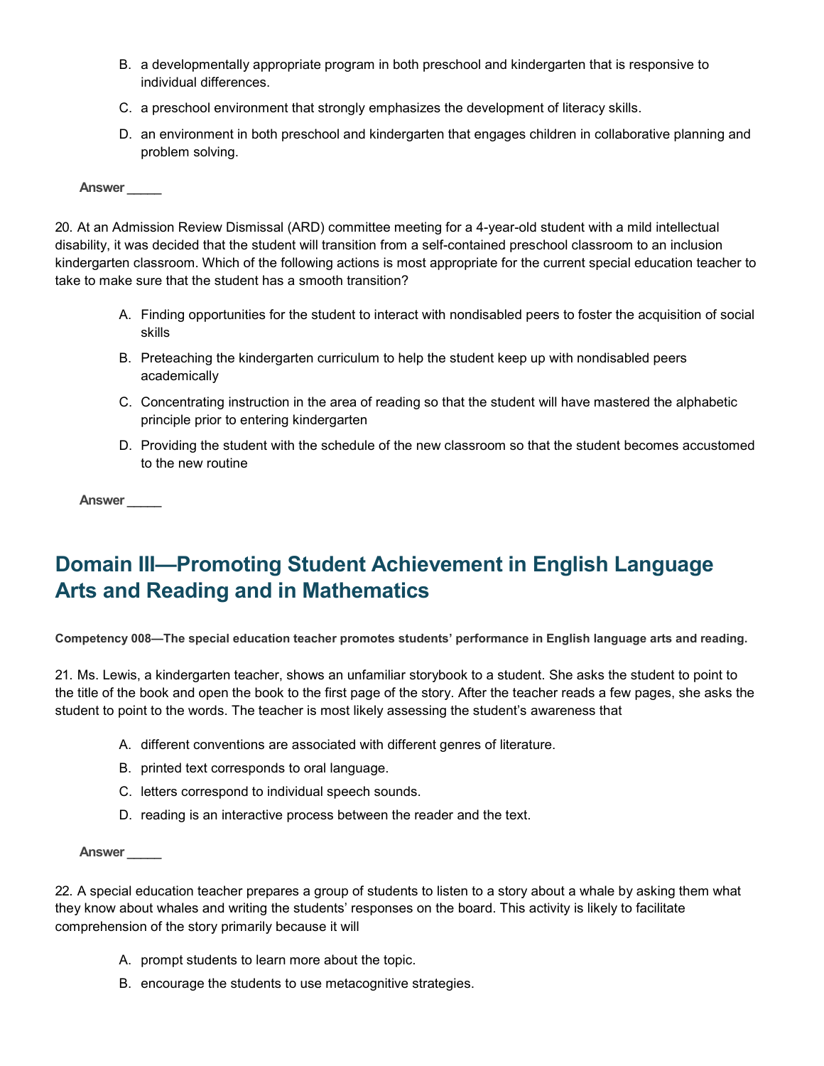B. a developmentally appropriate program in both preschool and kindergarten that is responsive to individual differences.

C. a preschool environment that strongly emphasizes the development of literacy skills.

D. an environment in both preschool and kindergarten that engages children in collaborative planning and problem solving.

**Answer _____**

20. At an Admission Review Dismissal (ARD) committee meeting for a 4-year-old student with a mild intellectual disability, it was decided that the student will transition from a self-contained preschool classroom to an inclusion kindergarten classroom. Which of the following actions is most appropriate for the current special education teacher to take to make sure that the student has a smooth transition?

A. Finding opportunities for the student to interact with nondisabled peers to foster the acquisition of social skills

B. Preteaching the kindergarten curriculum to help the student keep up with nondisabled peers academically

C. Concentrating instruction in the area of reading so that the student will have mastered the alphabetic principle prior to entering kindergarten

D. Providing the student with the schedule of the new classroom so that the student becomes accustomed to the new routine

**Answer _____**

## Domain III—Promoting Student Achievement in English Language Arts and Reading and in Mathematics

**Competency 008—The special education teacher promotes students' performance in English language arts and reading.**

21. Ms. Lewis, a kindergarten teacher, shows an unfamiliar storybook to a student. She asks the student to point to the title of the book and open the book to the first page of the story. After the teacher reads a few pages, she asks the student to point to the words. The teacher is most likely assessing the student's awareness that

A. different conventions are associated with different genres of literature.

B. printed text corresponds to oral language.

C. letters correspond to individual speech sounds.

D. reading is an interactive process between the reader and the text.

**Answer _____**

22. A special education teacher prepares a group of students to listen to a story about a whale by asking them what they know about whales and writing the students' responses on the board. This activity is likely to facilitate comprehension of the story primarily because it will

A. prompt students to learn more about the topic.

B. encourage the students to use metacognitive strategies.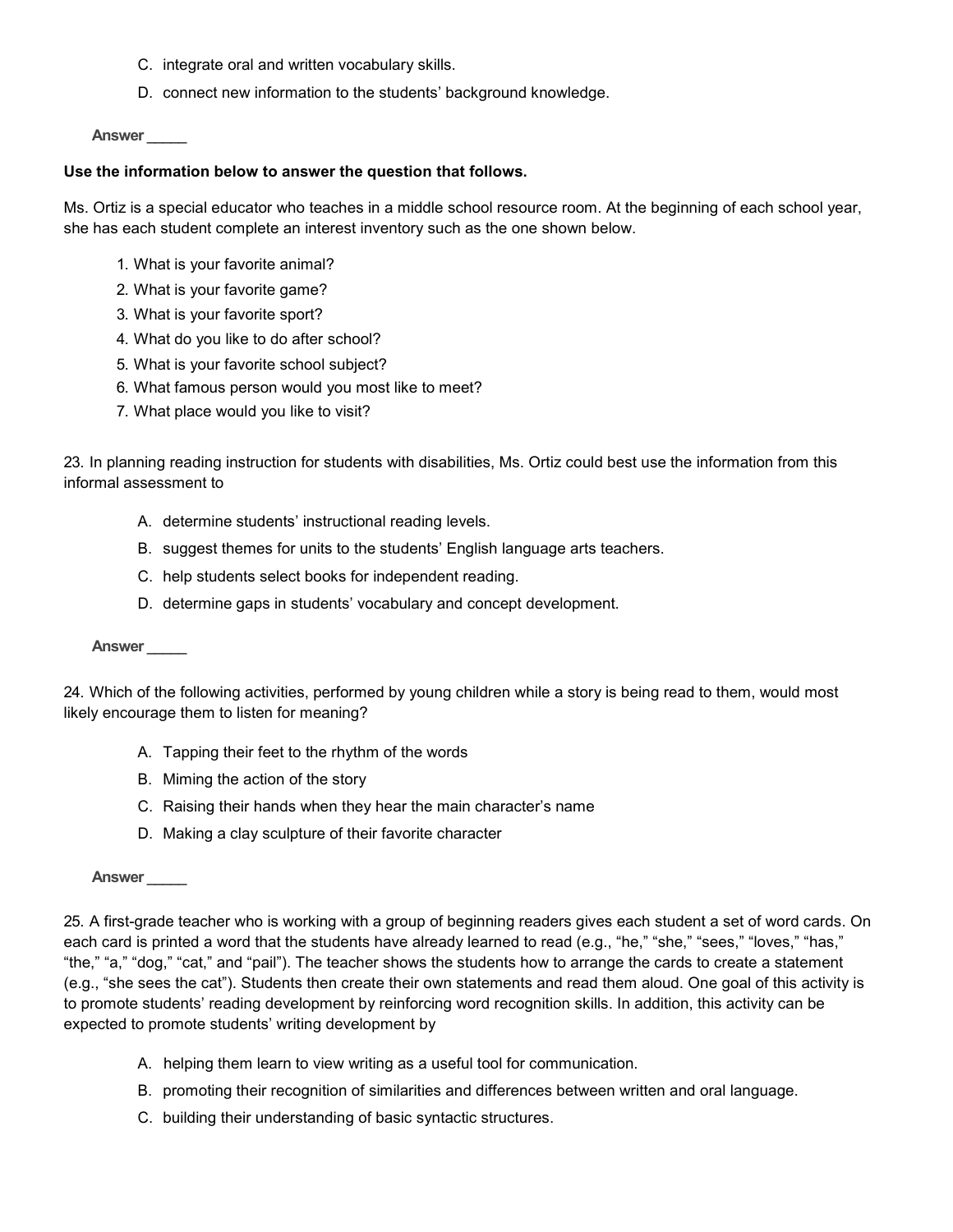C. integrate oral and written vocabulary skills.

D. connect new information to the students' background knowledge.

**Answer _____**

**Use the information below to answer the question that follows.**

Ms. Ortiz is a special educator who teaches in a middle school resource room. At the beginning of each school year, she has each student complete an interest inventory such as the one shown below.

1. What is your favorite animal?
2. What is your favorite game?
3. What is your favorite sport?
4. What do you like to do after school?
5. What is your favorite school subject?
6. What famous person would you most like to meet?
7. What place would you like to visit?

23. In planning reading instruction for students with disabilities, Ms. Ortiz could best use the information from this informal assessment to

A. determine students' instructional reading levels.

B. suggest themes for units to the students' English language arts teachers.

C. help students select books for independent reading.

D. determine gaps in students' vocabulary and concept development.

**Answer _____**

24. Which of the following activities, performed by young children while a story is being read to them, would most likely encourage them to listen for meaning?

A. Tapping their feet to the rhythm of the words

B. Miming the action of the story

C. Raising their hands when they hear the main character's name

D. Making a clay sculpture of their favorite character

**Answer _____**

25. A first-grade teacher who is working with a group of beginning readers gives each student a set of word cards. On each card is printed a word that the students have already learned to read (e.g., "he," "she," "sees," "loves," "has," "the," "a," "dog," "cat," and "pail"). The teacher shows the students how to arrange the cards to create a statement (e.g., "she sees the cat"). Students then create their own statements and read them aloud. One goal of this activity is to promote students' reading development by reinforcing word recognition skills. In addition, this activity can be expected to promote students' writing development by

A. helping them learn to view writing as a useful tool for communication.

B. promoting their recognition of similarities and differences between written and oral language.

C. building their understanding of basic syntactic structures.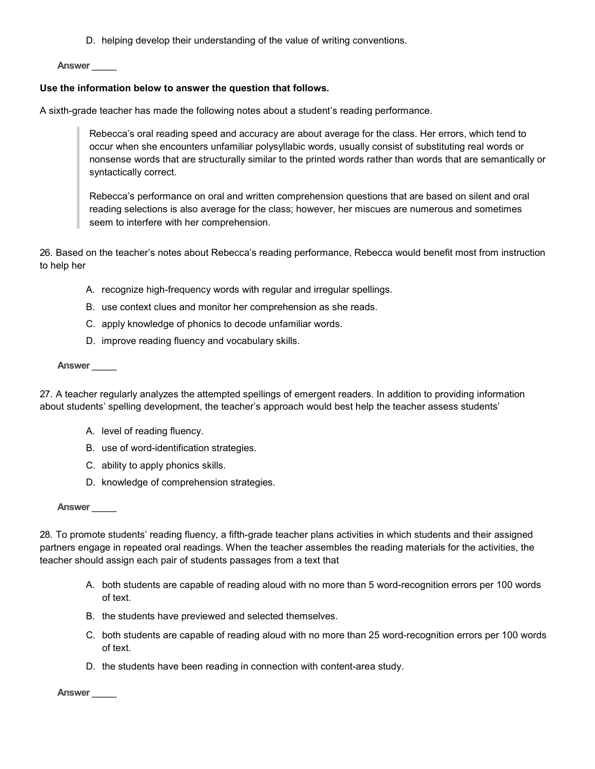D. helping develop their understanding of the value of writing conventions.

**Answer** _____

**Use the information below to answer the question that follows.**

A sixth-grade teacher has made the following notes about a student's reading performance.

> Rebecca's oral reading speed and accuracy are about average for the class. Her errors, which tend to occur when she encounters unfamiliar polysyllabic words, usually consist of substituting real words or nonsense words that are structurally similar to the printed words rather than words that are semantically or syntactically correct.
>
> Rebecca's performance on oral and written comprehension questions that are based on silent and oral reading selections is also average for the class; however, her miscues are numerous and sometimes seem to interfere with her comprehension.

26. Based on the teacher's notes about Rebecca's reading performance, Rebecca would benefit most from instruction to help her

A. recognize high-frequency words with regular and irregular spellings.
B. use context clues and monitor her comprehension as she reads.
C. apply knowledge of phonics to decode unfamiliar words.
D. improve reading fluency and vocabulary skills.

**Answer** _____

27. A teacher regularly analyzes the attempted spellings of emergent readers. In addition to providing information about students' spelling development, the teacher's approach would best help the teacher assess students'

A. level of reading fluency.
B. use of word-identification strategies.
C. ability to apply phonics skills.
D. knowledge of comprehension strategies.

**Answer** _____

28. To promote students' reading fluency, a fifth-grade teacher plans activities in which students and their assigned partners engage in repeated oral readings. When the teacher assembles the reading materials for the activities, the teacher should assign each pair of students passages from a text that

A. both students are capable of reading aloud with no more than 5 word-recognition errors per 100 words of text.
B. the students have previewed and selected themselves.
C. both students are capable of reading aloud with no more than 25 word-recognition errors per 100 words of text.
D. the students have been reading in connection with content-area study.

**Answer** _____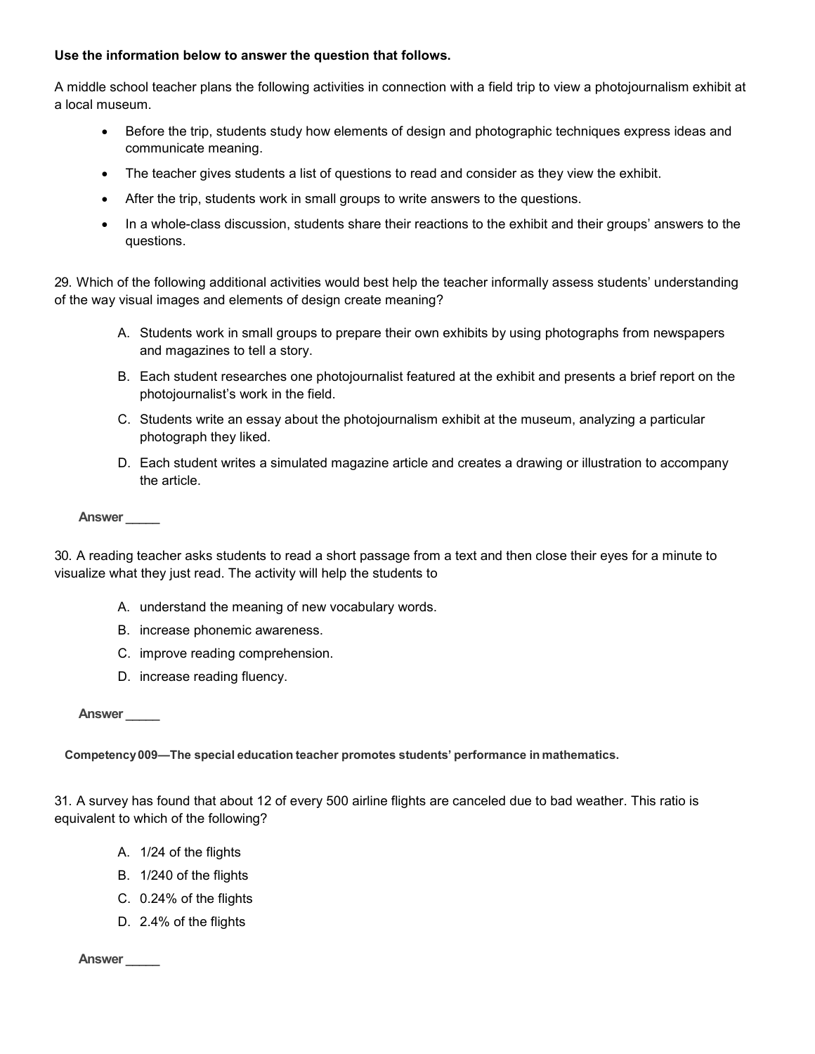**Use the information below to answer the question that follows.**

A middle school teacher plans the following activities in connection with a field trip to view a photojournalism exhibit at a local museum.

- Before the trip, students study how elements of design and photographic techniques express ideas and communicate meaning.
- The teacher gives students a list of questions to read and consider as they view the exhibit.
- After the trip, students work in small groups to write answers to the questions.
- In a whole-class discussion, students share their reactions to the exhibit and their groups' answers to the questions.

29. Which of the following additional activities would best help the teacher informally assess students' understanding of the way visual images and elements of design create meaning?

A. Students work in small groups to prepare their own exhibits by using photographs from newspapers and magazines to tell a story.

B. Each student researches one photojournalist featured at the exhibit and presents a brief report on the photojournalist's work in the field.

C. Students write an essay about the photojournalism exhibit at the museum, analyzing a particular photograph they liked.

D. Each student writes a simulated magazine article and creates a drawing or illustration to accompany the article.

**Answer** _____

30. A reading teacher asks students to read a short passage from a text and then close their eyes for a minute to visualize what they just read. The activity will help the students to

A. understand the meaning of new vocabulary words.

B. increase phonemic awareness.

C. improve reading comprehension.

D. increase reading fluency.

**Answer** _____

**Competency 009—The special education teacher promotes students' performance in mathematics.**

31. A survey has found that about 12 of every 500 airline flights are canceled due to bad weather. This ratio is equivalent to which of the following?

A. 1/24 of the flights

B. 1/240 of the flights

C. 0.24% of the flights

D. 2.4% of the flights

**Answer** _____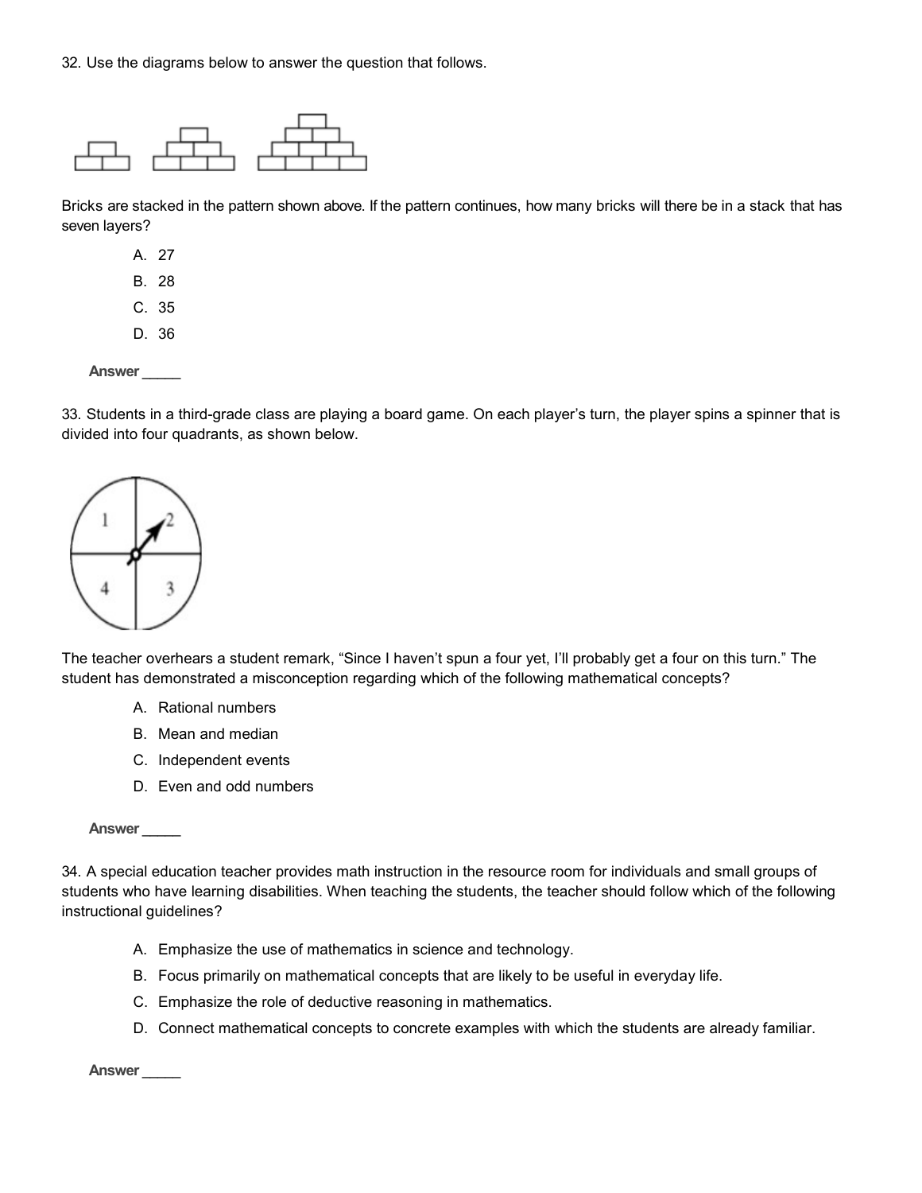32. Use the diagrams below to answer the question that follows.

Bricks are stacked in the pattern shown above. If the pattern continues, how many bricks will there be in a stack that has seven layers?

A. 27
B. 28
C. 35
D. 36

**Answer** _____

33. Students in a third-grade class are playing a board game. On each player's turn, the player spins a spinner that is divided into four quadrants, as shown below.

The teacher overhears a student remark, "Since I haven't spun a four yet, I'll probably get a four on this turn." The student has demonstrated a misconception regarding which of the following mathematical concepts?

A. Rational numbers
B. Mean and median
C. Independent events
D. Even and odd numbers

**Answer** _____

34. A special education teacher provides math instruction in the resource room for individuals and small groups of students who have learning disabilities. When teaching the students, the teacher should follow which of the following instructional guidelines?

A. Emphasize the use of mathematics in science and technology.
B. Focus primarily on mathematical concepts that are likely to be useful in everyday life.
C. Emphasize the role of deductive reasoning in mathematics.
D. Connect mathematical concepts to concrete examples with which the students are already familiar.

**Answer** _____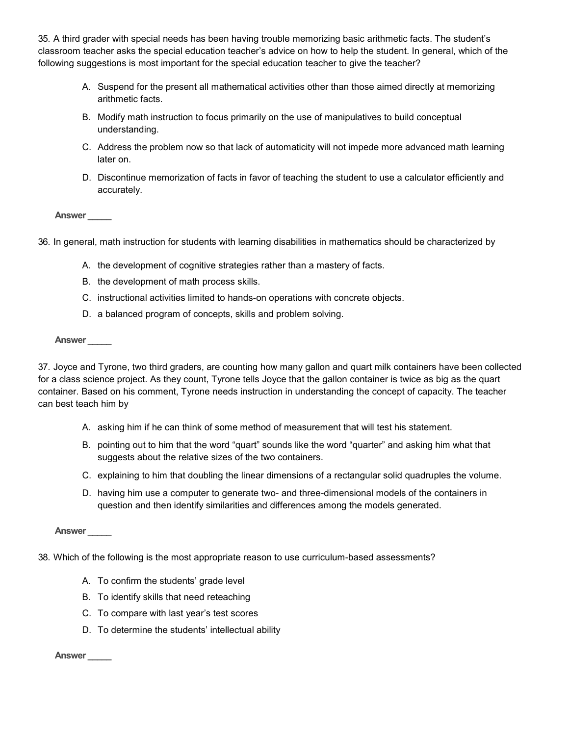35. A third grader with special needs has been having trouble memorizing basic arithmetic facts. The student's classroom teacher asks the special education teacher's advice on how to help the student. In general, which of the following suggestions is most important for the special education teacher to give the teacher?

A. Suspend for the present all mathematical activities other than those aimed directly at memorizing arithmetic facts.
B. Modify math instruction to focus primarily on the use of manipulatives to build conceptual understanding.
C. Address the problem now so that lack of automaticity will not impede more advanced math learning later on.
D. Discontinue memorization of facts in favor of teaching the student to use a calculator efficiently and accurately.

**Answer** _____

36. In general, math instruction for students with learning disabilities in mathematics should be characterized by

A. the development of cognitive strategies rather than a mastery of facts.
B. the development of math process skills.
C. instructional activities limited to hands-on operations with concrete objects.
D. a balanced program of concepts, skills and problem solving.

**Answer** _____

37. Joyce and Tyrone, two third graders, are counting how many gallon and quart milk containers have been collected for a class science project. As they count, Tyrone tells Joyce that the gallon container is twice as big as the quart container. Based on his comment, Tyrone needs instruction in understanding the concept of capacity. The teacher can best teach him by

A. asking him if he can think of some method of measurement that will test his statement.
B. pointing out to him that the word "quart" sounds like the word "quarter" and asking him what that suggests about the relative sizes of the two containers.
C. explaining to him that doubling the linear dimensions of a rectangular solid quadruples the volume.
D. having him use a computer to generate two- and three-dimensional models of the containers in question and then identify similarities and differences among the models generated.

**Answer** _____

38. Which of the following is the most appropriate reason to use curriculum-based assessments?

A. To confirm the students' grade level
B. To identify skills that need reteaching
C. To compare with last year's test scores
D. To determine the students' intellectual ability

**Answer** _____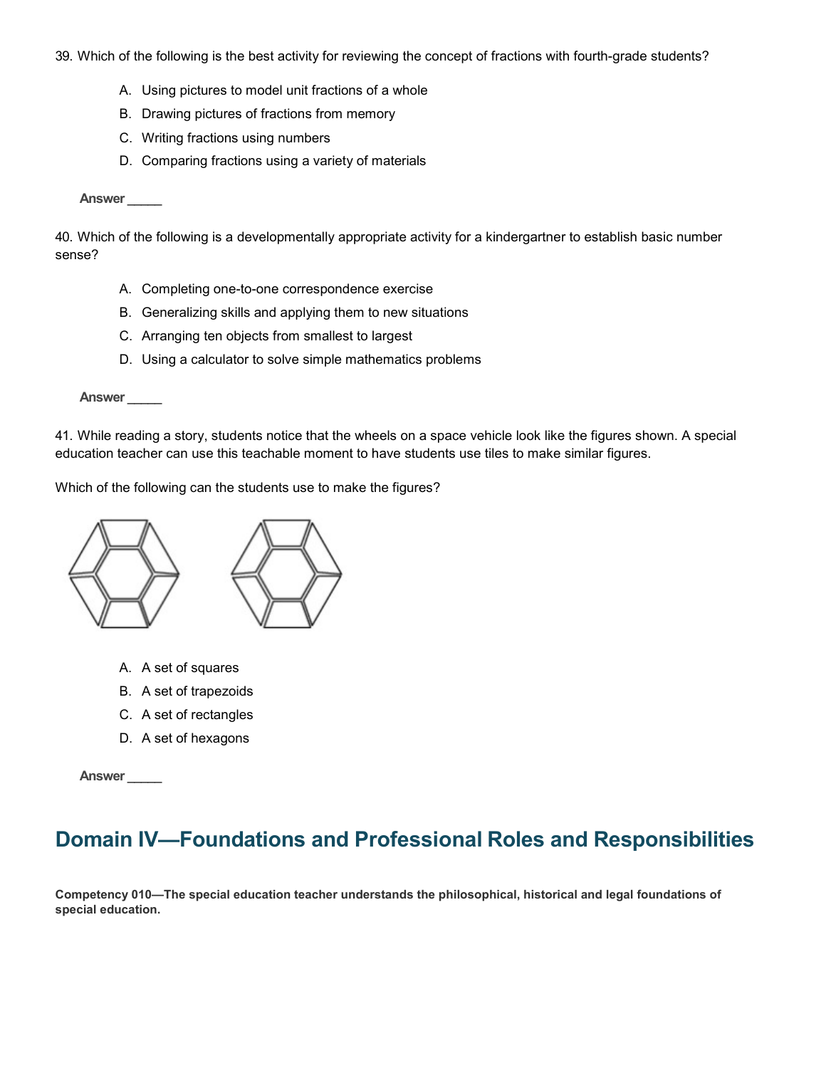39. Which of the following is the best activity for reviewing the concept of fractions with fourth-grade students?

A. Using pictures to model unit fractions of a whole
B. Drawing pictures of fractions from memory
C. Writing fractions using numbers
D. Comparing fractions using a variety of materials

**Answer _____**

40. Which of the following is a developmentally appropriate activity for a kindergartner to establish basic number sense?

A. Completing one-to-one correspondence exercise
B. Generalizing skills and applying them to new situations
C. Arranging ten objects from smallest to largest
D. Using a calculator to solve simple mathematics problems

**Answer _____**

41. While reading a story, students notice that the wheels on a space vehicle look like the figures shown. A special education teacher can use this teachable moment to have students use tiles to make similar figures.

Which of the following can the students use to make the figures?

A. A set of squares
B. A set of trapezoids
C. A set of rectangles
D. A set of hexagons

**Answer _____**

## Domain IV—Foundations and Professional Roles and Responsibilities

**Competency 010—The special education teacher understands the philosophical, historical and legal foundations of special education.**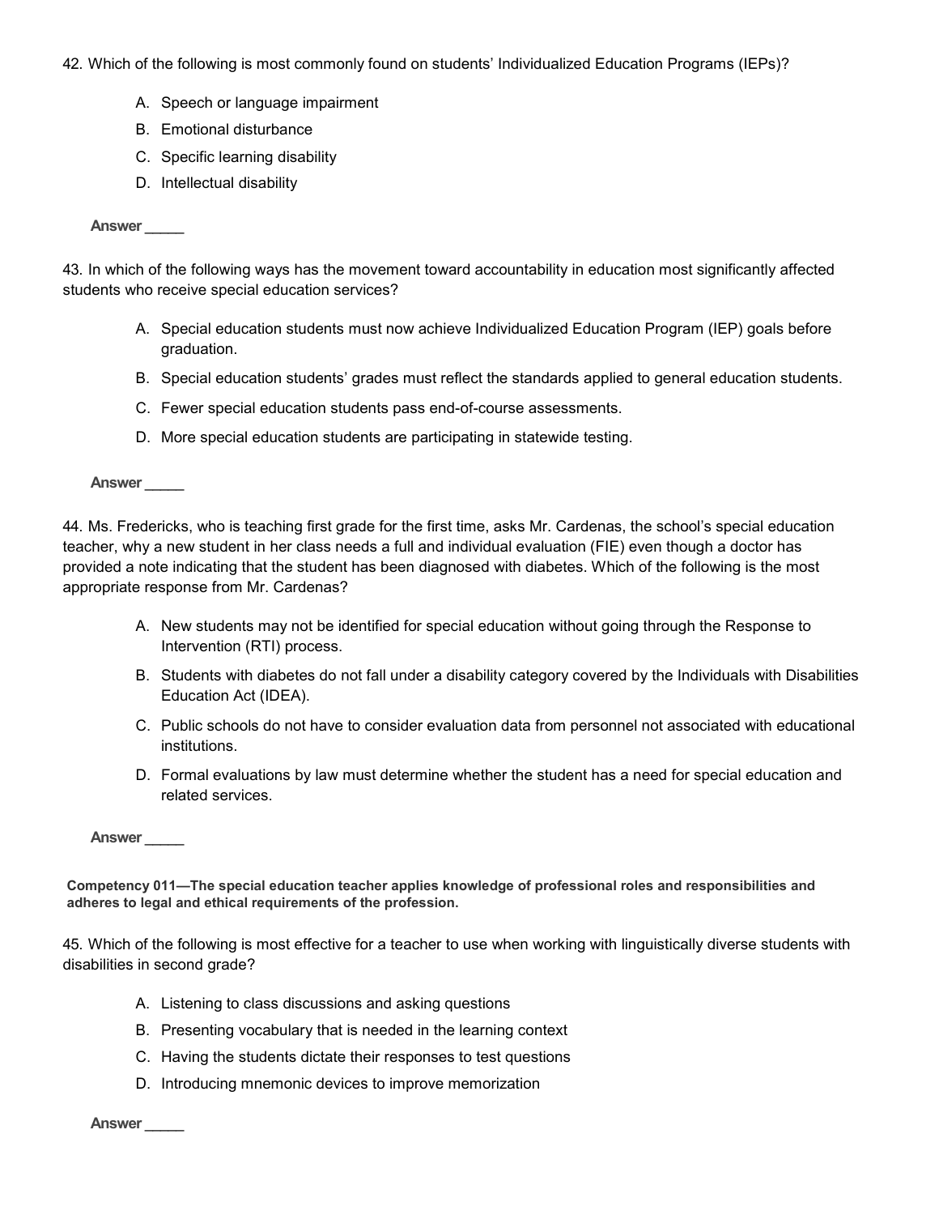42. Which of the following is most commonly found on students' Individualized Education Programs (IEPs)?

A. Speech or language impairment
B. Emotional disturbance
C. Specific learning disability
D. Intellectual disability

**Answer** _____

43. In which of the following ways has the movement toward accountability in education most significantly affected students who receive special education services?

A. Special education students must now achieve Individualized Education Program (IEP) goals before graduation.
B. Special education students' grades must reflect the standards applied to general education students.
C. Fewer special education students pass end-of-course assessments.
D. More special education students are participating in statewide testing.

**Answer** _____

44. Ms. Fredericks, who is teaching first grade for the first time, asks Mr. Cardenas, the school's special education teacher, why a new student in her class needs a full and individual evaluation (FIE) even though a doctor has provided a note indicating that the student has been diagnosed with diabetes. Which of the following is the most appropriate response from Mr. Cardenas?

A. New students may not be identified for special education without going through the Response to Intervention (RTI) process.
B. Students with diabetes do not fall under a disability category covered by the Individuals with Disabilities Education Act (IDEA).
C. Public schools do not have to consider evaluation data from personnel not associated with educational institutions.
D. Formal evaluations by law must determine whether the student has a need for special education and related services.

**Answer** _____

**Competency 011—The special education teacher applies knowledge of professional roles and responsibilities and adheres to legal and ethical requirements of the profession.**

45. Which of the following is most effective for a teacher to use when working with linguistically diverse students with disabilities in second grade?

A. Listening to class discussions and asking questions
B. Presenting vocabulary that is needed in the learning context
C. Having the students dictate their responses to test questions
D. Introducing mnemonic devices to improve memorization

**Answer** _____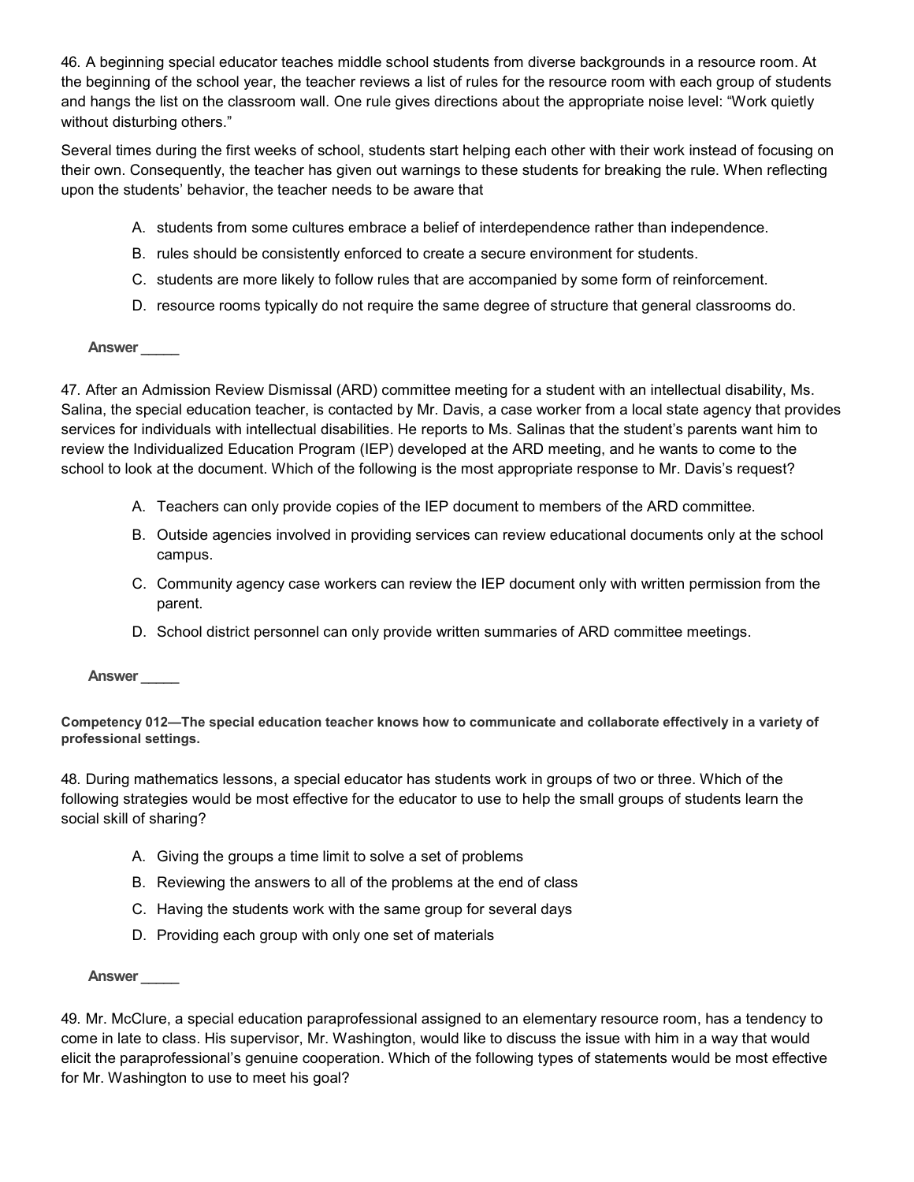46. A beginning special educator teaches middle school students from diverse backgrounds in a resource room. At the beginning of the school year, the teacher reviews a list of rules for the resource room with each group of students and hangs the list on the classroom wall. One rule gives directions about the appropriate noise level: "Work quietly without disturbing others."

Several times during the first weeks of school, students start helping each other with their work instead of focusing on their own. Consequently, the teacher has given out warnings to these students for breaking the rule. When reflecting upon the students' behavior, the teacher needs to be aware that

A. students from some cultures embrace a belief of interdependence rather than independence.
B. rules should be consistently enforced to create a secure environment for students.
C. students are more likely to follow rules that are accompanied by some form of reinforcement.
D. resource rooms typically do not require the same degree of structure that general classrooms do.

**Answer _____**

47. After an Admission Review Dismissal (ARD) committee meeting for a student with an intellectual disability, Ms. Salina, the special education teacher, is contacted by Mr. Davis, a case worker from a local state agency that provides services for individuals with intellectual disabilities. He reports to Ms. Salinas that the student's parents want him to review the Individualized Education Program (IEP) developed at the ARD meeting, and he wants to come to the school to look at the document. Which of the following is the most appropriate response to Mr. Davis's request?

A. Teachers can only provide copies of the IEP document to members of the ARD committee.
B. Outside agencies involved in providing services can review educational documents only at the school campus.
C. Community agency case workers can review the IEP document only with written permission from the parent.
D. School district personnel can only provide written summaries of ARD committee meetings.

**Answer _____**

**Competency 012—The special education teacher knows how to communicate and collaborate effectively in a variety of professional settings.**

48. During mathematics lessons, a special educator has students work in groups of two or three. Which of the following strategies would be most effective for the educator to use to help the small groups of students learn the social skill of sharing?

A. Giving the groups a time limit to solve a set of problems
B. Reviewing the answers to all of the problems at the end of class
C. Having the students work with the same group for several days
D. Providing each group with only one set of materials

**Answer _____**

49. Mr. McClure, a special education paraprofessional assigned to an elementary resource room, has a tendency to come in late to class. His supervisor, Mr. Washington, would like to discuss the issue with him in a way that would elicit the paraprofessional's genuine cooperation. Which of the following types of statements would be most effective for Mr. Washington to use to meet his goal?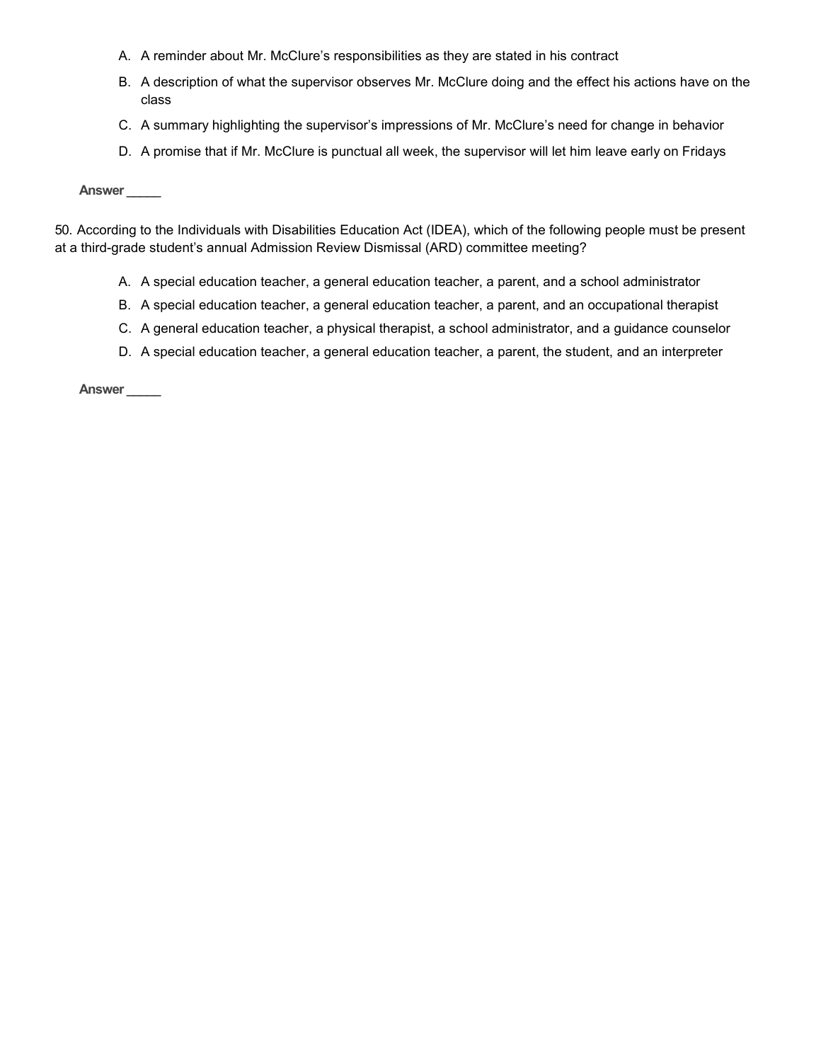A. A reminder about Mr. McClure's responsibilities as they are stated in his contract
B. A description of what the supervisor observes Mr. McClure doing and the effect his actions have on the class
C. A summary highlighting the supervisor's impressions of Mr. McClure's need for change in behavior
D. A promise that if Mr. McClure is punctual all week, the supervisor will let him leave early on Fridays

**Answer _____**

50. According to the Individuals with Disabilities Education Act (IDEA), which of the following people must be present at a third-grade student's annual Admission Review Dismissal (ARD) committee meeting?

A. A special education teacher, a general education teacher, a parent, and a school administrator
B. A special education teacher, a general education teacher, a parent, and an occupational therapist
C. A general education teacher, a physical therapist, a school administrator, and a guidance counselor
D. A special education teacher, a general education teacher, a parent, the student, and an interpreter

**Answer _____**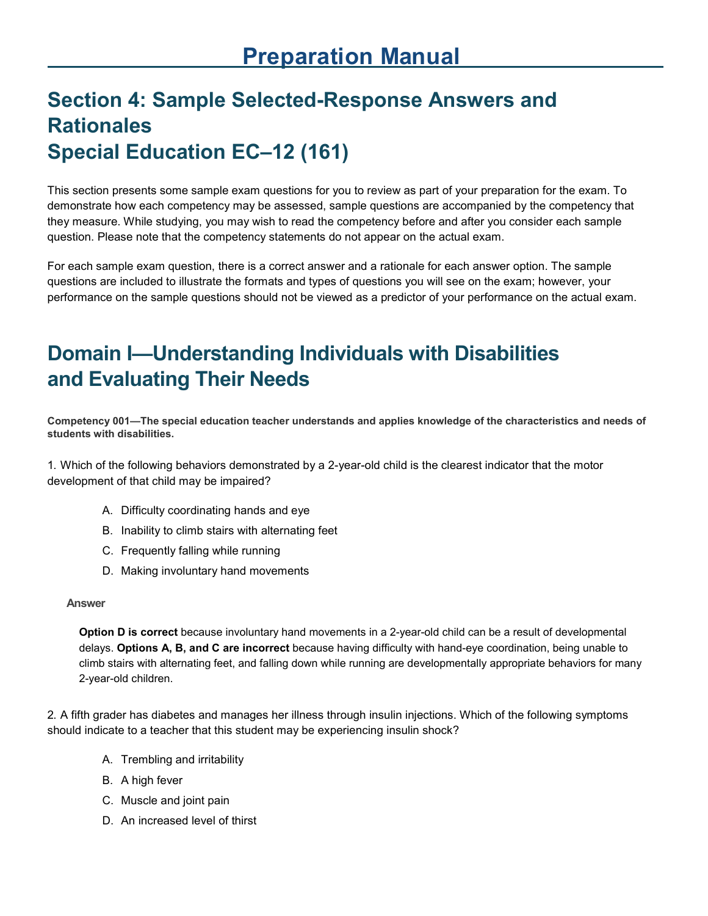# Preparation Manual

## Section 4: Sample Selected-Response Answers and Rationales
## Special Education EC–12 (161)

This section presents some sample exam questions for you to review as part of your preparation for the exam. To demonstrate how each competency may be assessed, sample questions are accompanied by the competency that they measure. While studying, you may wish to read the competency before and after you consider each sample question. Please note that the competency statements do not appear on the actual exam.

For each sample exam question, there is a correct answer and a rationale for each answer option. The sample questions are included to illustrate the formats and types of questions you will see on the exam; however, your performance on the sample questions should not be viewed as a predictor of your performance on the actual exam.

## Domain I—Understanding Individuals with Disabilities and Evaluating Their Needs

**Competency 001—The special education teacher understands and applies knowledge of the characteristics and needs of students with disabilities.**

1. Which of the following behaviors demonstrated by a 2-year-old child is the clearest indicator that the motor development of that child may be impaired?

   A. Difficulty coordinating hands and eye
   B. Inability to climb stairs with alternating feet
   C. Frequently falling while running
   D. Making involuntary hand movements

**Answer**

**Option D is correct** because involuntary hand movements in a 2-year-old child can be a result of developmental delays. **Options A, B, and C are incorrect** because having difficulty with hand-eye coordination, being unable to climb stairs with alternating feet, and falling down while running are developmentally appropriate behaviors for many 2-year-old children.

2. A fifth grader has diabetes and manages her illness through insulin injections. Which of the following symptoms should indicate to a teacher that this student may be experiencing insulin shock?

   A. Trembling and irritability
   B. A high fever
   C. Muscle and joint pain
   D. An increased level of thirst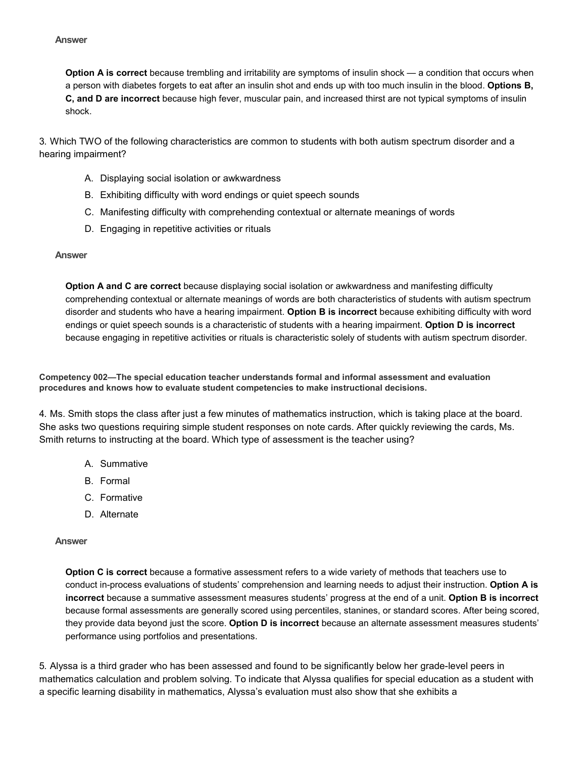**Answer**

**Option A is correct** because trembling and irritability are symptoms of insulin shock — a condition that occurs when a person with diabetes forgets to eat after an insulin shot and ends up with too much insulin in the blood. **Options B, C, and D are incorrect** because high fever, muscular pain, and increased thirst are not typical symptoms of insulin shock.

3. Which TWO of the following characteristics are common to students with both autism spectrum disorder and a hearing impairment?

A. Displaying social isolation or awkwardness
B. Exhibiting difficulty with word endings or quiet speech sounds
C. Manifesting difficulty with comprehending contextual or alternate meanings of words
D. Engaging in repetitive activities or rituals

**Answer**

**Option A and C are correct** because displaying social isolation or awkwardness and manifesting difficulty comprehending contextual or alternate meanings of words are both characteristics of students with autism spectrum disorder and students who have a hearing impairment. **Option B is incorrect** because exhibiting difficulty with word endings or quiet speech sounds is a characteristic of students with a hearing impairment. **Option D is incorrect** because engaging in repetitive activities or rituals is characteristic solely of students with autism spectrum disorder.

**Competency 002—The special education teacher understands formal and informal assessment and evaluation procedures and knows how to evaluate student competencies to make instructional decisions.**

4. Ms. Smith stops the class after just a few minutes of mathematics instruction, which is taking place at the board. She asks two questions requiring simple student responses on note cards. After quickly reviewing the cards, Ms. Smith returns to instructing at the board. Which type of assessment is the teacher using?

A. Summative
B. Formal
C. Formative
D. Alternate

**Answer**

**Option C is correct** because a formative assessment refers to a wide variety of methods that teachers use to conduct in-process evaluations of students' comprehension and learning needs to adjust their instruction. **Option A is incorrect** because a summative assessment measures students' progress at the end of a unit. **Option B is incorrect** because formal assessments are generally scored using percentiles, stanines, or standard scores. After being scored, they provide data beyond just the score. **Option D is incorrect** because an alternate assessment measures students' performance using portfolios and presentations.

5. Alyssa is a third grader who has been assessed and found to be significantly below her grade-level peers in mathematics calculation and problem solving. To indicate that Alyssa qualifies for special education as a student with a specific learning disability in mathematics, Alyssa's evaluation must also show that she exhibits a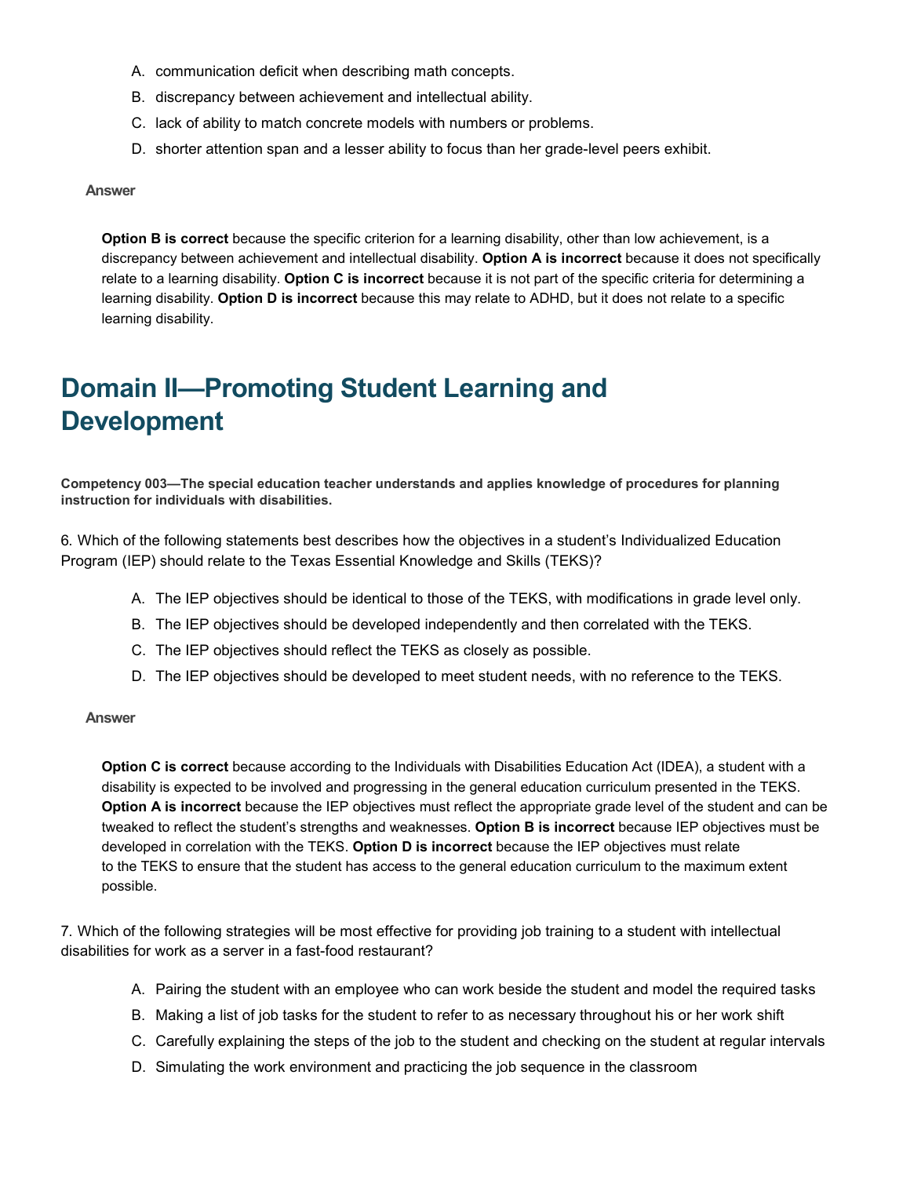A. communication deficit when describing math concepts.
B. discrepancy between achievement and intellectual ability.
C. lack of ability to match concrete models with numbers or problems.
D. shorter attention span and a lesser ability to focus than her grade-level peers exhibit.

**Answer**

**Option B is correct** because the specific criterion for a learning disability, other than low achievement, is a discrepancy between achievement and intellectual disability. **Option A is incorrect** because it does not specifically relate to a learning disability. **Option C is incorrect** because it is not part of the specific criteria for determining a learning disability. **Option D is incorrect** because this may relate to ADHD, but it does not relate to a specific learning disability.

# Domain II—Promoting Student Learning and Development

**Competency 003—The special education teacher understands and applies knowledge of procedures for planning instruction for individuals with disabilities.**

6. Which of the following statements best describes how the objectives in a student's Individualized Education Program (IEP) should relate to the Texas Essential Knowledge and Skills (TEKS)?

A. The IEP objectives should be identical to those of the TEKS, with modifications in grade level only.
B. The IEP objectives should be developed independently and then correlated with the TEKS.
C. The IEP objectives should reflect the TEKS as closely as possible.
D. The IEP objectives should be developed to meet student needs, with no reference to the TEKS.

**Answer**

**Option C is correct** because according to the Individuals with Disabilities Education Act (IDEA), a student with a disability is expected to be involved and progressing in the general education curriculum presented in the TEKS. **Option A is incorrect** because the IEP objectives must reflect the appropriate grade level of the student and can be tweaked to reflect the student's strengths and weaknesses. **Option B is incorrect** because IEP objectives must be developed in correlation with the TEKS. **Option D is incorrect** because the IEP objectives must relate to the TEKS to ensure that the student has access to the general education curriculum to the maximum extent possible.

7. Which of the following strategies will be most effective for providing job training to a student with intellectual disabilities for work as a server in a fast-food restaurant?

A. Pairing the student with an employee who can work beside the student and model the required tasks
B. Making a list of job tasks for the student to refer to as necessary throughout his or her work shift
C. Carefully explaining the steps of the job to the student and checking on the student at regular intervals
D. Simulating the work environment and practicing the job sequence in the classroom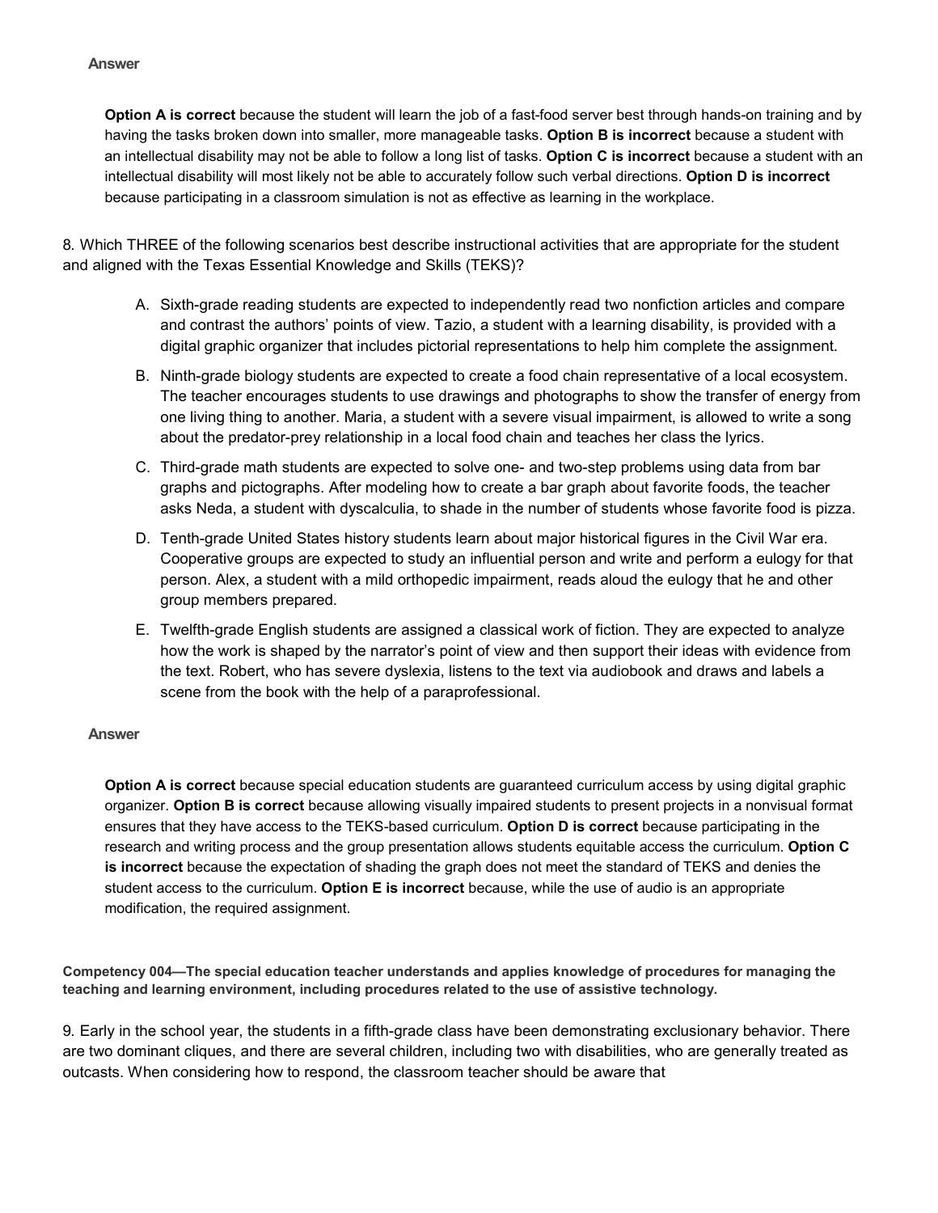**Answer**

**Option A is correct** because the student will learn the job of a fast-food server best through hands-on training and by having the tasks broken down into smaller, more manageable tasks. **Option B is incorrect** because a student with an intellectual disability may not be able to follow a long list of tasks. **Option C is incorrect** because a student with an intellectual disability will most likely not be able to accurately follow such verbal directions. **Option D is incorrect** because participating in a classroom simulation is not as effective as learning in the workplace.

8. Which THREE of the following scenarios best describe instructional activities that are appropriate for the student and aligned with the Texas Essential Knowledge and Skills (TEKS)?

A. Sixth-grade reading students are expected to independently read two nonfiction articles and compare and contrast the authors' points of view. Tazio, a student with a learning disability, is provided with a digital graphic organizer that includes pictorial representations to help him complete the assignment.

B. Ninth-grade biology students are expected to create a food chain representative of a local ecosystem. The teacher encourages students to use drawings and photographs to show the transfer of energy from one living thing to another. Maria, a student with a severe visual impairment, is allowed to write a song about the predator-prey relationship in a local food chain and teaches her class the lyrics.

C. Third-grade math students are expected to solve one- and two-step problems using data from bar graphs and pictographs. After modeling how to create a bar graph about favorite foods, the teacher asks Neda, a student with dyscalculia, to shade in the number of students whose favorite food is pizza.

D. Tenth-grade United States history students learn about major historical figures in the Civil War era. Cooperative groups are expected to study an influential person and write and perform a eulogy for that person. Alex, a student with a mild orthopedic impairment, reads aloud the eulogy that he and other group members prepared.

E. Twelfth-grade English students are assigned a classical work of fiction. They are expected to analyze how the work is shaped by the narrator's point of view and then support their ideas with evidence from the text. Robert, who has severe dyslexia, listens to the text via audiobook and draws and labels a scene from the book with the help of a paraprofessional.

**Answer**

**Option A is correct** because special education students are guaranteed curriculum access by using digital graphic organizer. **Option B is correct** because allowing visually impaired students to present projects in a nonvisual format ensures that they have access to the TEKS-based curriculum. **Option D is correct** because participating in the research and writing process and the group presentation allows students equitable access the curriculum. **Option C is incorrect** because the expectation of shading the graph does not meet the standard of TEKS and denies the student access to the curriculum. **Option E is incorrect** because, while the use of audio is an appropriate modification, the required assignment.

**Competency 004—The special education teacher understands and applies knowledge of procedures for managing the teaching and learning environment, including procedures related to the use of assistive technology.**

9. Early in the school year, the students in a fifth-grade class have been demonstrating exclusionary behavior. There are two dominant cliques, and there are several children, including two with disabilities, who are generally treated as outcasts. When considering how to respond, the classroom teacher should be aware that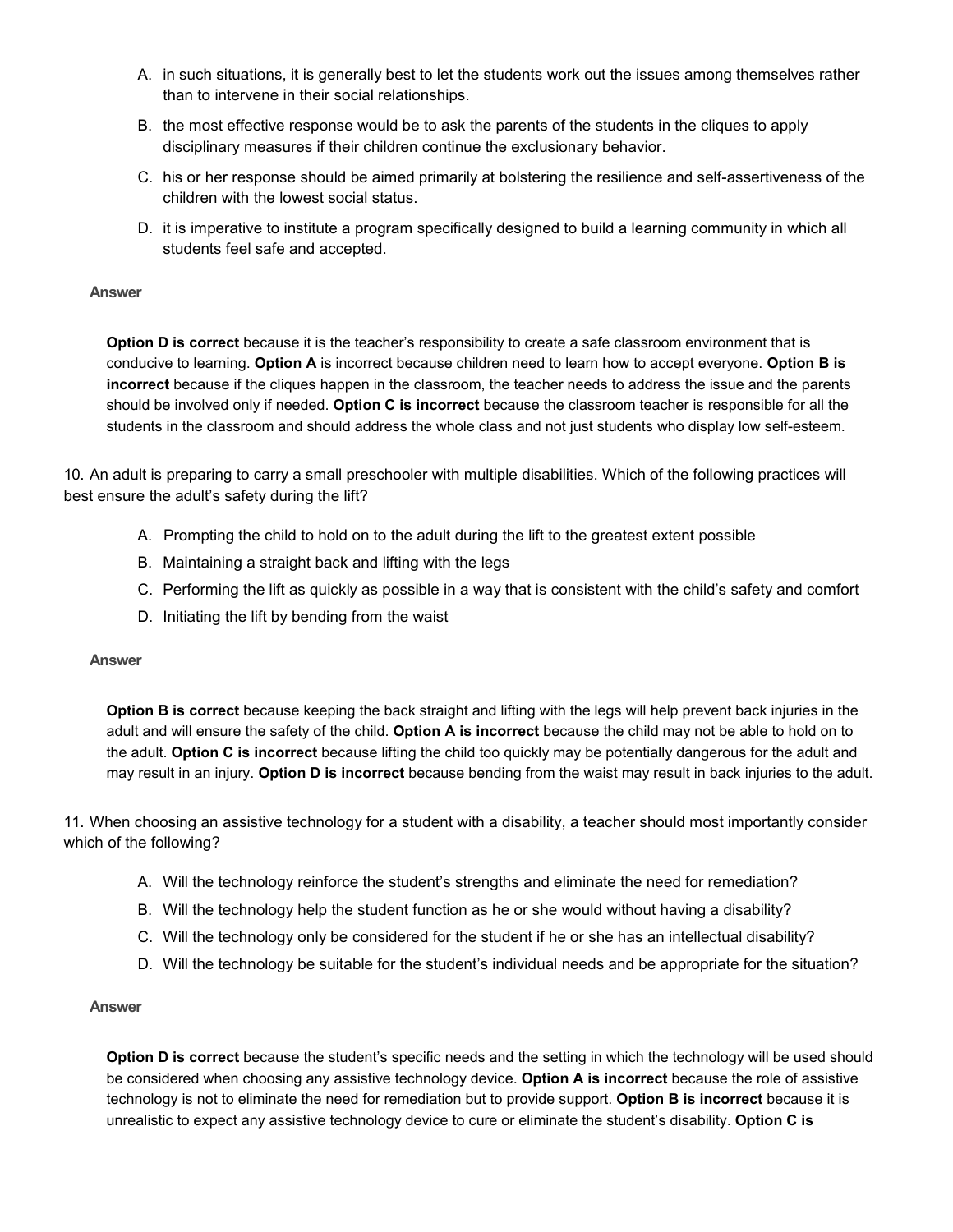A. in such situations, it is generally best to let the students work out the issues among themselves rather than to intervene in their social relationships.

B. the most effective response would be to ask the parents of the students in the cliques to apply disciplinary measures if their children continue the exclusionary behavior.

C. his or her response should be aimed primarily at bolstering the resilience and self-assertiveness of the children with the lowest social status.

D. it is imperative to institute a program specifically designed to build a learning community in which all students feel safe and accepted.

**Answer**

**Option D is correct** because it is the teacher's responsibility to create a safe classroom environment that is conducive to learning. **Option A** is incorrect because children need to learn how to accept everyone. **Option B is incorrect** because if the cliques happen in the classroom, the teacher needs to address the issue and the parents should be involved only if needed. **Option C is incorrect** because the classroom teacher is responsible for all the students in the classroom and should address the whole class and not just students who display low self-esteem.

10. An adult is preparing to carry a small preschooler with multiple disabilities. Which of the following practices will best ensure the adult's safety during the lift?

A. Prompting the child to hold on to the adult during the lift to the greatest extent possible

B. Maintaining a straight back and lifting with the legs

C. Performing the lift as quickly as possible in a way that is consistent with the child's safety and comfort

D. Initiating the lift by bending from the waist

**Answer**

**Option B is correct** because keeping the back straight and lifting with the legs will help prevent back injuries in the adult and will ensure the safety of the child. **Option A is incorrect** because the child may not be able to hold on to the adult. **Option C is incorrect** because lifting the child too quickly may be potentially dangerous for the adult and may result in an injury. **Option D is incorrect** because bending from the waist may result in back injuries to the adult.

11. When choosing an assistive technology for a student with a disability, a teacher should most importantly consider which of the following?

A. Will the technology reinforce the student's strengths and eliminate the need for remediation?

B. Will the technology help the student function as he or she would without having a disability?

C. Will the technology only be considered for the student if he or she has an intellectual disability?

D. Will the technology be suitable for the student's individual needs and be appropriate for the situation?

**Answer**

**Option D is correct** because the student's specific needs and the setting in which the technology will be used should be considered when choosing any assistive technology device. **Option A is incorrect** because the role of assistive technology is not to eliminate the need for remediation but to provide support. **Option B is incorrect** because it is unrealistic to expect any assistive technology device to cure or eliminate the student's disability. **Option C is**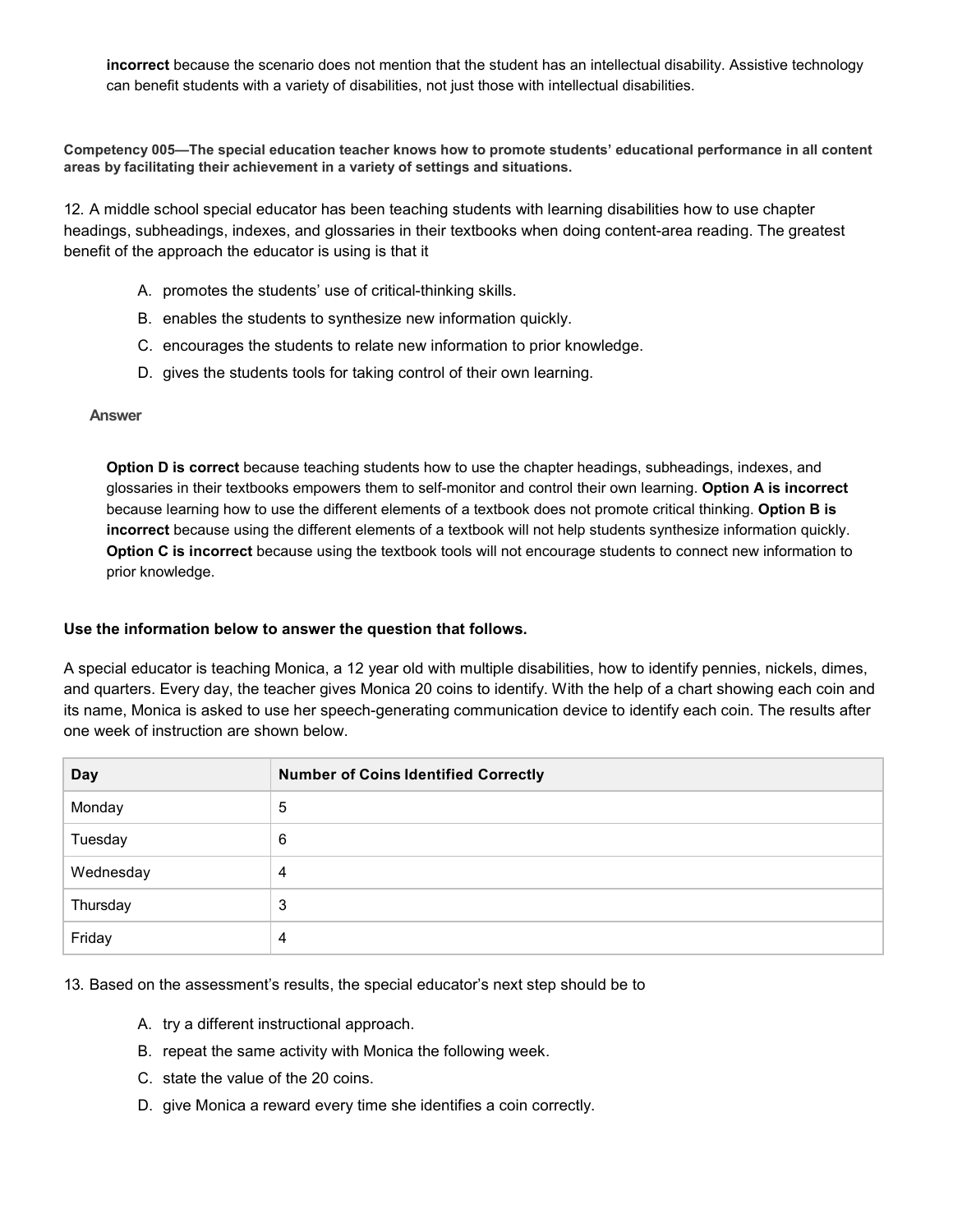**incorrect** because the scenario does not mention that the student has an intellectual disability. Assistive technology can benefit students with a variety of disabilities, not just those with intellectual disabilities.

**Competency 005—The special education teacher knows how to promote students' educational performance in all content areas by facilitating their achievement in a variety of settings and situations.**

12. A middle school special educator has been teaching students with learning disabilities how to use chapter headings, subheadings, indexes, and glossaries in their textbooks when doing content-area reading. The greatest benefit of the approach the educator is using is that it

A. promotes the students' use of critical-thinking skills.

B. enables the students to synthesize new information quickly.

C. encourages the students to relate new information to prior knowledge.

D. gives the students tools for taking control of their own learning.

**Answer**

**Option D is correct** because teaching students how to use the chapter headings, subheadings, indexes, and glossaries in their textbooks empowers them to self-monitor and control their own learning. **Option A is incorrect** because learning how to use the different elements of a textbook does not promote critical thinking. **Option B is incorrect** because using the different elements of a textbook will not help students synthesize information quickly. **Option C is incorrect** because using the textbook tools will not encourage students to connect new information to prior knowledge.

**Use the information below to answer the question that follows.**

A special educator is teaching Monica, a 12 year old with multiple disabilities, how to identify pennies, nickels, dimes, and quarters. Every day, the teacher gives Monica 20 coins to identify. With the help of a chart showing each coin and its name, Monica is asked to use her speech-generating communication device to identify each coin. The results after one week of instruction are shown below.

| Day | Number of Coins Identified Correctly |
|---|---|
| Monday | 5 |
| Tuesday | 6 |
| Wednesday | 4 |
| Thursday | 3 |
| Friday | 4 |

13. Based on the assessment's results, the special educator's next step should be to

A. try a different instructional approach.

B. repeat the same activity with Monica the following week.

C. state the value of the 20 coins.

D. give Monica a reward every time she identifies a coin correctly.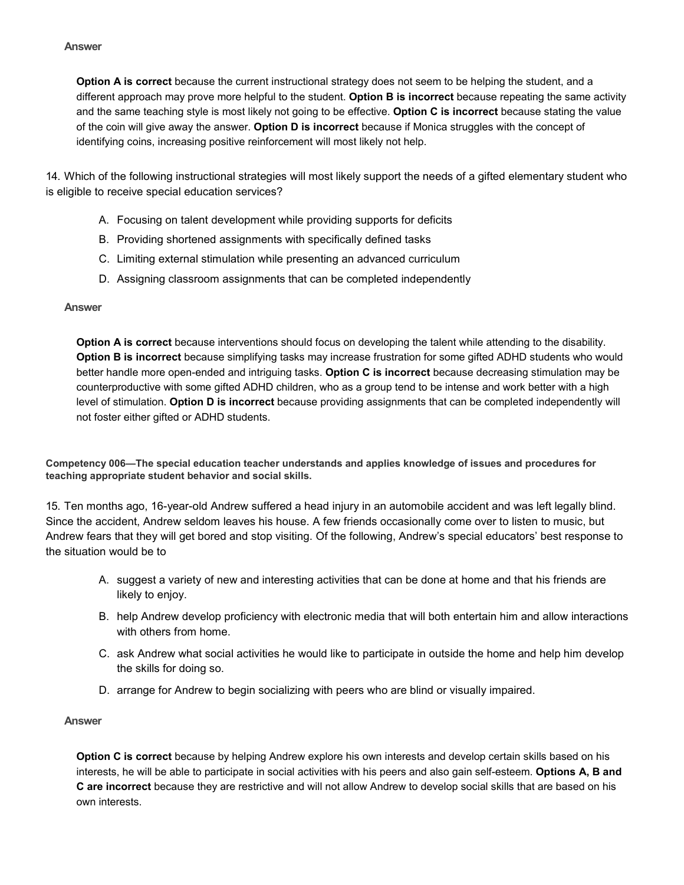**Answer**

**Option A is correct** because the current instructional strategy does not seem to be helping the student, and a different approach may prove more helpful to the student. **Option B is incorrect** because repeating the same activity and the same teaching style is most likely not going to be effective. **Option C is incorrect** because stating the value of the coin will give away the answer. **Option D is incorrect** because if Monica struggles with the concept of identifying coins, increasing positive reinforcement will most likely not help.

14. Which of the following instructional strategies will most likely support the needs of a gifted elementary student who is eligible to receive special education services?

A. Focusing on talent development while providing supports for deficits
B. Providing shortened assignments with specifically defined tasks
C. Limiting external stimulation while presenting an advanced curriculum
D. Assigning classroom assignments that can be completed independently

**Answer**

**Option A is correct** because interventions should focus on developing the talent while attending to the disability. **Option B is incorrect** because simplifying tasks may increase frustration for some gifted ADHD students who would better handle more open-ended and intriguing tasks. **Option C is incorrect** because decreasing stimulation may be counterproductive with some gifted ADHD children, who as a group tend to be intense and work better with a high level of stimulation. **Option D is incorrect** because providing assignments that can be completed independently will not foster either gifted or ADHD students.

**Competency 006—The special education teacher understands and applies knowledge of issues and procedures for teaching appropriate student behavior and social skills.**

15. Ten months ago, 16-year-old Andrew suffered a head injury in an automobile accident and was left legally blind. Since the accident, Andrew seldom leaves his house. A few friends occasionally come over to listen to music, but Andrew fears that they will get bored and stop visiting. Of the following, Andrew's special educators' best response to the situation would be to

A. suggest a variety of new and interesting activities that can be done at home and that his friends are likely to enjoy.
B. help Andrew develop proficiency with electronic media that will both entertain him and allow interactions with others from home.
C. ask Andrew what social activities he would like to participate in outside the home and help him develop the skills for doing so.
D. arrange for Andrew to begin socializing with peers who are blind or visually impaired.

**Answer**

**Option C is correct** because by helping Andrew explore his own interests and develop certain skills based on his interests, he will be able to participate in social activities with his peers and also gain self-esteem. **Options A, B and C are incorrect** because they are restrictive and will not allow Andrew to develop social skills that are based on his own interests.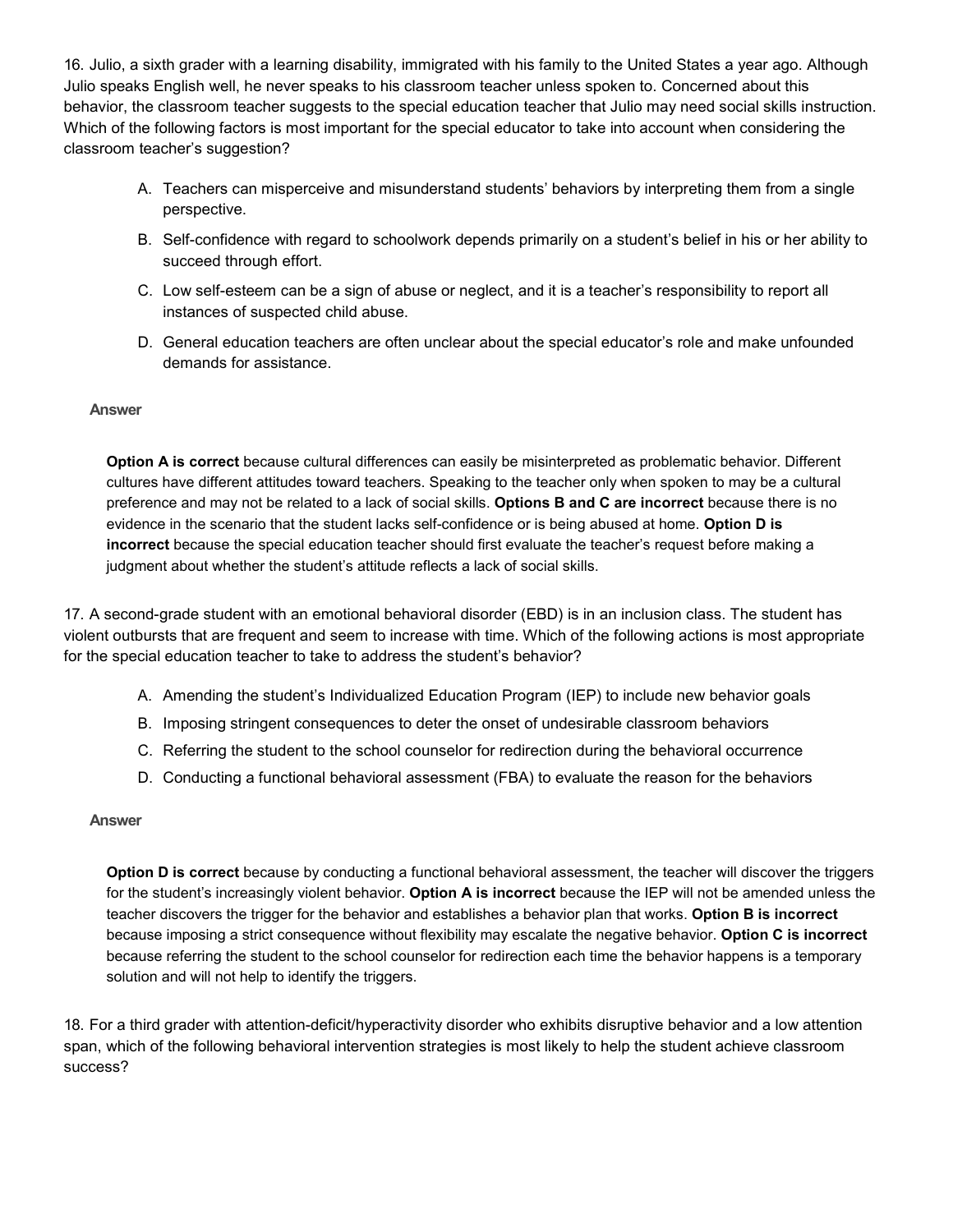16. Julio, a sixth grader with a learning disability, immigrated with his family to the United States a year ago. Although Julio speaks English well, he never speaks to his classroom teacher unless spoken to. Concerned about this behavior, the classroom teacher suggests to the special education teacher that Julio may need social skills instruction. Which of the following factors is most important for the special educator to take into account when considering the classroom teacher's suggestion?

A. Teachers can misperceive and misunderstand students' behaviors by interpreting them from a single perspective.

B. Self-confidence with regard to schoolwork depends primarily on a student's belief in his or her ability to succeed through effort.

C. Low self-esteem can be a sign of abuse or neglect, and it is a teacher's responsibility to report all instances of suspected child abuse.

D. General education teachers are often unclear about the special educator's role and make unfounded demands for assistance.

**Answer**

**Option A is correct** because cultural differences can easily be misinterpreted as problematic behavior. Different cultures have different attitudes toward teachers. Speaking to the teacher only when spoken to may be a cultural preference and may not be related to a lack of social skills. **Options B and C are incorrect** because there is no evidence in the scenario that the student lacks self-confidence or is being abused at home. **Option D is incorrect** because the special education teacher should first evaluate the teacher's request before making a judgment about whether the student's attitude reflects a lack of social skills.

17. A second-grade student with an emotional behavioral disorder (EBD) is in an inclusion class. The student has violent outbursts that are frequent and seem to increase with time. Which of the following actions is most appropriate for the special education teacher to take to address the student's behavior?

A. Amending the student's Individualized Education Program (IEP) to include new behavior goals

B. Imposing stringent consequences to deter the onset of undesirable classroom behaviors

C. Referring the student to the school counselor for redirection during the behavioral occurrence

D. Conducting a functional behavioral assessment (FBA) to evaluate the reason for the behaviors

**Answer**

**Option D is correct** because by conducting a functional behavioral assessment, the teacher will discover the triggers for the student's increasingly violent behavior. **Option A is incorrect** because the IEP will not be amended unless the teacher discovers the trigger for the behavior and establishes a behavior plan that works. **Option B is incorrect** because imposing a strict consequence without flexibility may escalate the negative behavior. **Option C is incorrect** because referring the student to the school counselor for redirection each time the behavior happens is a temporary solution and will not help to identify the triggers.

18. For a third grader with attention-deficit/hyperactivity disorder who exhibits disruptive behavior and a low attention span, which of the following behavioral intervention strategies is most likely to help the student achieve classroom success?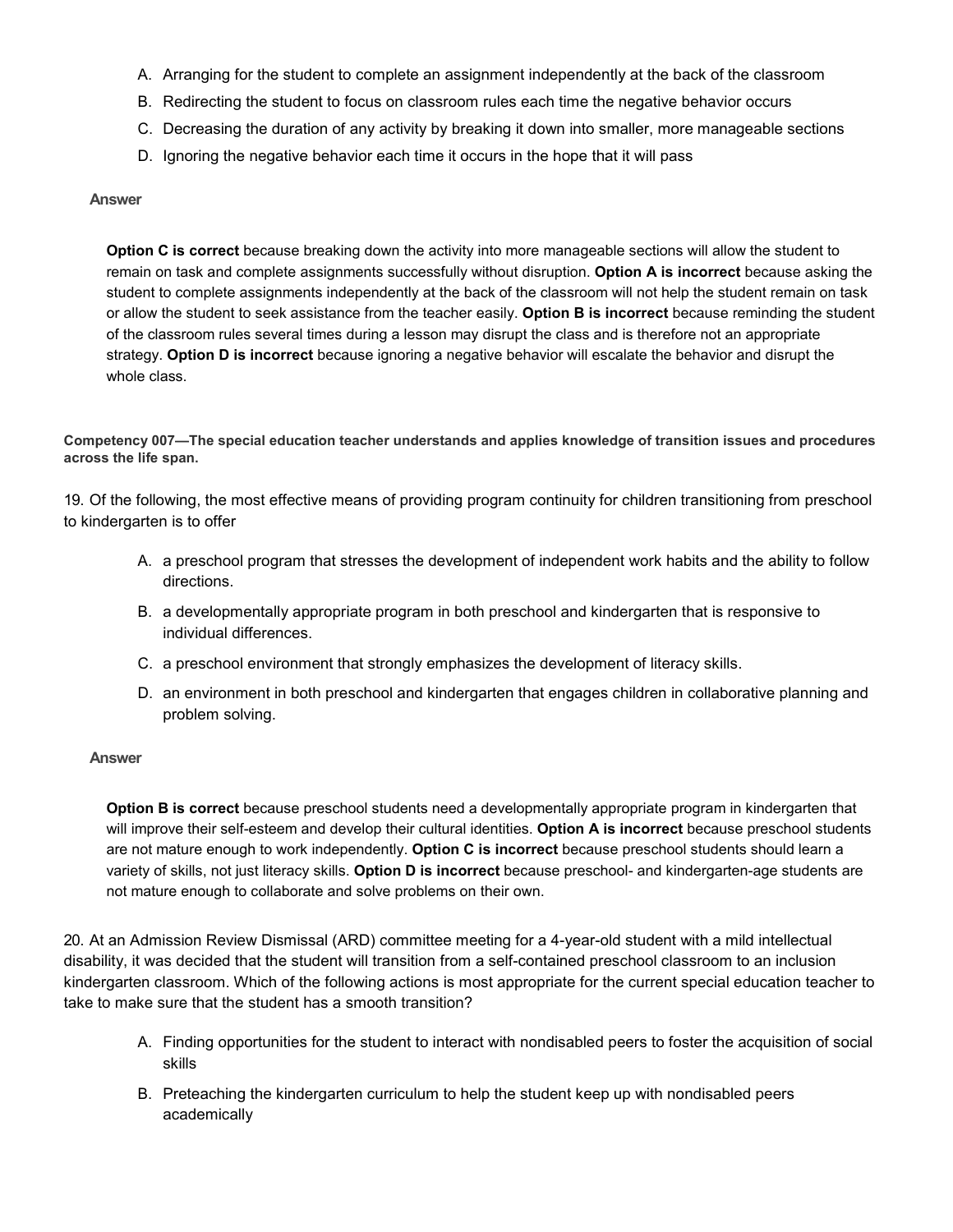A. Arranging for the student to complete an assignment independently at the back of the classroom
B. Redirecting the student to focus on classroom rules each time the negative behavior occurs
C. Decreasing the duration of any activity by breaking it down into smaller, more manageable sections
D. Ignoring the negative behavior each time it occurs in the hope that it will pass

**Answer**

**Option C is correct** because breaking down the activity into more manageable sections will allow the student to remain on task and complete assignments successfully without disruption. **Option A is incorrect** because asking the student to complete assignments independently at the back of the classroom will not help the student remain on task or allow the student to seek assistance from the teacher easily. **Option B is incorrect** because reminding the student of the classroom rules several times during a lesson may disrupt the class and is therefore not an appropriate strategy. **Option D is incorrect** because ignoring a negative behavior will escalate the behavior and disrupt the whole class.

**Competency 007—The special education teacher understands and applies knowledge of transition issues and procedures across the life span.**

19. Of the following, the most effective means of providing program continuity for children transitioning from preschool to kindergarten is to offer

A. a preschool program that stresses the development of independent work habits and the ability to follow directions.
B. a developmentally appropriate program in both preschool and kindergarten that is responsive to individual differences.
C. a preschool environment that strongly emphasizes the development of literacy skills.
D. an environment in both preschool and kindergarten that engages children in collaborative planning and problem solving.

**Answer**

**Option B is correct** because preschool students need a developmentally appropriate program in kindergarten that will improve their self-esteem and develop their cultural identities. **Option A is incorrect** because preschool students are not mature enough to work independently. **Option C is incorrect** because preschool students should learn a variety of skills, not just literacy skills. **Option D is incorrect** because preschool- and kindergarten-age students are not mature enough to collaborate and solve problems on their own.

20. At an Admission Review Dismissal (ARD) committee meeting for a 4-year-old student with a mild intellectual disability, it was decided that the student will transition from a self-contained preschool classroom to an inclusion kindergarten classroom. Which of the following actions is most appropriate for the current special education teacher to take to make sure that the student has a smooth transition?

A. Finding opportunities for the student to interact with nondisabled peers to foster the acquisition of social skills
B. Preteaching the kindergarten curriculum to help the student keep up with nondisabled peers academically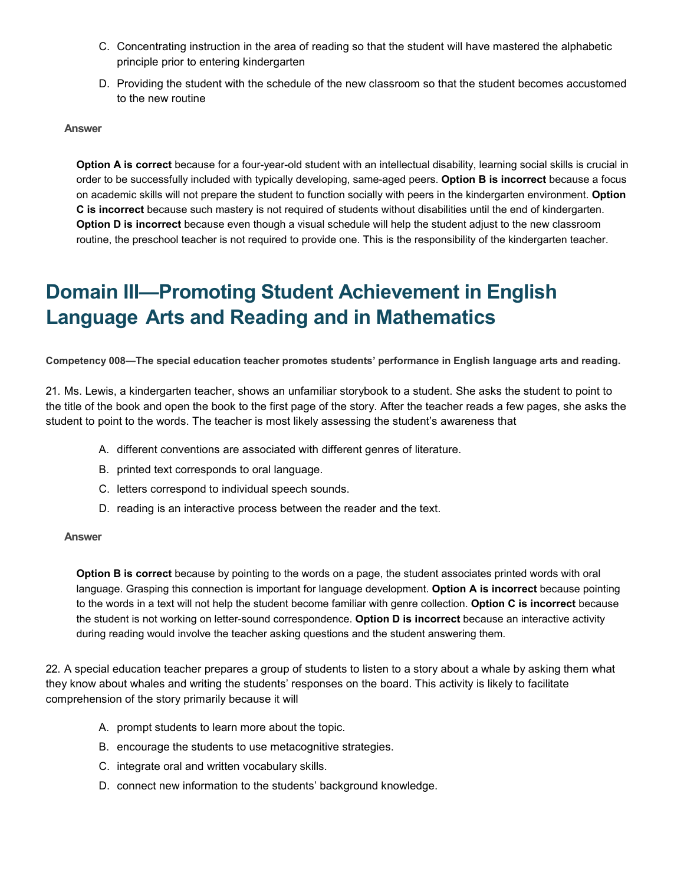C. Concentrating instruction in the area of reading so that the student will have mastered the alphabetic principle prior to entering kindergarten

D. Providing the student with the schedule of the new classroom so that the student becomes accustomed to the new routine

**Answer**

**Option A is correct** because for a four-year-old student with an intellectual disability, learning social skills is crucial in order to be successfully included with typically developing, same-aged peers. **Option B is incorrect** because a focus on academic skills will not prepare the student to function socially with peers in the kindergarten environment. **Option C is incorrect** because such mastery is not required of students without disabilities until the end of kindergarten. **Option D is incorrect** because even though a visual schedule will help the student adjust to the new classroom routine, the preschool teacher is not required to provide one. This is the responsibility of the kindergarten teacher.

# Domain III—Promoting Student Achievement in English Language Arts and Reading and in Mathematics

**Competency 008—The special education teacher promotes students' performance in English language arts and reading.**

21. Ms. Lewis, a kindergarten teacher, shows an unfamiliar storybook to a student. She asks the student to point to the title of the book and open the book to the first page of the story. After the teacher reads a few pages, she asks the student to point to the words. The teacher is most likely assessing the student's awareness that

A. different conventions are associated with different genres of literature.

B. printed text corresponds to oral language.

C. letters correspond to individual speech sounds.

D. reading is an interactive process between the reader and the text.

**Answer**

**Option B is correct** because by pointing to the words on a page, the student associates printed words with oral language. Grasping this connection is important for language development. **Option A is incorrect** because pointing to the words in a text will not help the student become familiar with genre collection. **Option C is incorrect** because the student is not working on letter-sound correspondence. **Option D is incorrect** because an interactive activity during reading would involve the teacher asking questions and the student answering them.

22. A special education teacher prepares a group of students to listen to a story about a whale by asking them what they know about whales and writing the students' responses on the board. This activity is likely to facilitate comprehension of the story primarily because it will

A. prompt students to learn more about the topic.

B. encourage the students to use metacognitive strategies.

C. integrate oral and written vocabulary skills.

D. connect new information to the students' background knowledge.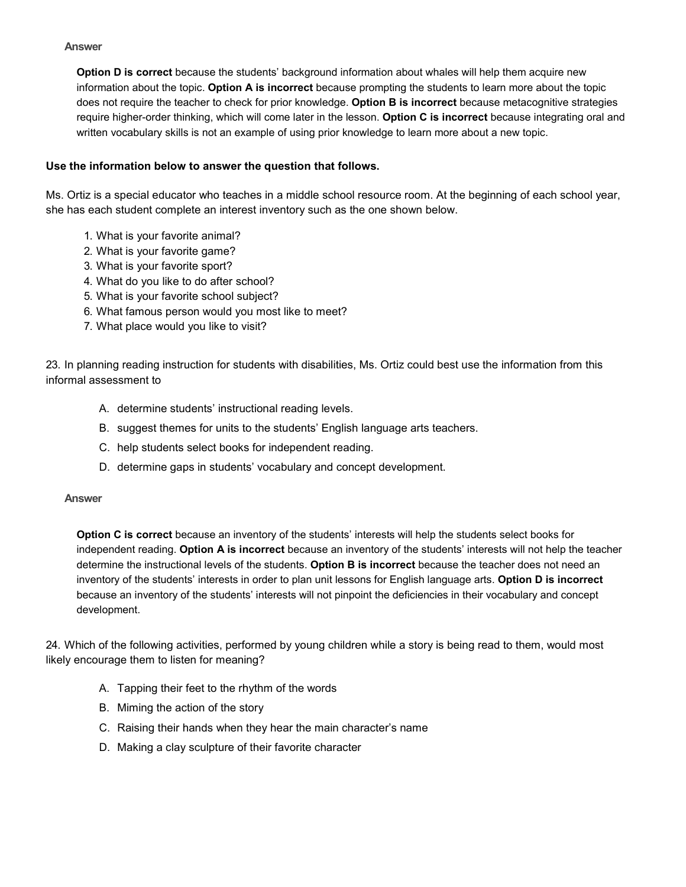**Answer**

**Option D is correct** because the students' background information about whales will help them acquire new information about the topic. **Option A is incorrect** because prompting the students to learn more about the topic does not require the teacher to check for prior knowledge. **Option B is incorrect** because metacognitive strategies require higher-order thinking, which will come later in the lesson. **Option C is incorrect** because integrating oral and written vocabulary skills is not an example of using prior knowledge to learn more about a new topic.

**Use the information below to answer the question that follows.**

Ms. Ortiz is a special educator who teaches in a middle school resource room. At the beginning of each school year, she has each student complete an interest inventory such as the one shown below.

1. What is your favorite animal?
2. What is your favorite game?
3. What is your favorite sport?
4. What do you like to do after school?
5. What is your favorite school subject?
6. What famous person would you most like to meet?
7. What place would you like to visit?

23. In planning reading instruction for students with disabilities, Ms. Ortiz could best use the information from this informal assessment to

A. determine students' instructional reading levels.
B. suggest themes for units to the students' English language arts teachers.
C. help students select books for independent reading.
D. determine gaps in students' vocabulary and concept development.

**Answer**

**Option C is correct** because an inventory of the students' interests will help the students select books for independent reading. **Option A is incorrect** because an inventory of the students' interests will not help the teacher determine the instructional levels of the students. **Option B is incorrect** because the teacher does not need an inventory of the students' interests in order to plan unit lessons for English language arts. **Option D is incorrect** because an inventory of the students' interests will not pinpoint the deficiencies in their vocabulary and concept development.

24. Which of the following activities, performed by young children while a story is being read to them, would most likely encourage them to listen for meaning?

A. Tapping their feet to the rhythm of the words
B. Miming the action of the story
C. Raising their hands when they hear the main character's name
D. Making a clay sculpture of their favorite character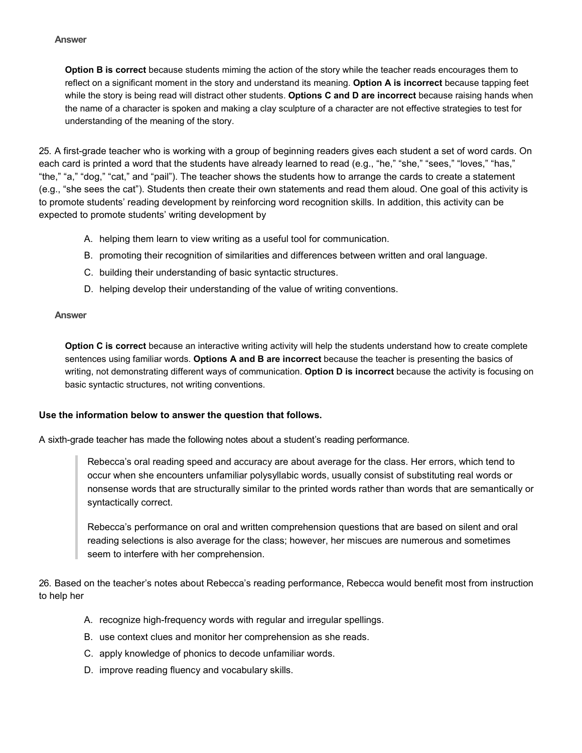**Answer**

**Option B is correct** because students miming the action of the story while the teacher reads encourages them to reflect on a significant moment in the story and understand its meaning. **Option A is incorrect** because tapping feet while the story is being read will distract other students. **Options C and D are incorrect** because raising hands when the name of a character is spoken and making a clay sculpture of a character are not effective strategies to test for understanding of the meaning of the story.

25. A first-grade teacher who is working with a group of beginning readers gives each student a set of word cards. On each card is printed a word that the students have already learned to read (e.g., "he," "she," "sees," "loves," "has," "the," "a," "dog," "cat," and "pail"). The teacher shows the students how to arrange the cards to create a statement (e.g., "she sees the cat"). Students then create their own statements and read them aloud. One goal of this activity is to promote students' reading development by reinforcing word recognition skills. In addition, this activity can be expected to promote students' writing development by

A. helping them learn to view writing as a useful tool for communication.
B. promoting their recognition of similarities and differences between written and oral language.
C. building their understanding of basic syntactic structures.
D. helping develop their understanding of the value of writing conventions.

**Answer**

**Option C is correct** because an interactive writing activity will help the students understand how to create complete sentences using familiar words. **Options A and B are incorrect** because the teacher is presenting the basics of writing, not demonstrating different ways of communication. **Option D is incorrect** because the activity is focusing on basic syntactic structures, not writing conventions.

**Use the information below to answer the question that follows.**

A sixth-grade teacher has made the following notes about a student's reading performance.

> Rebecca's oral reading speed and accuracy are about average for the class. Her errors, which tend to occur when she encounters unfamiliar polysyllabic words, usually consist of substituting real words or nonsense words that are structurally similar to the printed words rather than words that are semantically or syntactically correct.
>
> Rebecca's performance on oral and written comprehension questions that are based on silent and oral reading selections is also average for the class; however, her miscues are numerous and sometimes seem to interfere with her comprehension.

26. Based on the teacher's notes about Rebecca's reading performance, Rebecca would benefit most from instruction to help her

A. recognize high-frequency words with regular and irregular spellings.
B. use context clues and monitor her comprehension as she reads.
C. apply knowledge of phonics to decode unfamiliar words.
D. improve reading fluency and vocabulary skills.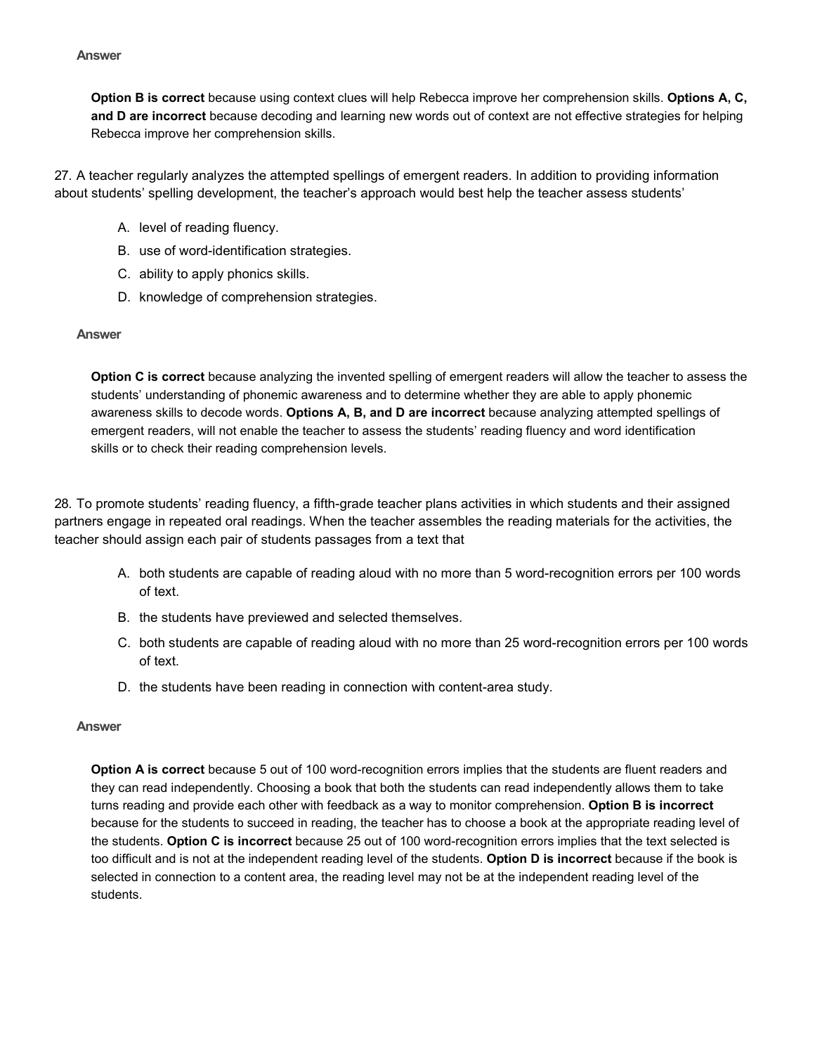**Answer**

**Option B is correct** because using context clues will help Rebecca improve her comprehension skills. **Options A, C, and D are incorrect** because decoding and learning new words out of context are not effective strategies for helping Rebecca improve her comprehension skills.

27. A teacher regularly analyzes the attempted spellings of emergent readers. In addition to providing information about students' spelling development, the teacher's approach would best help the teacher assess students'

A. level of reading fluency.
B. use of word-identification strategies.
C. ability to apply phonics skills.
D. knowledge of comprehension strategies.

**Answer**

**Option C is correct** because analyzing the invented spelling of emergent readers will allow the teacher to assess the students' understanding of phonemic awareness and to determine whether they are able to apply phonemic awareness skills to decode words. **Options A, B, and D are incorrect** because analyzing attempted spellings of emergent readers, will not enable the teacher to assess the students' reading fluency and word identification skills or to check their reading comprehension levels.

28. To promote students' reading fluency, a fifth-grade teacher plans activities in which students and their assigned partners engage in repeated oral readings. When the teacher assembles the reading materials for the activities, the teacher should assign each pair of students passages from a text that

A. both students are capable of reading aloud with no more than 5 word-recognition errors per 100 words of text.
B. the students have previewed and selected themselves.
C. both students are capable of reading aloud with no more than 25 word-recognition errors per 100 words of text.
D. the students have been reading in connection with content-area study.

**Answer**

**Option A is correct** because 5 out of 100 word-recognition errors implies that the students are fluent readers and they can read independently. Choosing a book that both the students can read independently allows them to take turns reading and provide each other with feedback as a way to monitor comprehension. **Option B is incorrect** because for the students to succeed in reading, the teacher has to choose a book at the appropriate reading level of the students. **Option C is incorrect** because 25 out of 100 word-recognition errors implies that the text selected is too difficult and is not at the independent reading level of the students. **Option D is incorrect** because if the book is selected in connection to a content area, the reading level may not be at the independent reading level of the students.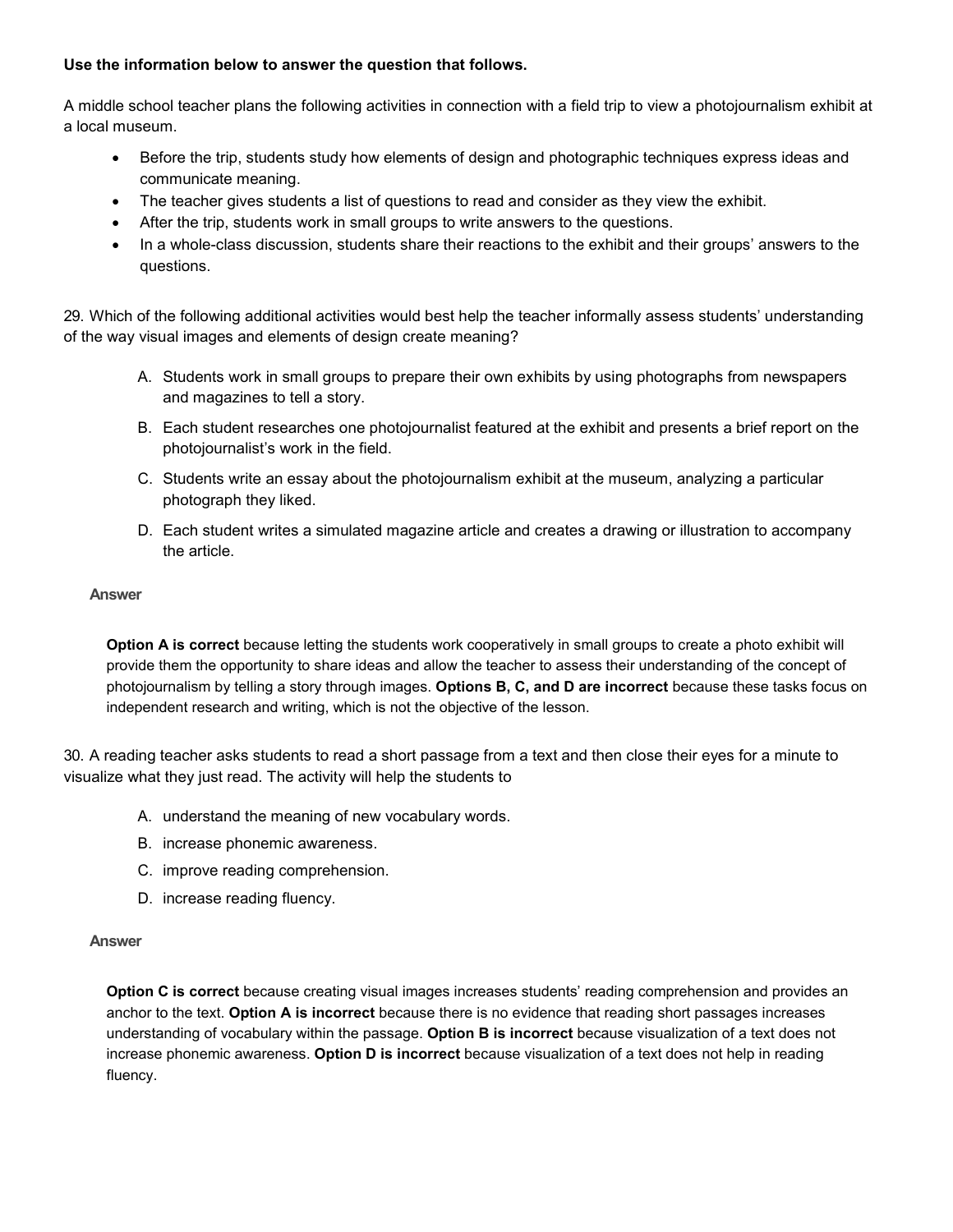**Use the information below to answer the question that follows.**

A middle school teacher plans the following activities in connection with a field trip to view a photojournalism exhibit at a local museum.

- Before the trip, students study how elements of design and photographic techniques express ideas and communicate meaning.
- The teacher gives students a list of questions to read and consider as they view the exhibit.
- After the trip, students work in small groups to write answers to the questions.
- In a whole-class discussion, students share their reactions to the exhibit and their groups' answers to the questions.

29. Which of the following additional activities would best help the teacher informally assess students' understanding of the way visual images and elements of design create meaning?

A. Students work in small groups to prepare their own exhibits by using photographs from newspapers and magazines to tell a story.

B. Each student researches one photojournalist featured at the exhibit and presents a brief report on the photojournalist's work in the field.

C. Students write an essay about the photojournalism exhibit at the museum, analyzing a particular photograph they liked.

D. Each student writes a simulated magazine article and creates a drawing or illustration to accompany the article.

**Answer**

**Option A is correct** because letting the students work cooperatively in small groups to create a photo exhibit will provide them the opportunity to share ideas and allow the teacher to assess their understanding of the concept of photojournalism by telling a story through images. **Options B, C, and D are incorrect** because these tasks focus on independent research and writing, which is not the objective of the lesson.

30. A reading teacher asks students to read a short passage from a text and then close their eyes for a minute to visualize what they just read. The activity will help the students to

A. understand the meaning of new vocabulary words.

B. increase phonemic awareness.

C. improve reading comprehension.

D. increase reading fluency.

**Answer**

**Option C is correct** because creating visual images increases students' reading comprehension and provides an anchor to the text. **Option A is incorrect** because there is no evidence that reading short passages increases understanding of vocabulary within the passage. **Option B is incorrect** because visualization of a text does not increase phonemic awareness. **Option D is incorrect** because visualization of a text does not help in reading fluency.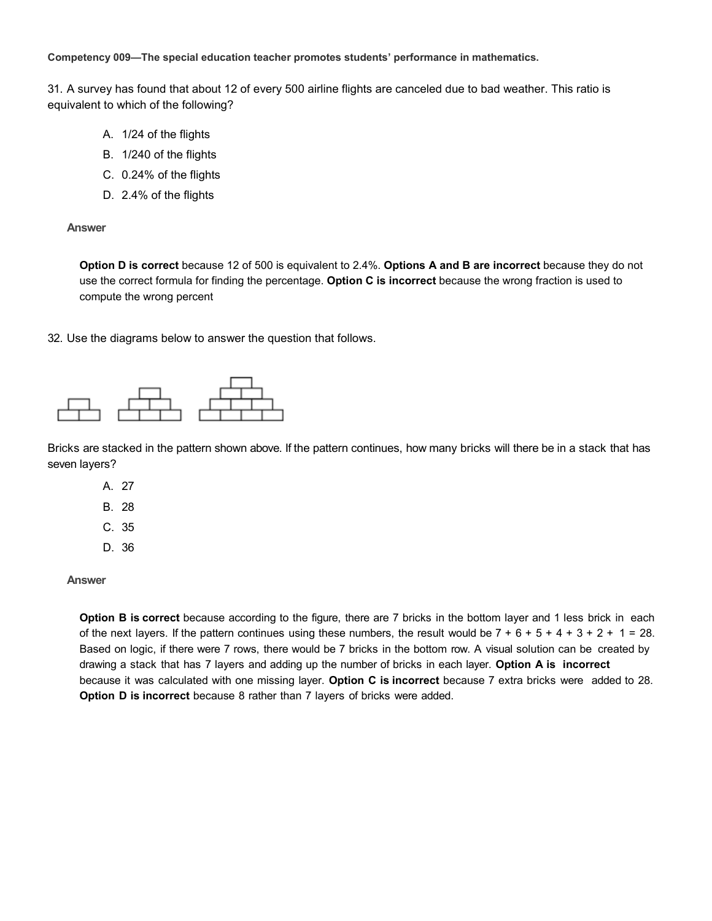**Competency 009—The special education teacher promotes students' performance in mathematics.**

31. A survey has found that about 12 of every 500 airline flights are canceled due to bad weather. This ratio is equivalent to which of the following?

A. 1/24 of the flights
B. 1/240 of the flights
C. 0.24% of the flights
D. 2.4% of the flights

**Answer**

**Option D is correct** because 12 of 500 is equivalent to 2.4%. **Options A and B are incorrect** because they do not use the correct formula for finding the percentage. **Option C is incorrect** because the wrong fraction is used to compute the wrong percent

32. Use the diagrams below to answer the question that follows.

Bricks are stacked in the pattern shown above. If the pattern continues, how many bricks will there be in a stack that has seven layers?

A. 27
B. 28
C. 35
D. 36

**Answer**

**Option B is correct** because according to the figure, there are 7 bricks in the bottom layer and 1 less brick in each of the next layers. If the pattern continues using these numbers, the result would be 7 + 6 + 5 + 4 + 3 + 2 + 1 = 28. Based on logic, if there were 7 rows, there would be 7 bricks in the bottom row. A visual solution can be created by drawing a stack that has 7 layers and adding up the number of bricks in each layer. **Option A is incorrect** because it was calculated with one missing layer. **Option C is incorrect** because 7 extra bricks were added to 28. **Option D is incorrect** because 8 rather than 7 layers of bricks were added.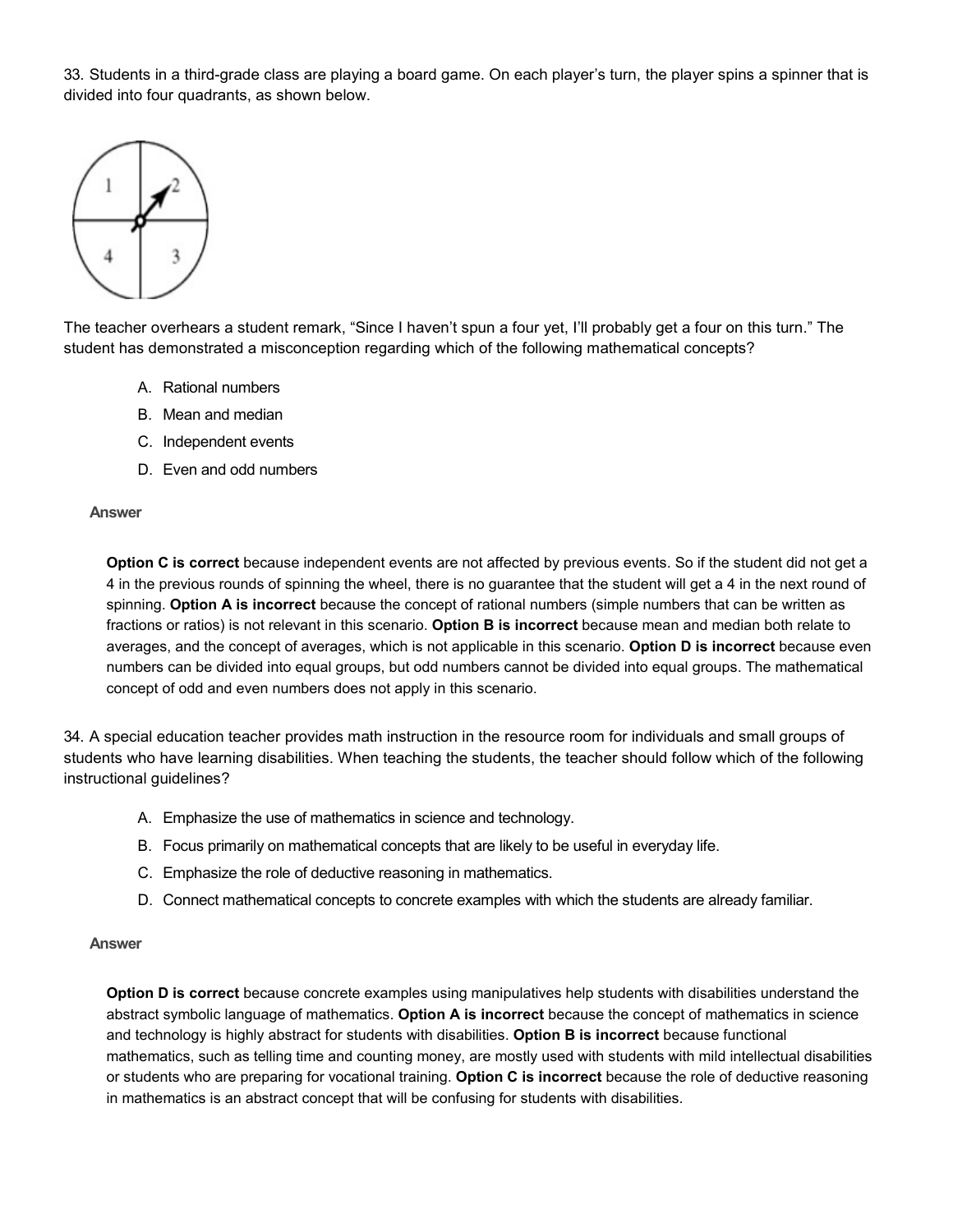33. Students in a third-grade class are playing a board game. On each player's turn, the player spins a spinner that is divided into four quadrants, as shown below.

The teacher overhears a student remark, "Since I haven't spun a four yet, I'll probably get a four on this turn." The student has demonstrated a misconception regarding which of the following mathematical concepts?

A. Rational numbers
B. Mean and median
C. Independent events
D. Even and odd numbers

**Answer**

**Option C is correct** because independent events are not affected by previous events. So if the student did not get a 4 in the previous rounds of spinning the wheel, there is no guarantee that the student will get a 4 in the next round of spinning. **Option A is incorrect** because the concept of rational numbers (simple numbers that can be written as fractions or ratios) is not relevant in this scenario. **Option B is incorrect** because mean and median both relate to averages, and the concept of averages, which is not applicable in this scenario. **Option D is incorrect** because even numbers can be divided into equal groups, but odd numbers cannot be divided into equal groups. The mathematical concept of odd and even numbers does not apply in this scenario.

34. A special education teacher provides math instruction in the resource room for individuals and small groups of students who have learning disabilities. When teaching the students, the teacher should follow which of the following instructional guidelines?

A. Emphasize the use of mathematics in science and technology.
B. Focus primarily on mathematical concepts that are likely to be useful in everyday life.
C. Emphasize the role of deductive reasoning in mathematics.
D. Connect mathematical concepts to concrete examples with which the students are already familiar.

**Answer**

**Option D is correct** because concrete examples using manipulatives help students with disabilities understand the abstract symbolic language of mathematics. **Option A is incorrect** because the concept of mathematics in science and technology is highly abstract for students with disabilities. **Option B is incorrect** because functional mathematics, such as telling time and counting money, are mostly used with students with mild intellectual disabilities or students who are preparing for vocational training. **Option C is incorrect** because the role of deductive reasoning in mathematics is an abstract concept that will be confusing for students with disabilities.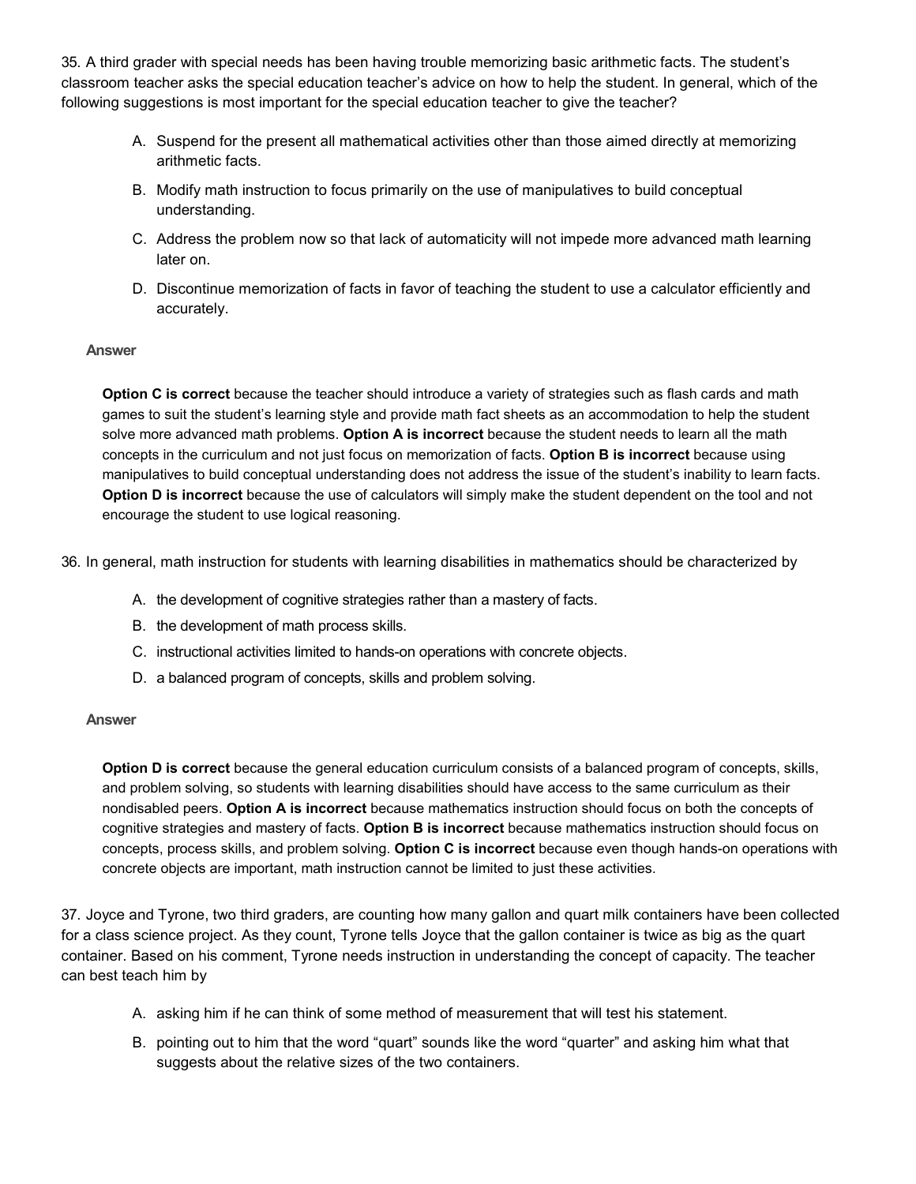35. A third grader with special needs has been having trouble memorizing basic arithmetic facts. The student's classroom teacher asks the special education teacher's advice on how to help the student. In general, which of the following suggestions is most important for the special education teacher to give the teacher?

A. Suspend for the present all mathematical activities other than those aimed directly at memorizing arithmetic facts.

B. Modify math instruction to focus primarily on the use of manipulatives to build conceptual understanding.

C. Address the problem now so that lack of automaticity will not impede more advanced math learning later on.

D. Discontinue memorization of facts in favor of teaching the student to use a calculator efficiently and accurately.

**Answer**

**Option C is correct** because the teacher should introduce a variety of strategies such as flash cards and math games to suit the student's learning style and provide math fact sheets as an accommodation to help the student solve more advanced math problems. **Option A is incorrect** because the student needs to learn all the math concepts in the curriculum and not just focus on memorization of facts. **Option B is incorrect** because using manipulatives to build conceptual understanding does not address the issue of the student's inability to learn facts. **Option D is incorrect** because the use of calculators will simply make the student dependent on the tool and not encourage the student to use logical reasoning.

36. In general, math instruction for students with learning disabilities in mathematics should be characterized by

A. the development of cognitive strategies rather than a mastery of facts.

B. the development of math process skills.

C. instructional activities limited to hands-on operations with concrete objects.

D. a balanced program of concepts, skills and problem solving.

**Answer**

**Option D is correct** because the general education curriculum consists of a balanced program of concepts, skills, and problem solving, so students with learning disabilities should have access to the same curriculum as their nondisabled peers. **Option A is incorrect** because mathematics instruction should focus on both the concepts of cognitive strategies and mastery of facts. **Option B is incorrect** because mathematics instruction should focus on concepts, process skills, and problem solving. **Option C is incorrect** because even though hands-on operations with concrete objects are important, math instruction cannot be limited to just these activities.

37. Joyce and Tyrone, two third graders, are counting how many gallon and quart milk containers have been collected for a class science project. As they count, Tyrone tells Joyce that the gallon container is twice as big as the quart container. Based on his comment, Tyrone needs instruction in understanding the concept of capacity. The teacher can best teach him by

A. asking him if he can think of some method of measurement that will test his statement.

B. pointing out to him that the word "quart" sounds like the word "quarter" and asking him what that suggests about the relative sizes of the two containers.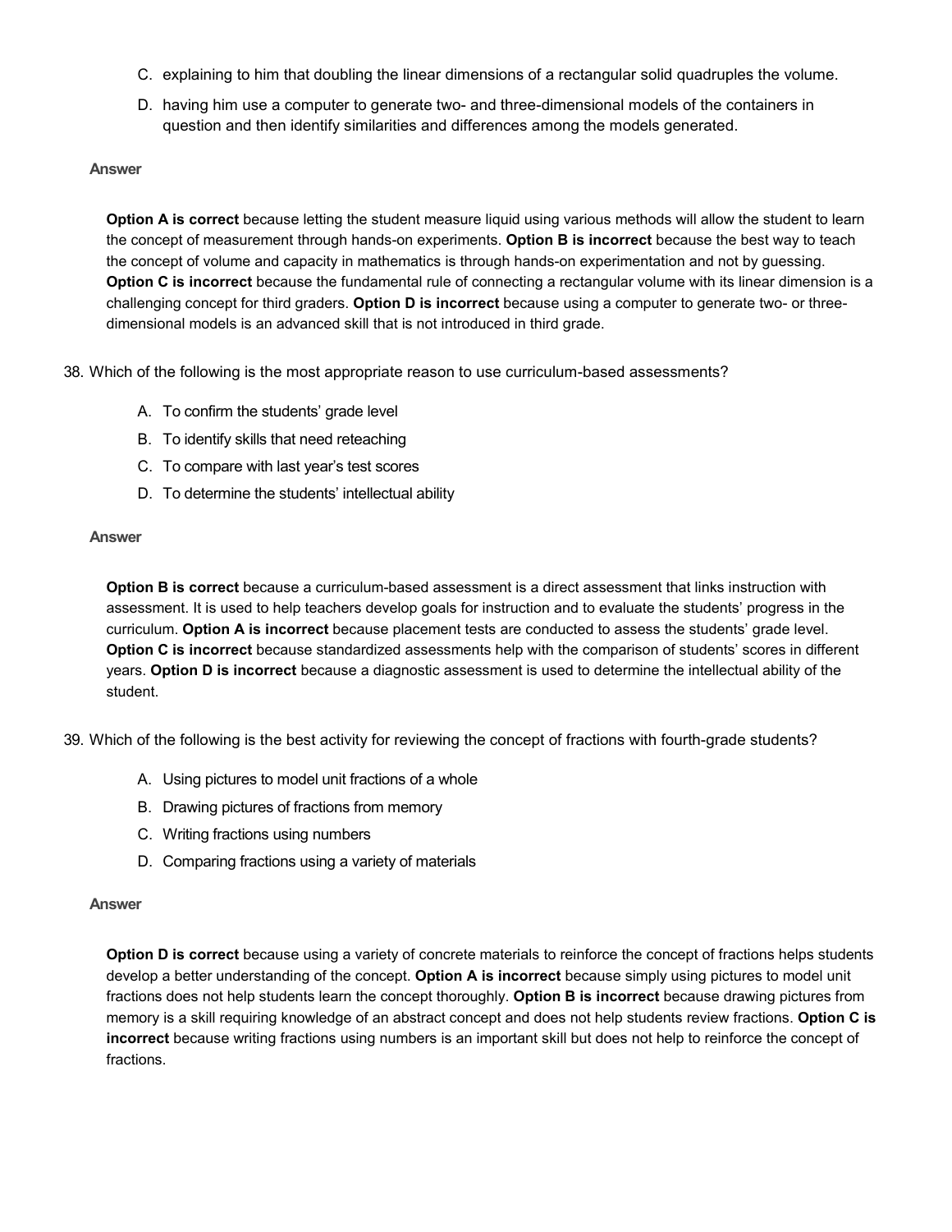C. explaining to him that doubling the linear dimensions of a rectangular solid quadruples the volume.

D. having him use a computer to generate two- and three-dimensional models of the containers in question and then identify similarities and differences among the models generated.

**Answer**

**Option A is correct** because letting the student measure liquid using various methods will allow the student to learn the concept of measurement through hands-on experiments. **Option B is incorrect** because the best way to teach the concept of volume and capacity in mathematics is through hands-on experimentation and not by guessing. **Option C is incorrect** because the fundamental rule of connecting a rectangular volume with its linear dimension is a challenging concept for third graders. **Option D is incorrect** because using a computer to generate two- or three-dimensional models is an advanced skill that is not introduced in third grade.

38. Which of the following is the most appropriate reason to use curriculum-based assessments?

A. To confirm the students' grade level

B. To identify skills that need reteaching

C. To compare with last year's test scores

D. To determine the students' intellectual ability

**Answer**

**Option B is correct** because a curriculum-based assessment is a direct assessment that links instruction with assessment. It is used to help teachers develop goals for instruction and to evaluate the students' progress in the curriculum. **Option A is incorrect** because placement tests are conducted to assess the students' grade level. **Option C is incorrect** because standardized assessments help with the comparison of students' scores in different years. **Option D is incorrect** because a diagnostic assessment is used to determine the intellectual ability of the student.

39. Which of the following is the best activity for reviewing the concept of fractions with fourth-grade students?

A. Using pictures to model unit fractions of a whole

B. Drawing pictures of fractions from memory

C. Writing fractions using numbers

D. Comparing fractions using a variety of materials

**Answer**

**Option D is correct** because using a variety of concrete materials to reinforce the concept of fractions helps students develop a better understanding of the concept. **Option A is incorrect** because simply using pictures to model unit fractions does not help students learn the concept thoroughly. **Option B is incorrect** because drawing pictures from memory is a skill requiring knowledge of an abstract concept and does not help students review fractions. **Option C is incorrect** because writing fractions using numbers is an important skill but does not help to reinforce the concept of fractions.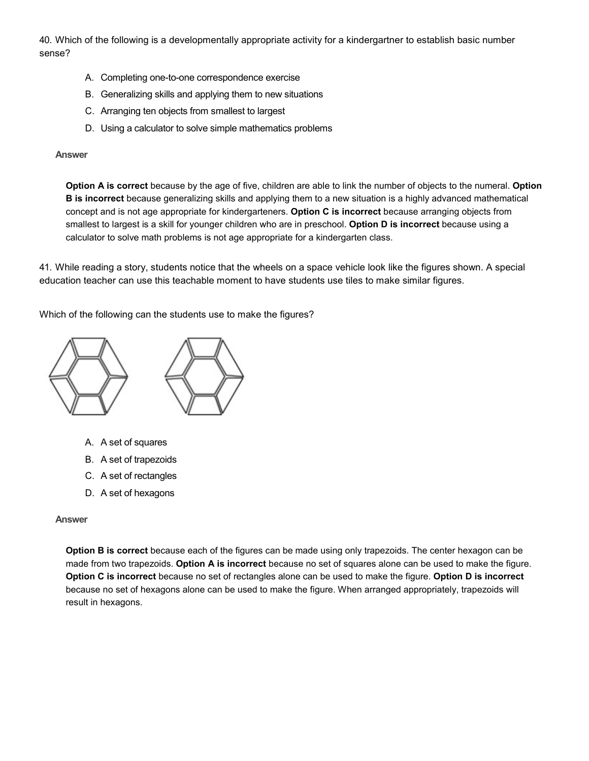40. Which of the following is a developmentally appropriate activity for a kindergartner to establish basic number sense?

A. Completing one-to-one correspondence exercise
B. Generalizing skills and applying them to new situations
C. Arranging ten objects from smallest to largest
D. Using a calculator to solve simple mathematics problems

**Answer**

**Option A is correct** because by the age of five, children are able to link the number of objects to the numeral. **Option B is incorrect** because generalizing skills and applying them to a new situation is a highly advanced mathematical concept and is not age appropriate for kindergarteners. **Option C is incorrect** because arranging objects from smallest to largest is a skill for younger children who are in preschool. **Option D is incorrect** because using a calculator to solve math problems is not age appropriate for a kindergarten class.

41. While reading a story, students notice that the wheels on a space vehicle look like the figures shown. A special education teacher can use this teachable moment to have students use tiles to make similar figures.

Which of the following can the students use to make the figures?

A. A set of squares
B. A set of trapezoids
C. A set of rectangles
D. A set of hexagons

**Answer**

**Option B is correct** because each of the figures can be made using only trapezoids. The center hexagon can be made from two trapezoids. **Option A is incorrect** because no set of squares alone can be used to make the figure. **Option C is incorrect** because no set of rectangles alone can be used to make the figure. **Option D is incorrect** because no set of hexagons alone can be used to make the figure. When arranged appropriately, trapezoids will result in hexagons.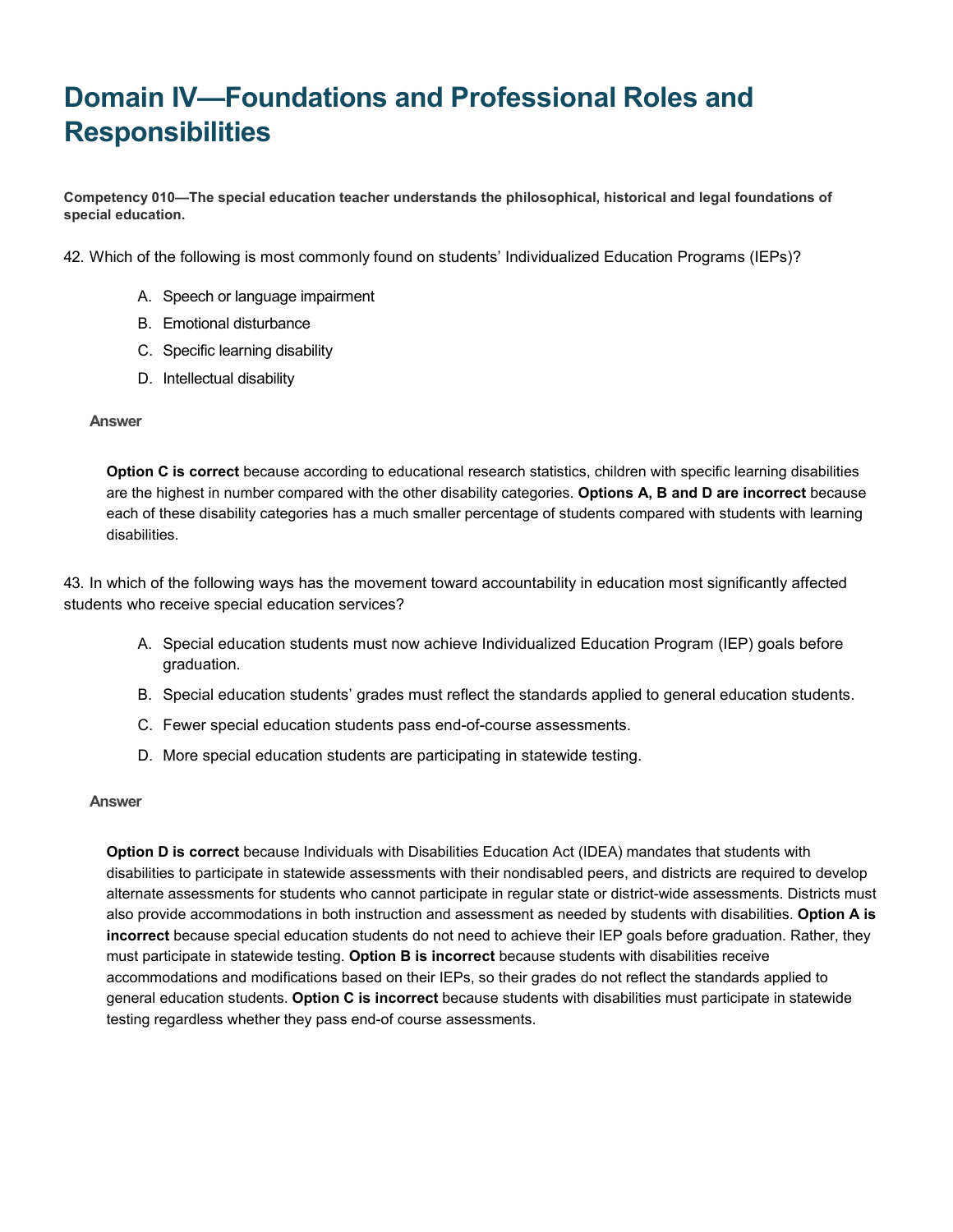# Domain IV—Foundations and Professional Roles and Responsibilities

**Competency 010—The special education teacher understands the philosophical, historical and legal foundations of special education.**

42. Which of the following is most commonly found on students' Individualized Education Programs (IEPs)?

   A. Speech or language impairment
   B. Emotional disturbance
   C. Specific learning disability
   D. Intellectual disability

**Answer**

**Option C is correct** because according to educational research statistics, children with specific learning disabilities are the highest in number compared with the other disability categories. **Options A, B and D are incorrect** because each of these disability categories has a much smaller percentage of students compared with students with learning disabilities.

43. In which of the following ways has the movement toward accountability in education most significantly affected students who receive special education services?

   A. Special education students must now achieve Individualized Education Program (IEP) goals before graduation.
   B. Special education students' grades must reflect the standards applied to general education students.
   C. Fewer special education students pass end-of-course assessments.
   D. More special education students are participating in statewide testing.

**Answer**

**Option D is correct** because Individuals with Disabilities Education Act (IDEA) mandates that students with disabilities to participate in statewide assessments with their nondisabled peers, and districts are required to develop alternate assessments for students who cannot participate in regular state or district-wide assessments. Districts must also provide accommodations in both instruction and assessment as needed by students with disabilities. **Option A is incorrect** because special education students do not need to achieve their IEP goals before graduation. Rather, they must participate in statewide testing. **Option B is incorrect** because students with disabilities receive accommodations and modifications based on their IEPs, so their grades do not reflect the standards applied to general education students. **Option C is incorrect** because students with disabilities must participate in statewide testing regardless whether they pass end-of course assessments.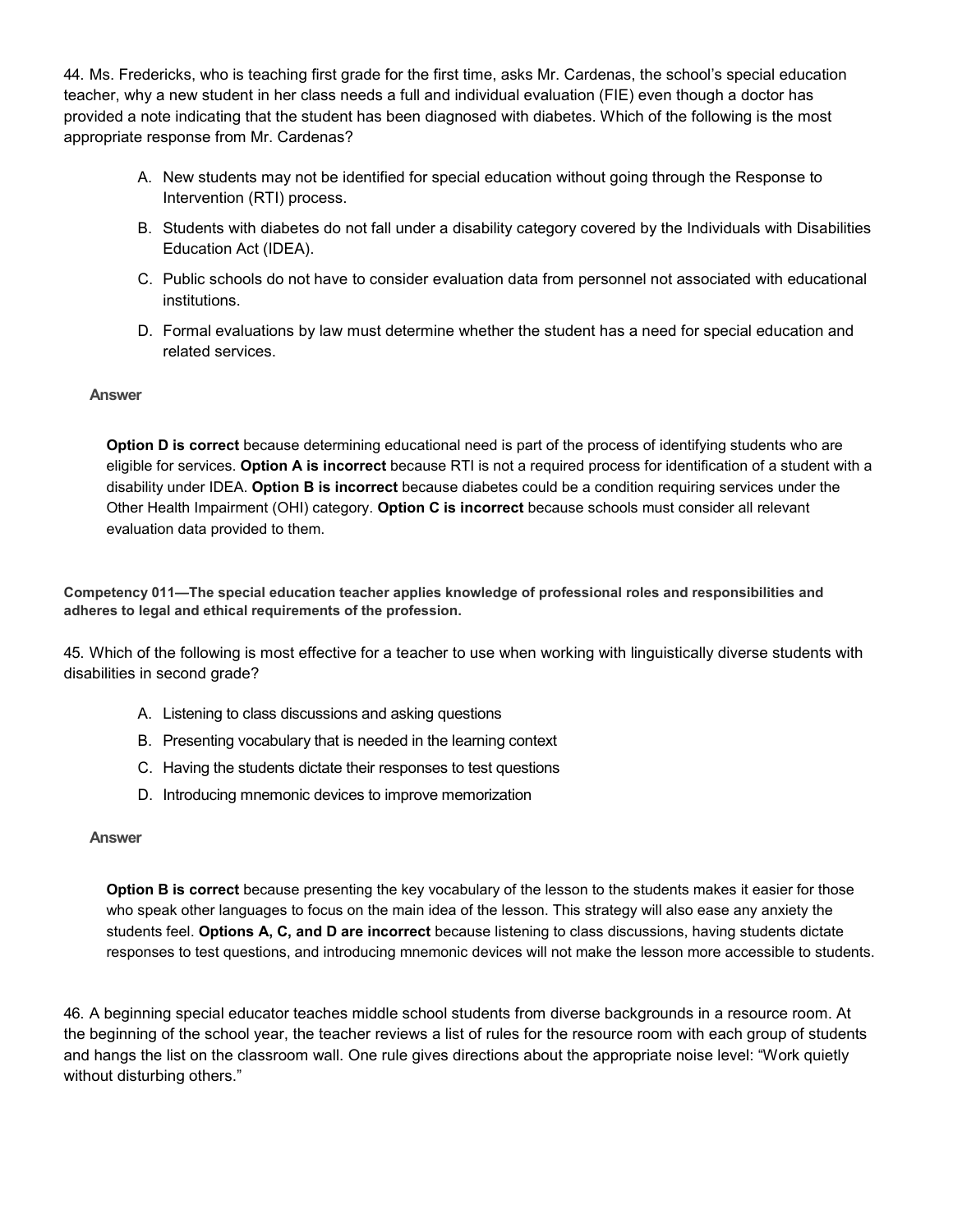44. Ms. Fredericks, who is teaching first grade for the first time, asks Mr. Cardenas, the school's special education teacher, why a new student in her class needs a full and individual evaluation (FIE) even though a doctor has provided a note indicating that the student has been diagnosed with diabetes. Which of the following is the most appropriate response from Mr. Cardenas?

A. New students may not be identified for special education without going through the Response to Intervention (RTI) process.

B. Students with diabetes do not fall under a disability category covered by the Individuals with Disabilities Education Act (IDEA).

C. Public schools do not have to consider evaluation data from personnel not associated with educational institutions.

D. Formal evaluations by law must determine whether the student has a need for special education and related services.

**Answer**

**Option D is correct** because determining educational need is part of the process of identifying students who are eligible for services. **Option A is incorrect** because RTI is not a required process for identification of a student with a disability under IDEA. **Option B is incorrect** because diabetes could be a condition requiring services under the Other Health Impairment (OHI) category. **Option C is incorrect** because schools must consider all relevant evaluation data provided to them.

**Competency 011—The special education teacher applies knowledge of professional roles and responsibilities and adheres to legal and ethical requirements of the profession.**

45. Which of the following is most effective for a teacher to use when working with linguistically diverse students with disabilities in second grade?

A. Listening to class discussions and asking questions

B. Presenting vocabulary that is needed in the learning context

C. Having the students dictate their responses to test questions

D. Introducing mnemonic devices to improve memorization

**Answer**

**Option B is correct** because presenting the key vocabulary of the lesson to the students makes it easier for those who speak other languages to focus on the main idea of the lesson. This strategy will also ease any anxiety the students feel. **Options A, C, and D are incorrect** because listening to class discussions, having students dictate responses to test questions, and introducing mnemonic devices will not make the lesson more accessible to students.

46. A beginning special educator teaches middle school students from diverse backgrounds in a resource room. At the beginning of the school year, the teacher reviews a list of rules for the resource room with each group of students and hangs the list on the classroom wall. One rule gives directions about the appropriate noise level: "Work quietly without disturbing others."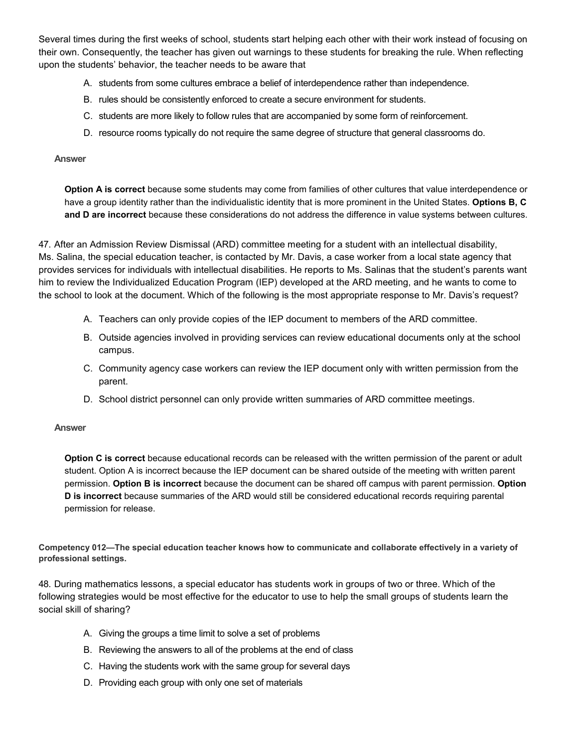Several times during the first weeks of school, students start helping each other with their work instead of focusing on their own. Consequently, the teacher has given out warnings to these students for breaking the rule. When reflecting upon the students' behavior, the teacher needs to be aware that

A. students from some cultures embrace a belief of interdependence rather than independence.
B. rules should be consistently enforced to create a secure environment for students.
C. students are more likely to follow rules that are accompanied by some form of reinforcement.
D. resource rooms typically do not require the same degree of structure that general classrooms do.

**Answer**

**Option A is correct** because some students may come from families of other cultures that value interdependence or have a group identity rather than the individualistic identity that is more prominent in the United States. **Options B, C and D are incorrect** because these considerations do not address the difference in value systems between cultures.

47. After an Admission Review Dismissal (ARD) committee meeting for a student with an intellectual disability, Ms. Salina, the special education teacher, is contacted by Mr. Davis, a case worker from a local state agency that provides services for individuals with intellectual disabilities. He reports to Ms. Salinas that the student's parents want him to review the Individualized Education Program (IEP) developed at the ARD meeting, and he wants to come to the school to look at the document. Which of the following is the most appropriate response to Mr. Davis's request?

A. Teachers can only provide copies of the IEP document to members of the ARD committee.
B. Outside agencies involved in providing services can review educational documents only at the school campus.
C. Community agency case workers can review the IEP document only with written permission from the parent.
D. School district personnel can only provide written summaries of ARD committee meetings.

**Answer**

**Option C is correct** because educational records can be released with the written permission of the parent or adult student. Option A is incorrect because the IEP document can be shared outside of the meeting with written parent permission. **Option B is incorrect** because the document can be shared off campus with parent permission. **Option D is incorrect** because summaries of the ARD would still be considered educational records requiring parental permission for release.

**Competency 012—The special education teacher knows how to communicate and collaborate effectively in a variety of professional settings.**

48. During mathematics lessons, a special educator has students work in groups of two or three. Which of the following strategies would be most effective for the educator to use to help the small groups of students learn the social skill of sharing?

A. Giving the groups a time limit to solve a set of problems
B. Reviewing the answers to all of the problems at the end of class
C. Having the students work with the same group for several days
D. Providing each group with only one set of materials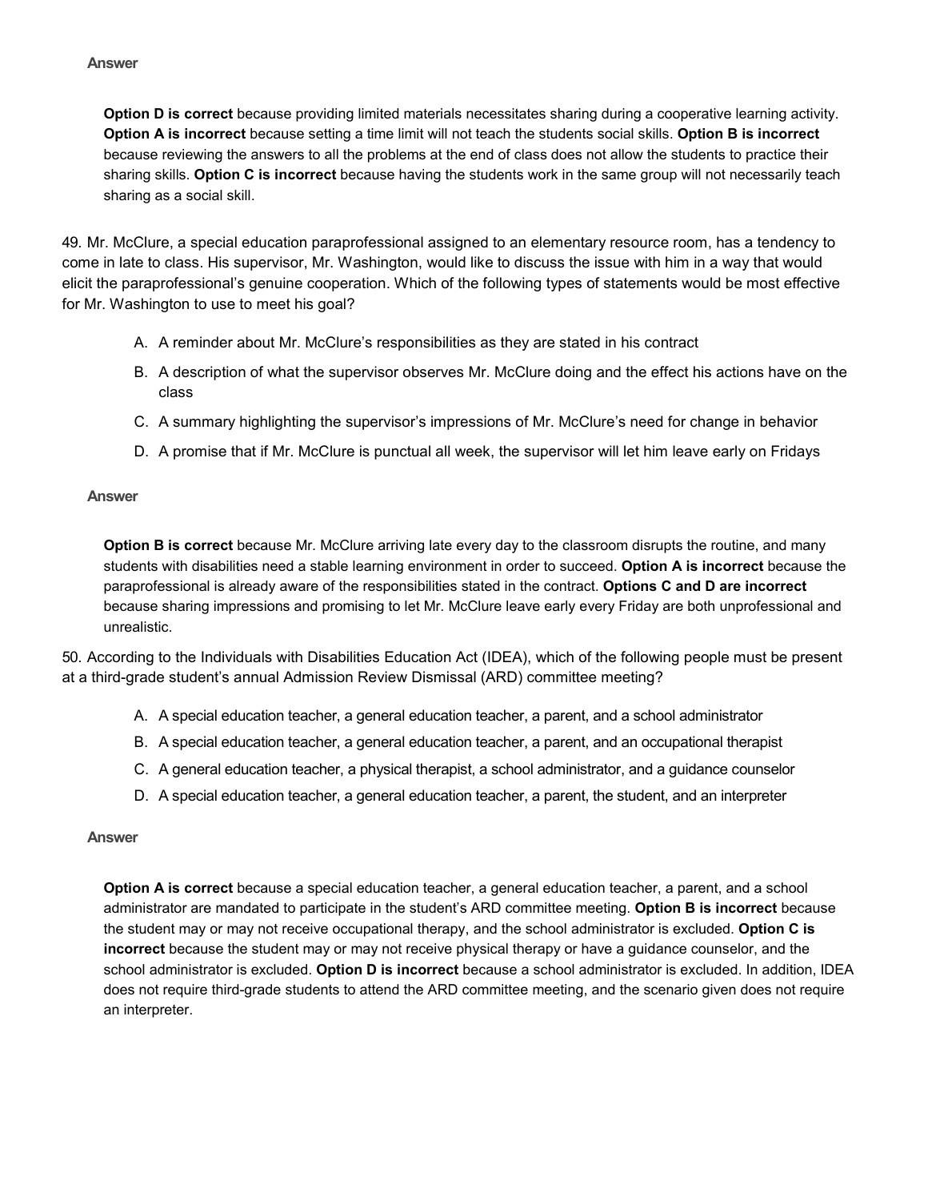**Answer**

**Option D is correct** because providing limited materials necessitates sharing during a cooperative learning activity. **Option A is incorrect** because setting a time limit will not teach the students social skills. **Option B is incorrect** because reviewing the answers to all the problems at the end of class does not allow the students to practice their sharing skills. **Option C is incorrect** because having the students work in the same group will not necessarily teach sharing as a social skill.

49. Mr. McClure, a special education paraprofessional assigned to an elementary resource room, has a tendency to come in late to class. His supervisor, Mr. Washington, would like to discuss the issue with him in a way that would elicit the paraprofessional's genuine cooperation. Which of the following types of statements would be most effective for Mr. Washington to use to meet his goal?

A. A reminder about Mr. McClure's responsibilities as they are stated in his contract
B. A description of what the supervisor observes Mr. McClure doing and the effect his actions have on the class
C. A summary highlighting the supervisor's impressions of Mr. McClure's need for change in behavior
D. A promise that if Mr. McClure is punctual all week, the supervisor will let him leave early on Fridays

**Answer**

**Option B is correct** because Mr. McClure arriving late every day to the classroom disrupts the routine, and many students with disabilities need a stable learning environment in order to succeed. **Option A is incorrect** because the paraprofessional is already aware of the responsibilities stated in the contract. **Options C and D are incorrect** because sharing impressions and promising to let Mr. McClure leave early every Friday are both unprofessional and unrealistic.

50. According to the Individuals with Disabilities Education Act (IDEA), which of the following people must be present at a third-grade student's annual Admission Review Dismissal (ARD) committee meeting?

A. A special education teacher, a general education teacher, a parent, and a school administrator
B. A special education teacher, a general education teacher, a parent, and an occupational therapist
C. A general education teacher, a physical therapist, a school administrator, and a guidance counselor
D. A special education teacher, a general education teacher, a parent, the student, and an interpreter

**Answer**

**Option A is correct** because a special education teacher, a general education teacher, a parent, and a school administrator are mandated to participate in the student's ARD committee meeting. **Option B is incorrect** because the student may or may not receive occupational therapy, and the school administrator is excluded. **Option C is incorrect** because the student may or may not receive physical therapy or have a guidance counselor, and the school administrator is excluded. **Option D is incorrect** because a school administrator is excluded. In addition, IDEA does not require third-grade students to attend the ARD committee meeting, and the scenario given does not require an interpreter.